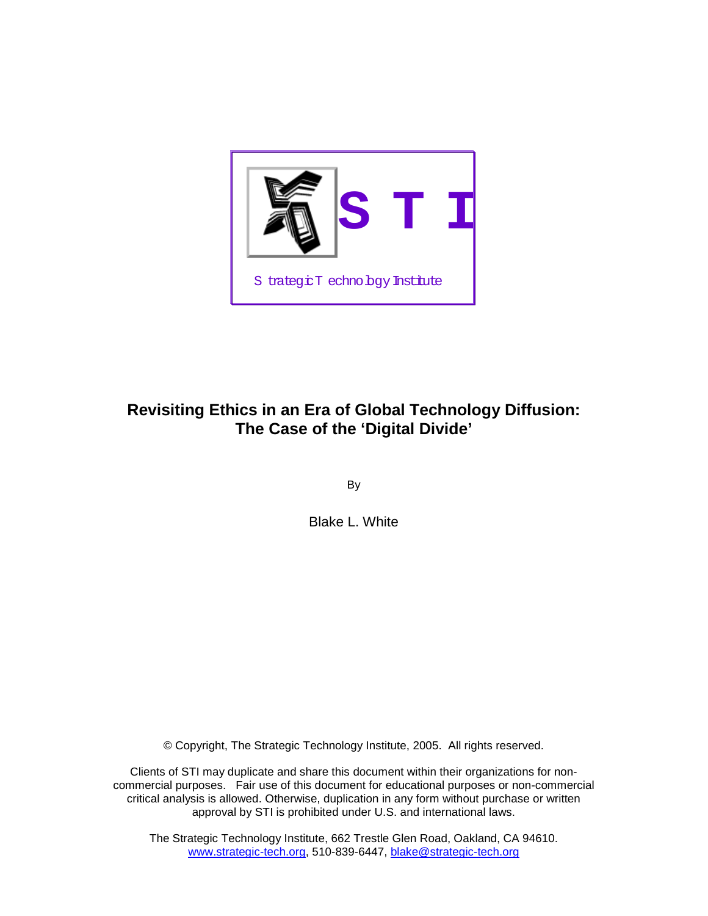STI

Strategic Technology Institute

# Revisiting Ethics in an Era of Global Technology Diffusion: The Case of the 'Digital Divide'

By

Blake L. White

© Copyright, The Strategic Technology Institute, 2005. All rights reserved.

Clients of STI may duplicate and share this document within their organizations for non-commercial purposes. Fair use of this document for educational purposes or non-commercial critical analysis is allowed. Otherwise, duplication in any form without purchase or written approval by STI is prohibited under U.S. and international laws.

The Strategic Technology Institute, 662 Trestle Glen Road, Oakland, CA 94610.
www.strategic-tech.org, 510-839-6447, blake@strategic-tech.org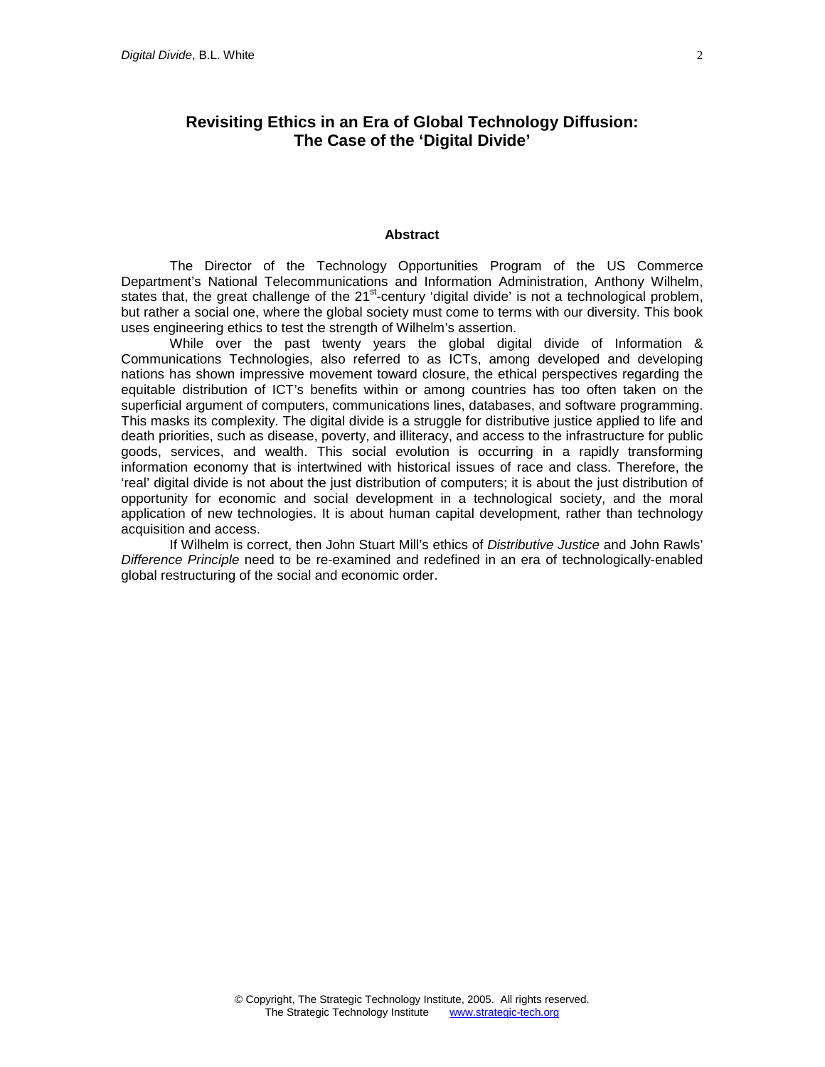# Revisiting Ethics in an Era of Global Technology Diffusion: The Case of the 'Digital Divide'

## Abstract

The Director of the Technology Opportunities Program of the US Commerce Department's National Telecommunications and Information Administration, Anthony Wilhelm, states that, the great challenge of the 21st-century 'digital divide' is not a technological problem, but rather a social one, where the global society must come to terms with our diversity. This book uses engineering ethics to test the strength of Wilhelm's assertion.

While over the past twenty years the global digital divide of Information & Communications Technologies, also referred to as ICTs, among developed and developing nations has shown impressive movement toward closure, the ethical perspectives regarding the equitable distribution of ICT's benefits within or among countries has too often taken on the superficial argument of computers, communications lines, databases, and software programming. This masks its complexity. The digital divide is a struggle for distributive justice applied to life and death priorities, such as disease, poverty, and illiteracy, and access to the infrastructure for public goods, services, and wealth. This social evolution is occurring in a rapidly transforming information economy that is intertwined with historical issues of race and class. Therefore, the 'real' digital divide is not about the just distribution of computers; it is about the just distribution of opportunity for economic and social development in a technological society, and the moral application of new technologies. It is about human capital development, rather than technology acquisition and access.

If Wilhelm is correct, then John Stuart Mill's ethics of *Distributive Justice* and John Rawls' *Difference Principle* need to be re-examined and redefined in an era of technologically-enabled global restructuring of the social and economic order.

© Copyright, The Strategic Technology Institute, 2005. All rights reserved.
The Strategic Technology Institute www.strategic-tech.org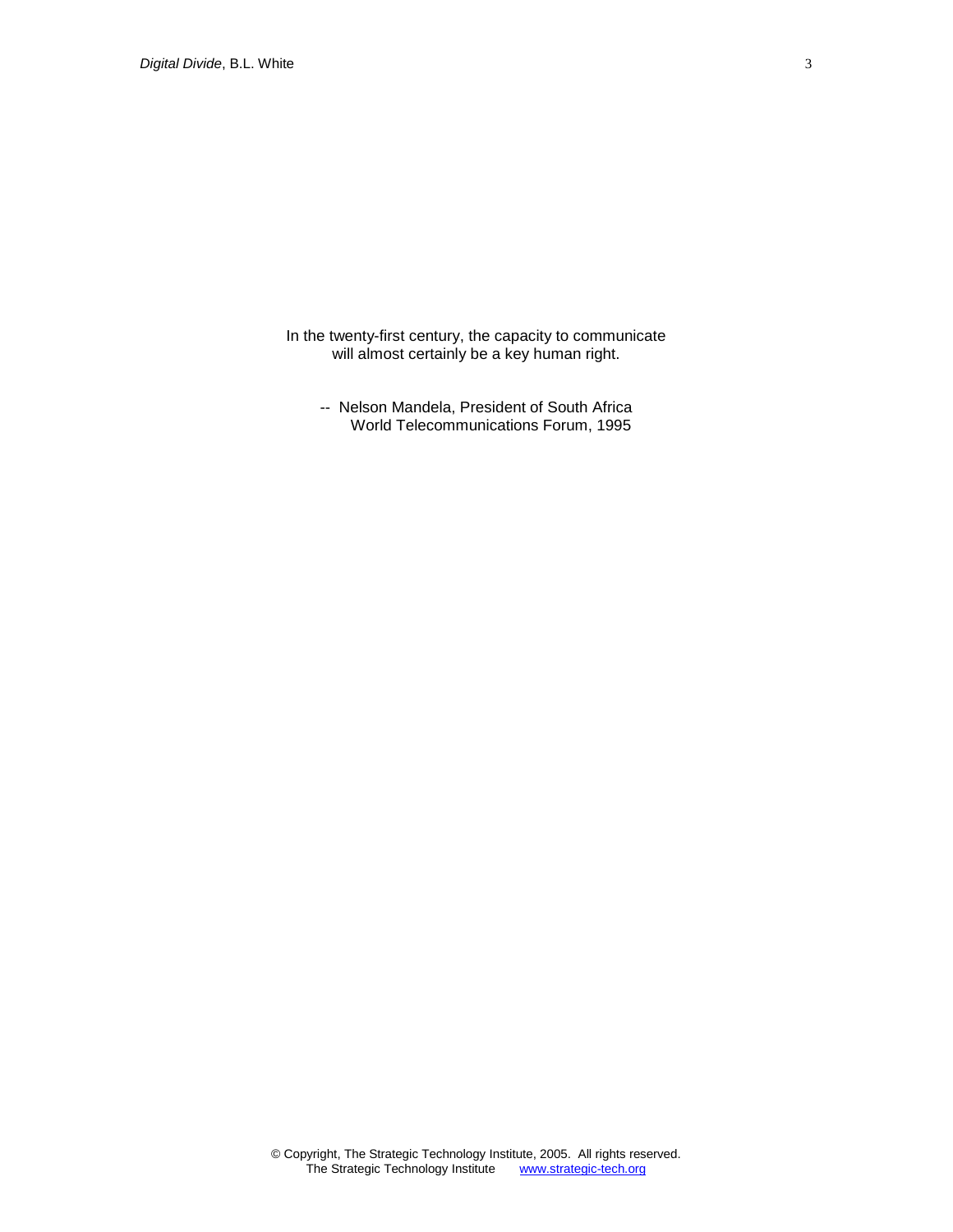In the twenty-first century, the capacity to communicate will almost certainly be a key human right.

-- Nelson Mandela, President of South Africa
World Telecommunications Forum, 1995

© Copyright, The Strategic Technology Institute, 2005. All rights reserved.
The Strategic Technology Institute www.strategic-tech.org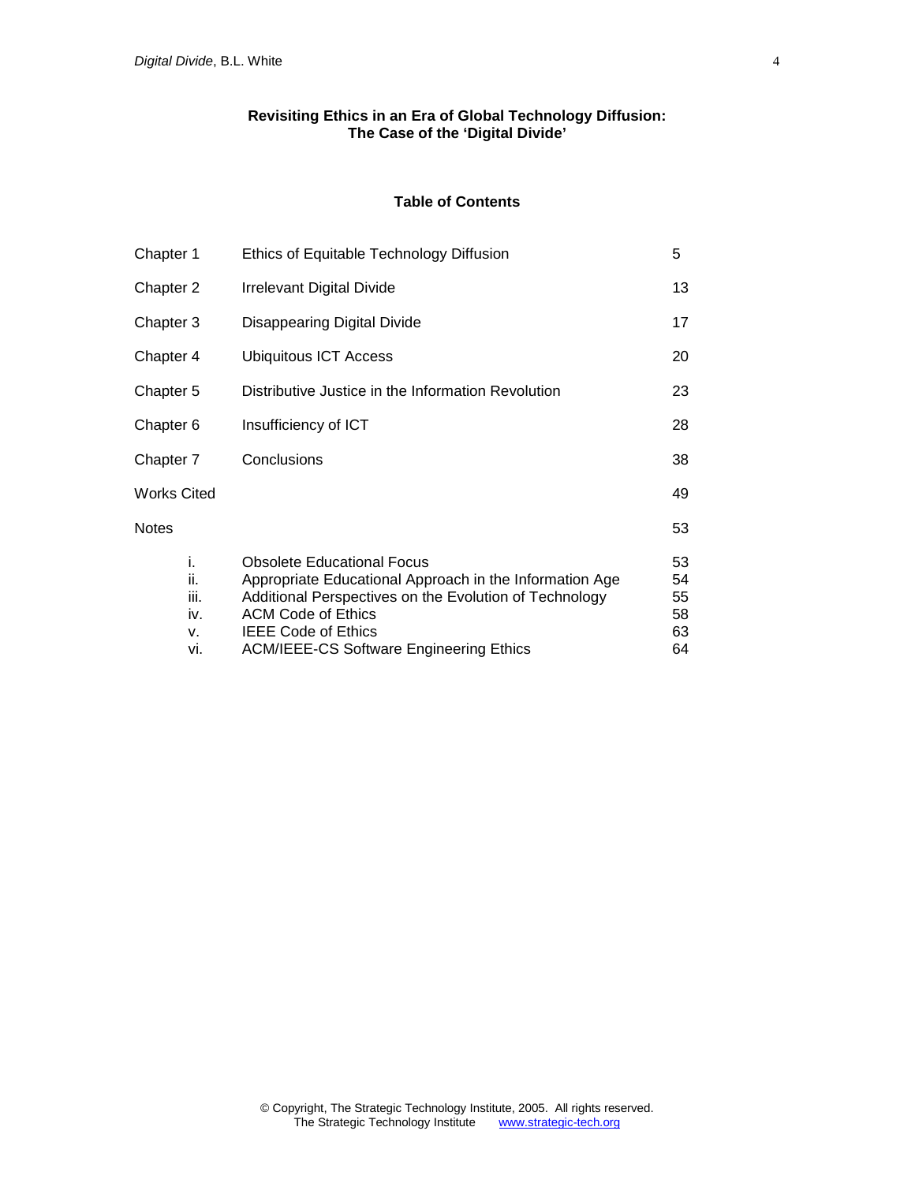**Revisiting Ethics in an Era of Global Technology Diffusion: The Case of the 'Digital Divide'**

## Table of Contents

| | | |
|---|---|---|
| Chapter 1 | Ethics of Equitable Technology Diffusion | 5 |
| Chapter 2 | Irrelevant Digital Divide | 13 |
| Chapter 3 | Disappearing Digital Divide | 17 |
| Chapter 4 | Ubiquitous ICT Access | 20 |
| Chapter 5 | Distributive Justice in the Information Revolution | 23 |
| Chapter 6 | Insufficiency of ICT | 28 |
| Chapter 7 | Conclusions | 38 |
| Works Cited | | 49 |
| Notes | | 53 |
| i. | Obsolete Educational Focus | 53 |
| ii. | Appropriate Educational Approach in the Information Age | 54 |
| iii. | Additional Perspectives on the Evolution of Technology | 55 |
| iv. | ACM Code of Ethics | 58 |
| v. | IEEE Code of Ethics | 63 |
| vi. | ACM/IEEE-CS Software Engineering Ethics | 64 |

© Copyright, The Strategic Technology Institute, 2005. All rights reserved.
The Strategic Technology Institute www.strategic-tech.org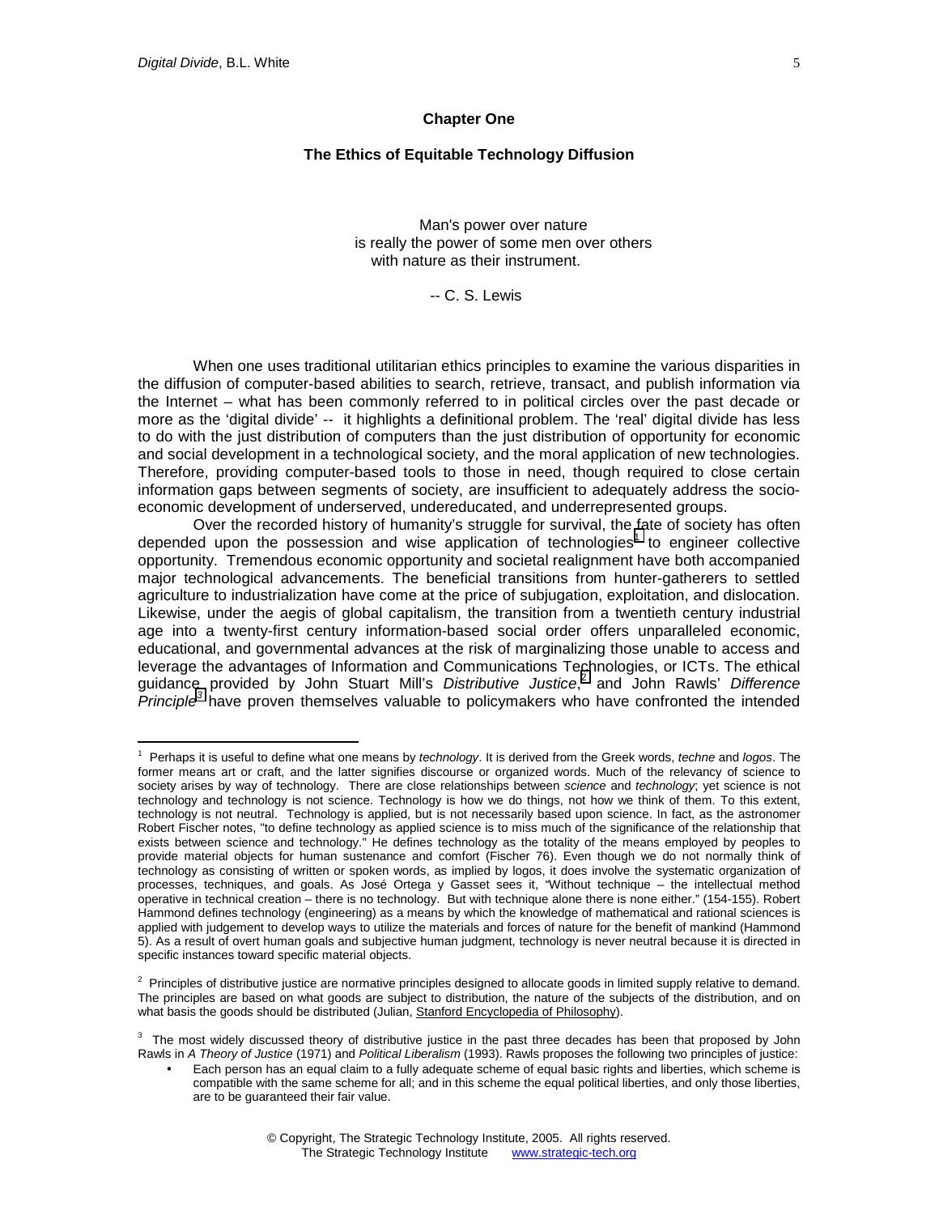## Chapter One

### The Ethics of Equitable Technology Diffusion

> Man's power over nature
> is really the power of some men over others
> with nature as their instrument.
>
> -- C. S. Lewis

When one uses traditional utilitarian ethics principles to examine the various disparities in the diffusion of computer-based abilities to search, retrieve, transact, and publish information via the Internet – what has been commonly referred to in political circles over the past decade or more as the 'digital divide' -- it highlights a definitional problem. The 'real' digital divide has less to do with the just distribution of computers than the just distribution of opportunity for economic and social development in a technological society, and the moral application of new technologies. Therefore, providing computer-based tools to those in need, though required to close certain information gaps between segments of society, are insufficient to adequately address the socio-economic development of underserved, undereducated, and underrepresented groups.

Over the recorded history of humanity's struggle for survival, the fate of society has often depended upon the possession and wise application of technologies[1] to engineer collective opportunity. Tremendous economic opportunity and societal realignment have both accompanied major technological advancements. The beneficial transitions from hunter-gatherers to settled agriculture to industrialization have come at the price of subjugation, exploitation, and dislocation. Likewise, under the aegis of global capitalism, the transition from a twentieth century industrial age into a twenty-first century information-based social order offers unparalleled economic, educational, and governmental advances at the risk of marginalizing those unable to access and leverage the advantages of Information and Communications Technologies, or ICTs. The ethical guidance provided by John Stuart Mill's *Distributive Justice*,[2] and John Rawls' *Difference Principle*[3] have proven themselves valuable to policymakers who have confronted the intended

---

[1] Perhaps it is useful to define what one means by *technology*. It is derived from the Greek words, *techne* and *logos*. The former means art or craft, and the latter signifies discourse or organized words. Much of the relevancy of science to society arises by way of technology. There are close relationships between *science* and *technology*; yet science is not technology and technology is not science. Technology is how we do things, not how we think of them. To this extent, technology is not neutral. Technology is applied, but is not necessarily based upon science. In fact, as the astronomer Robert Fischer notes, "to define technology as applied science is to miss much of the significance of the relationship that exists between science and technology." He defines technology as the totality of the means employed by peoples to provide material objects for human sustenance and comfort (Fischer 76). Even though we do not normally think of technology as consisting of written or spoken words, as implied by logos, it does involve the systematic organization of processes, techniques, and goals. As José Ortega y Gasset sees it, "Without technique – the intellectual method operative in technical creation – there is no technology. But with technique alone there is none either." (154-155). Robert Hammond defines technology (engineering) as a means by which the knowledge of mathematical and rational sciences is applied with judgement to develop ways to utilize the materials and forces of nature for the benefit of mankind (Hammond 5). As a result of overt human goals and subjective human judgment, technology is never neutral because it is directed in specific instances toward specific material objects.

[2] Principles of distributive justice are normative principles designed to allocate goods in limited supply relative to demand. The principles are based on what goods are subject to distribution, the nature of the subjects of the distribution, and on what basis the goods should be distributed (Julian, Stanford Encyclopedia of Philosophy).

[3] The most widely discussed theory of distributive justice in the past three decades has been that proposed by John Rawls in *A Theory of Justice* (1971) and *Political Liberalism* (1993). Rawls proposes the following two principles of justice:

- Each person has an equal claim to a fully adequate scheme of equal basic rights and liberties, which scheme is compatible with the same scheme for all; and in this scheme the equal political liberties, and only those liberties, are to be guaranteed their fair value.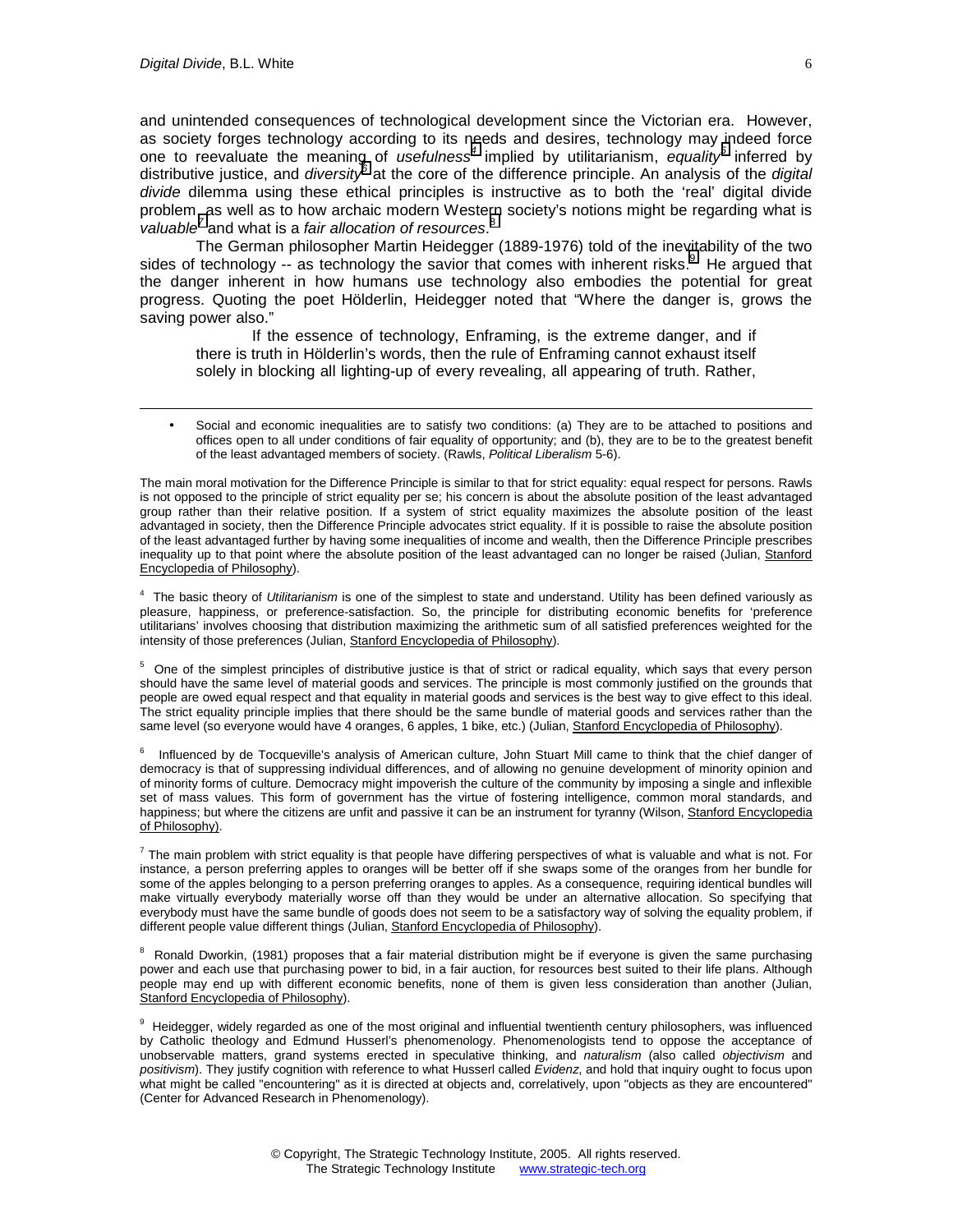and unintended consequences of technological development since the Victorian era. However, as society forges technology according to its needs and desires, technology may indeed force one to reevaluate the meaning of *usefulness*[4] implied by utilitarianism, *equality*[5] inferred by distributive justice, and *diversity*[6] at the core of the difference principle. An analysis of the *digital divide* dilemma using these ethical principles is instructive as to both the 'real' digital divide problem as well as to how archaic modern Western society's notions might be regarding what is *valuable*[7] and what is a *fair allocation of resources*.[8]

The German philosopher Martin Heidegger (1889-1976) told of the inevitability of the two sides of technology -- as technology the savior that comes with inherent risks.[9] He argued that the danger inherent in how humans use technology also embodies the potential for great progress. Quoting the poet Hölderlin, Heidegger noted that "Where the danger is, grows the saving power also."

> If the essence of technology, Enframing, is the extreme danger, and if there is truth in Hölderlin's words, then the rule of Enframing cannot exhaust itself solely in blocking all lighting-up of every revealing, all appearing of truth. Rather,

---

- Social and economic inequalities are to satisfy two conditions: (a) They are to be attached to positions and offices open to all under conditions of fair equality of opportunity; and (b), they are to be to the greatest benefit of the least advantaged members of society. (Rawls, *Political Liberalism* 5-6).

The main moral motivation for the Difference Principle is similar to that for strict equality: equal respect for persons. Rawls is not opposed to the principle of strict equality per se; his concern is about the absolute position of the least advantaged group rather than their relative position. If a system of strict equality maximizes the absolute position of the least advantaged in society, then the Difference Principle advocates strict equality. If it is possible to raise the absolute position of the least advantaged further by having some inequalities of income and wealth, then the Difference Principle prescribes inequality up to that point where the absolute position of the least advantaged can no longer be raised (Julian, Stanford Encyclopedia of Philosophy).

[4] The basic theory of *Utilitarianism* is one of the simplest to state and understand. Utility has been defined variously as pleasure, happiness, or preference-satisfaction. So, the principle for distributing economic benefits for 'preference utilitarians' involves choosing that distribution maximizing the arithmetic sum of all satisfied preferences weighted for the intensity of those preferences (Julian, Stanford Encyclopedia of Philosophy).

[5] One of the simplest principles of distributive justice is that of strict or radical equality, which says that every person should have the same level of material goods and services. The principle is most commonly justified on the grounds that people are owed equal respect and that equality in material goods and services is the best way to give effect to this ideal. The strict equality principle implies that there should be the same bundle of material goods and services rather than the same level (so everyone would have 4 oranges, 6 apples, 1 bike, etc.) (Julian, Stanford Encyclopedia of Philosophy).

[6] Influenced by de Tocqueville's analysis of American culture, John Stuart Mill came to think that the chief danger of democracy is that of suppressing individual differences, and of allowing no genuine development of minority opinion and of minority forms of culture. Democracy might impoverish the culture of the community by imposing a single and inflexible set of mass values. This form of government has the virtue of fostering intelligence, common moral standards, and happiness; but where the citizens are unfit and passive it can be an instrument for tyranny (Wilson, Stanford Encyclopedia of Philosophy).

[7] The main problem with strict equality is that people have differing perspectives of what is valuable and what is not. For instance, a person preferring apples to oranges will be better off if she swaps some of the oranges from her bundle for some of the apples belonging to a person preferring oranges to apples. As a consequence, requiring identical bundles will make virtually everybody materially worse off than they would be under an alternative allocation. So specifying that everybody must have the same bundle of goods does not seem to be a satisfactory way of solving the equality problem, if different people value different things (Julian, Stanford Encyclopedia of Philosophy).

[8] Ronald Dworkin, (1981) proposes that a fair material distribution might be if everyone is given the same purchasing power and each use that purchasing power to bid, in a fair auction, for resources best suited to their life plans. Although people may end up with different economic benefits, none of them is given less consideration than another (Julian, Stanford Encyclopedia of Philosophy).

[9] Heidegger, widely regarded as one of the most original and influential twentieth century philosophers, was influenced by Catholic theology and Edmund Husserl's phenomenology. Phenomenologists tend to oppose the acceptance of unobservable matters, grand systems erected in speculative thinking, and *naturalism* (also called *objectivism* and *positivism*). They justify cognition with reference to what Husserl called *Evidenz*, and hold that inquiry ought to focus upon what might be called "encountering" as it is directed at objects and, correlatively, upon "objects as they are encountered" (Center for Advanced Research in Phenomenology).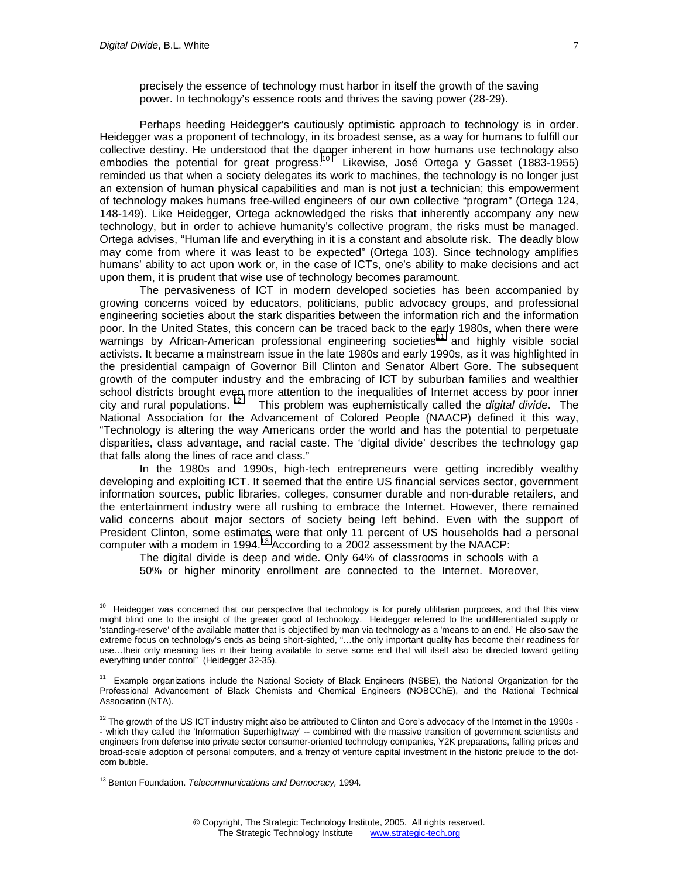> precisely the essence of technology must harbor in itself the growth of the saving power. In technology's essence roots and thrives the saving power (28-29).

Perhaps heeding Heidegger's cautiously optimistic approach to technology is in order. Heidegger was a proponent of technology, in its broadest sense, as a way for humans to fulfill our collective destiny. He understood that the danger inherent in how humans use technology also embodies the potential for great progress.[10] Likewise, José Ortega y Gasset (1883-1955) reminded us that when a society delegates its work to machines, the technology is no longer just an extension of human physical capabilities and man is not just a technician; this empowerment of technology makes humans free-willed engineers of our own collective "program" (Ortega 124, 148-149). Like Heidegger, Ortega acknowledged the risks that inherently accompany any new technology, but in order to achieve humanity's collective program, the risks must be managed. Ortega advises, "Human life and everything in it is a constant and absolute risk. The deadly blow may come from where it was least to be expected" (Ortega 103). Since technology amplifies humans' ability to act upon work or, in the case of ICTs, one's ability to make decisions and act upon them, it is prudent that wise use of technology becomes paramount.

The pervasiveness of ICT in modern developed societies has been accompanied by growing concerns voiced by educators, politicians, public advocacy groups, and professional engineering societies about the stark disparities between the information rich and the information poor. In the United States, this concern can be traced back to the early 1980s, when there were warnings by African-American professional engineering societies[11] and highly visible social activists. It became a mainstream issue in the late 1980s and early 1990s, as it was highlighted in the presidential campaign of Governor Bill Clinton and Senator Albert Gore. The subsequent growth of the computer industry and the embracing of ICT by suburban families and wealthier school districts brought even more attention to the inequalities of Internet access by poor inner city and rural populations.[12] This problem was euphemistically called the *digital divide*. The National Association for the Advancement of Colored People (NAACP) defined it this way, "Technology is altering the way Americans order the world and has the potential to perpetuate disparities, class advantage, and racial caste. The 'digital divide' describes the technology gap that falls along the lines of race and class."

In the 1980s and 1990s, high-tech entrepreneurs were getting incredibly wealthy developing and exploiting ICT. It seemed that the entire US financial services sector, government information sources, public libraries, colleges, consumer durable and non-durable retailers, and the entertainment industry were all rushing to embrace the Internet. However, there remained valid concerns about major sectors of society being left behind. Even with the support of President Clinton, some estimates were that only 11 percent of US households had a personal computer with a modem in 1994.[13] According to a 2002 assessment by the NAACP:

> The digital divide is deep and wide. Only 64% of classrooms in schools with a 50% or higher minority enrollment are connected to the Internet. Moreover,

---

[10] Heidegger was concerned that our perspective that technology is for purely utilitarian purposes, and that this view might blind one to the insight of the greater good of technology. Heidegger referred to the undifferentiated supply or 'standing-reserve' of the available matter that is objectified by man via technology as a 'means to an end.' He also saw the extreme focus on technology's ends as being short-sighted, "…the only important quality has become their readiness for use…their only meaning lies in their being available to serve some end that will itself also be directed toward getting everything under control" (Heidegger 32-35).

[11] Example organizations include the National Society of Black Engineers (NSBE), the National Organization for the Professional Advancement of Black Chemists and Chemical Engineers (NOBCChE), and the National Technical Association (NTA).

[12] The growth of the US ICT industry might also be attributed to Clinton and Gore's advocacy of the Internet in the 1990s -- which they called the 'Information Superhighway' -- combined with the massive transition of government scientists and engineers from defense into private sector consumer-oriented technology companies, Y2K preparations, falling prices and broad-scale adoption of personal computers, and a frenzy of venture capital investment in the historic prelude to the dot-com bubble.

[13] Benton Foundation. *Telecommunications and Democracy,* 1994*.*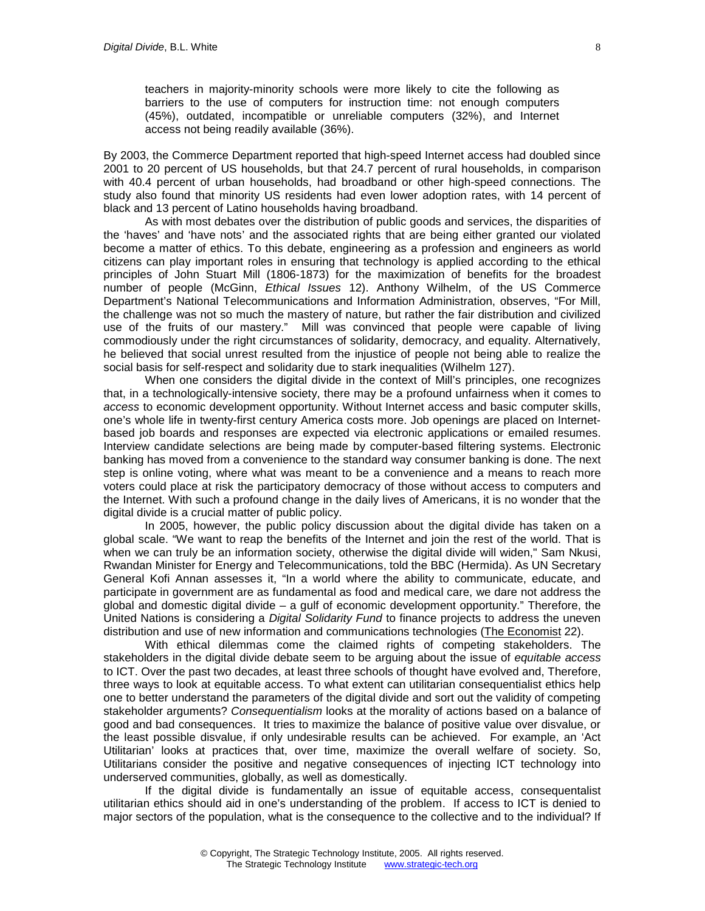> teachers in majority-minority schools were more likely to cite the following as barriers to the use of computers for instruction time: not enough computers (45%), outdated, incompatible or unreliable computers (32%), and Internet access not being readily available (36%).

By 2003, the Commerce Department reported that high-speed Internet access had doubled since 2001 to 20 percent of US households, but that 24.7 percent of rural households, in comparison with 40.4 percent of urban households, had broadband or other high-speed connections. The study also found that minority US residents had even lower adoption rates, with 14 percent of black and 13 percent of Latino households having broadband.

As with most debates over the distribution of public goods and services, the disparities of the 'haves' and 'have nots' and the associated rights that are being either granted our violated become a matter of ethics. To this debate, engineering as a profession and engineers as world citizens can play important roles in ensuring that technology is applied according to the ethical principles of John Stuart Mill (1806-1873) for the maximization of benefits for the broadest number of people (McGinn, *Ethical Issues* 12). Anthony Wilhelm, of the US Commerce Department's National Telecommunications and Information Administration, observes, "For Mill, the challenge was not so much the mastery of nature, but rather the fair distribution and civilized use of the fruits of our mastery." Mill was convinced that people were capable of living commodiously under the right circumstances of solidarity, democracy, and equality. Alternatively, he believed that social unrest resulted from the injustice of people not being able to realize the social basis for self-respect and solidarity due to stark inequalities (Wilhelm 127).

When one considers the digital divide in the context of Mill's principles, one recognizes that, in a technologically-intensive society, there may be a profound unfairness when it comes to *access* to economic development opportunity. Without Internet access and basic computer skills, one's whole life in twenty-first century America costs more. Job openings are placed on Internet-based job boards and responses are expected via electronic applications or emailed resumes. Interview candidate selections are being made by computer-based filtering systems. Electronic banking has moved from a convenience to the standard way consumer banking is done. The next step is online voting, where what was meant to be a convenience and a means to reach more voters could place at risk the participatory democracy of those without access to computers and the Internet. With such a profound change in the daily lives of Americans, it is no wonder that the digital divide is a crucial matter of public policy.

In 2005, however, the public policy discussion about the digital divide has taken on a global scale. "We want to reap the benefits of the Internet and join the rest of the world. That is when we can truly be an information society, otherwise the digital divide will widen," Sam Nkusi, Rwandan Minister for Energy and Telecommunications, told the BBC (Hermida). As UN Secretary General Kofi Annan assesses it, "In a world where the ability to communicate, educate, and participate in government are as fundamental as food and medical care, we dare not address the global and domestic digital divide – a gulf of economic development opportunity." Therefore, the United Nations is considering a *Digital Solidarity Fund* to finance projects to address the uneven distribution and use of new information and communications technologies (The Economist 22).

With ethical dilemmas come the claimed rights of competing stakeholders. The stakeholders in the digital divide debate seem to be arguing about the issue of *equitable access* to ICT. Over the past two decades, at least three schools of thought have evolved and, Therefore, three ways to look at equitable access. To what extent can utilitarian consequentialist ethics help one to better understand the parameters of the digital divide and sort out the validity of competing stakeholder arguments? *Consequentialism* looks at the morality of actions based on a balance of good and bad consequences. It tries to maximize the balance of positive value over disvalue, or the least possible disvalue, if only undesirable results can be achieved. For example, an 'Act Utilitarian' looks at practices that, over time, maximize the overall welfare of society. So, Utilitarians consider the positive and negative consequences of injecting ICT technology into underserved communities, globally, as well as domestically.

If the digital divide is fundamentally an issue of equitable access, consequentialist utilitarian ethics should aid in one's understanding of the problem. If access to ICT is denied to major sectors of the population, what is the consequence to the collective and to the individual? If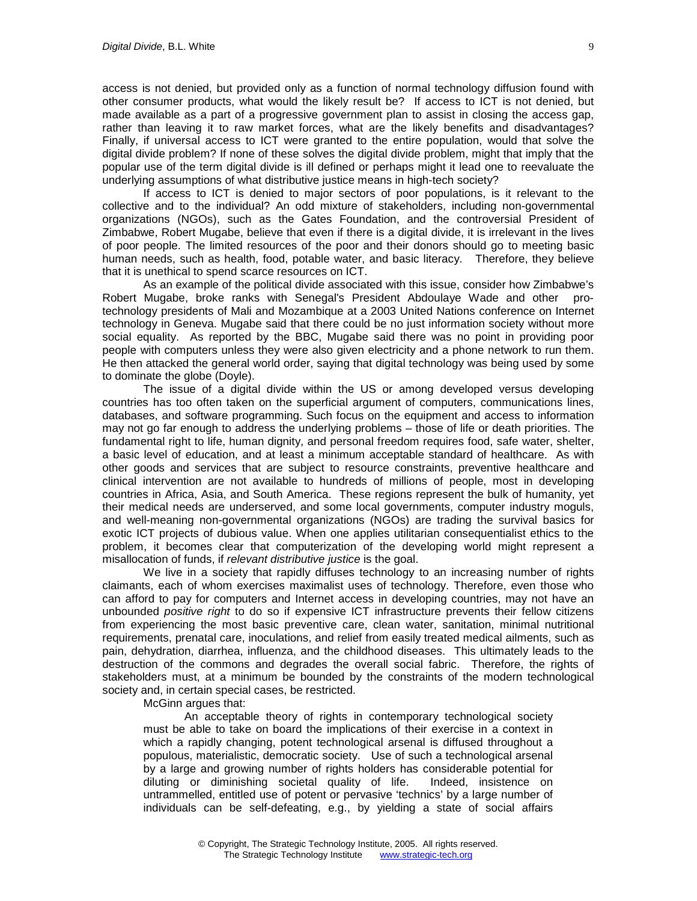access is not denied, but provided only as a function of normal technology diffusion found with other consumer products, what would the likely result be? If access to ICT is not denied, but made available as a part of a progressive government plan to assist in closing the access gap, rather than leaving it to raw market forces, what are the likely benefits and disadvantages? Finally, if universal access to ICT were granted to the entire population, would that solve the digital divide problem? If none of these solves the digital divide problem, might that imply that the popular use of the term digital divide is ill defined or perhaps might it lead one to reevaluate the underlying assumptions of what distributive justice means in high-tech society?

If access to ICT is denied to major sectors of poor populations, is it relevant to the collective and to the individual? An odd mixture of stakeholders, including non-governmental organizations (NGOs), such as the Gates Foundation, and the controversial President of Zimbabwe, Robert Mugabe, believe that even if there is a digital divide, it is irrelevant in the lives of poor people. The limited resources of the poor and their donors should go to meeting basic human needs, such as health, food, potable water, and basic literacy. Therefore, they believe that it is unethical to spend scarce resources on ICT.

As an example of the political divide associated with this issue, consider how Zimbabwe's Robert Mugabe, broke ranks with Senegal's President Abdoulaye Wade and other pro-technology presidents of Mali and Mozambique at a 2003 United Nations conference on Internet technology in Geneva. Mugabe said that there could be no just information society without more social equality. As reported by the BBC, Mugabe said there was no point in providing poor people with computers unless they were also given electricity and a phone network to run them. He then attacked the general world order, saying that digital technology was being used by some to dominate the globe (Doyle).

The issue of a digital divide within the US or among developed versus developing countries has too often taken on the superficial argument of computers, communications lines, databases, and software programming. Such focus on the equipment and access to information may not go far enough to address the underlying problems – those of life or death priorities. The fundamental right to life, human dignity, and personal freedom requires food, safe water, shelter, a basic level of education, and at least a minimum acceptable standard of healthcare. As with other goods and services that are subject to resource constraints, preventive healthcare and clinical intervention are not available to hundreds of millions of people, most in developing countries in Africa, Asia, and South America. These regions represent the bulk of humanity, yet their medical needs are underserved, and some local governments, computer industry moguls, and well-meaning non-governmental organizations (NGOs) are trading the survival basics for exotic ICT projects of dubious value. When one applies utilitarian consequentialist ethics to the problem, it becomes clear that computerization of the developing world might represent a misallocation of funds, if *relevant distributive justice* is the goal.

We live in a society that rapidly diffuses technology to an increasing number of rights claimants, each of whom exercises maximalist uses of technology. Therefore, even those who can afford to pay for computers and Internet access in developing countries, may not have an unbounded *positive right* to do so if expensive ICT infrastructure prevents their fellow citizens from experiencing the most basic preventive care, clean water, sanitation, minimal nutritional requirements, prenatal care, inoculations, and relief from easily treated medical ailments, such as pain, dehydration, diarrhea, influenza, and the childhood diseases. This ultimately leads to the destruction of the commons and degrades the overall social fabric. Therefore, the rights of stakeholders must, at a minimum be bounded by the constraints of the modern technological society and, in certain special cases, be restricted.

McGinn argues that:

> An acceptable theory of rights in contemporary technological society must be able to take on board the implications of their exercise in a context in which a rapidly changing, potent technological arsenal is diffused throughout a populous, materialistic, democratic society. Use of such a technological arsenal by a large and growing number of rights holders has considerable potential for diluting or diminishing societal quality of life. Indeed, insistence on untrammelled, entitled use of potent or pervasive 'technics' by a large number of individuals can be self-defeating, e.g., by yielding a state of social affairs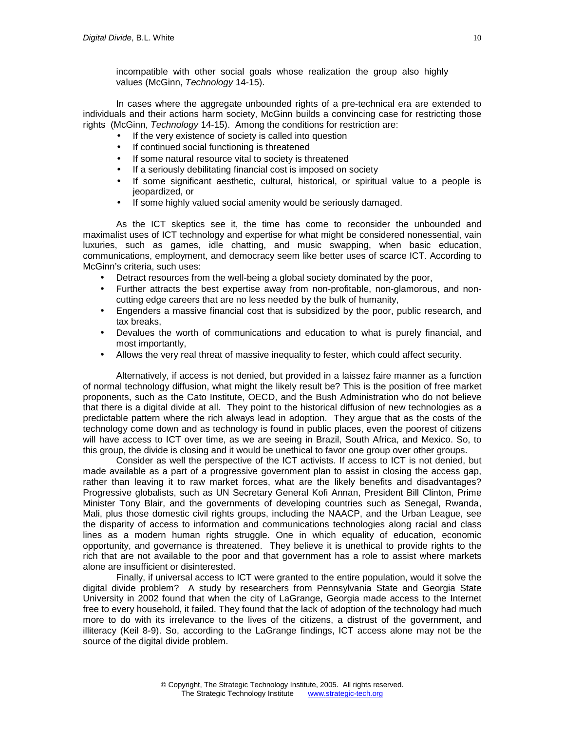incompatible with other social goals whose realization the group also highly values (McGinn, *Technology* 14-15).

In cases where the aggregate unbounded rights of a pre-technical era are extended to individuals and their actions harm society, McGinn builds a convincing case for restricting those rights (McGinn, *Technology* 14-15). Among the conditions for restriction are:

- If the very existence of society is called into question
- If continued social functioning is threatened
- If some natural resource vital to society is threatened
- If a seriously debilitating financial cost is imposed on society
- If some significant aesthetic, cultural, historical, or spiritual value to a people is jeopardized, or
- If some highly valued social amenity would be seriously damaged.

As the ICT skeptics see it, the time has come to reconsider the unbounded and maximalist uses of ICT technology and expertise for what might be considered nonessential, vain luxuries, such as games, idle chatting, and music swapping, when basic education, communications, employment, and democracy seem like better uses of scarce ICT. According to McGinn's criteria, such uses:

- Detract resources from the well-being a global society dominated by the poor,
- Further attracts the best expertise away from non-profitable, non-glamorous, and non-cutting edge careers that are no less needed by the bulk of humanity,
- Engenders a massive financial cost that is subsidized by the poor, public research, and tax breaks,
- Devalues the worth of communications and education to what is purely financial, and most importantly,
- Allows the very real threat of massive inequality to fester, which could affect security.

Alternatively, if access is not denied, but provided in a laissez faire manner as a function of normal technology diffusion, what might the likely result be? This is the position of free market proponents, such as the Cato Institute, OECD, and the Bush Administration who do not believe that there is a digital divide at all. They point to the historical diffusion of new technologies as a predictable pattern where the rich always lead in adoption. They argue that as the costs of the technology come down and as technology is found in public places, even the poorest of citizens will have access to ICT over time, as we are seeing in Brazil, South Africa, and Mexico. So, to this group, the divide is closing and it would be unethical to favor one group over other groups.

Consider as well the perspective of the ICT activists. If access to ICT is not denied, but made available as a part of a progressive government plan to assist in closing the access gap, rather than leaving it to raw market forces, what are the likely benefits and disadvantages? Progressive globalists, such as UN Secretary General Kofi Annan, President Bill Clinton, Prime Minister Tony Blair, and the governments of developing countries such as Senegal, Rwanda, Mali, plus those domestic civil rights groups, including the NAACP, and the Urban League, see the disparity of access to information and communications technologies along racial and class lines as a modern human rights struggle. One in which equality of education, economic opportunity, and governance is threatened. They believe it is unethical to provide rights to the rich that are not available to the poor and that government has a role to assist where markets alone are insufficient or disinterested.

Finally, if universal access to ICT were granted to the entire population, would it solve the digital divide problem? A study by researchers from Pennsylvania State and Georgia State University in 2002 found that when the city of LaGrange, Georgia made access to the Internet free to every household, it failed. They found that the lack of adoption of the technology had much more to do with its irrelevance to the lives of the citizens, a distrust of the government, and illiteracy (Keil 8-9). So, according to the LaGrange findings, ICT access alone may not be the source of the digital divide problem.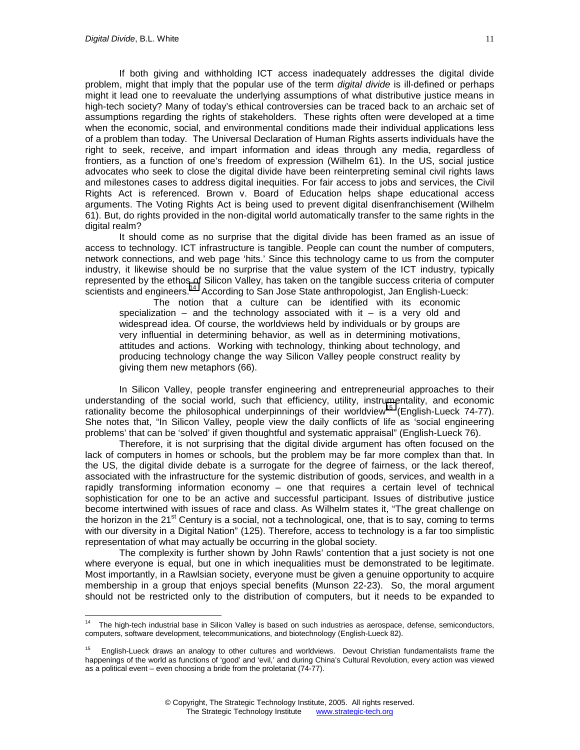If both giving and withholding ICT access inadequately addresses the digital divide problem, might that imply that the popular use of the term *digital divide* is ill-defined or perhaps might it lead one to reevaluate the underlying assumptions of what distributive justice means in high-tech society? Many of today's ethical controversies can be traced back to an archaic set of assumptions regarding the rights of stakeholders. These rights often were developed at a time when the economic, social, and environmental conditions made their individual applications less of a problem than today. The Universal Declaration of Human Rights asserts individuals have the right to seek, receive, and impart information and ideas through any media, regardless of frontiers, as a function of one's freedom of expression (Wilhelm 61). In the US, social justice advocates who seek to close the digital divide have been reinterpreting seminal civil rights laws and milestones cases to address digital inequities. For fair access to jobs and services, the Civil Rights Act is referenced. Brown v. Board of Education helps shape educational access arguments. The Voting Rights Act is being used to prevent digital disenfranchisement (Wilhelm 61). But, do rights provided in the non-digital world automatically transfer to the same rights in the digital realm?

It should come as no surprise that the digital divide has been framed as an issue of access to technology. ICT infrastructure is tangible. People can count the number of computers, network connections, and web page 'hits.' Since this technology came to us from the computer industry, it likewise should be no surprise that the value system of the ICT industry, typically represented by the ethos of Silicon Valley, has taken on the tangible success criteria of computer scientists and engineers.[14] According to San Jose State anthropologist, Jan English-Lueck:

> The notion that a culture can be identified with its economic specialization – and the technology associated with it – is a very old and widespread idea. Of course, the worldviews held by individuals or by groups are very influential in determining behavior, as well as in determining motivations, attitudes and actions. Working with technology, thinking about technology, and producing technology change the way Silicon Valley people construct reality by giving them new metaphors (66).

In Silicon Valley, people transfer engineering and entrepreneurial approaches to their understanding of the social world, such that efficiency, utility, instrumentality, and economic rationality become the philosophical underpinnings of their worldview[15] (English-Lueck 74-77). She notes that, "In Silicon Valley, people view the daily conflicts of life as 'social engineering problems' that can be 'solved' if given thoughtful and systematic appraisal" (English-Lueck 76).

Therefore, it is not surprising that the digital divide argument has often focused on the lack of computers in homes or schools, but the problem may be far more complex than that. In the US, the digital divide debate is a surrogate for the degree of fairness, or the lack thereof, associated with the infrastructure for the systemic distribution of goods, services, and wealth in a rapidly transforming information economy – one that requires a certain level of technical sophistication for one to be an active and successful participant. Issues of distributive justice become intertwined with issues of race and class. As Wilhelm states it, "The great challenge on the horizon in the 21st Century is a social, not a technological, one, that is to say, coming to terms with our diversity in a Digital Nation" (125). Therefore, access to technology is a far too simplistic representation of what may actually be occurring in the global society.

The complexity is further shown by John Rawls' contention that a just society is not one where everyone is equal, but one in which inequalities must be demonstrated to be legitimate. Most importantly, in a Rawlsian society, everyone must be given a genuine opportunity to acquire membership in a group that enjoys special benefits (Munson 22-23). So, the moral argument should not be restricted only to the distribution of computers, but it needs to be expanded to

---

[14] The high-tech industrial base in Silicon Valley is based on such industries as aerospace, defense, semiconductors, computers, software development, telecommunications, and biotechnology (English-Lueck 82).

[15] English-Lueck draws an analogy to other cultures and worldviews. Devout Christian fundamentalists frame the happenings of the world as functions of 'good' and 'evil,' and during China's Cultural Revolution, every action was viewed as a political event – even choosing a bride from the proletariat (74-77).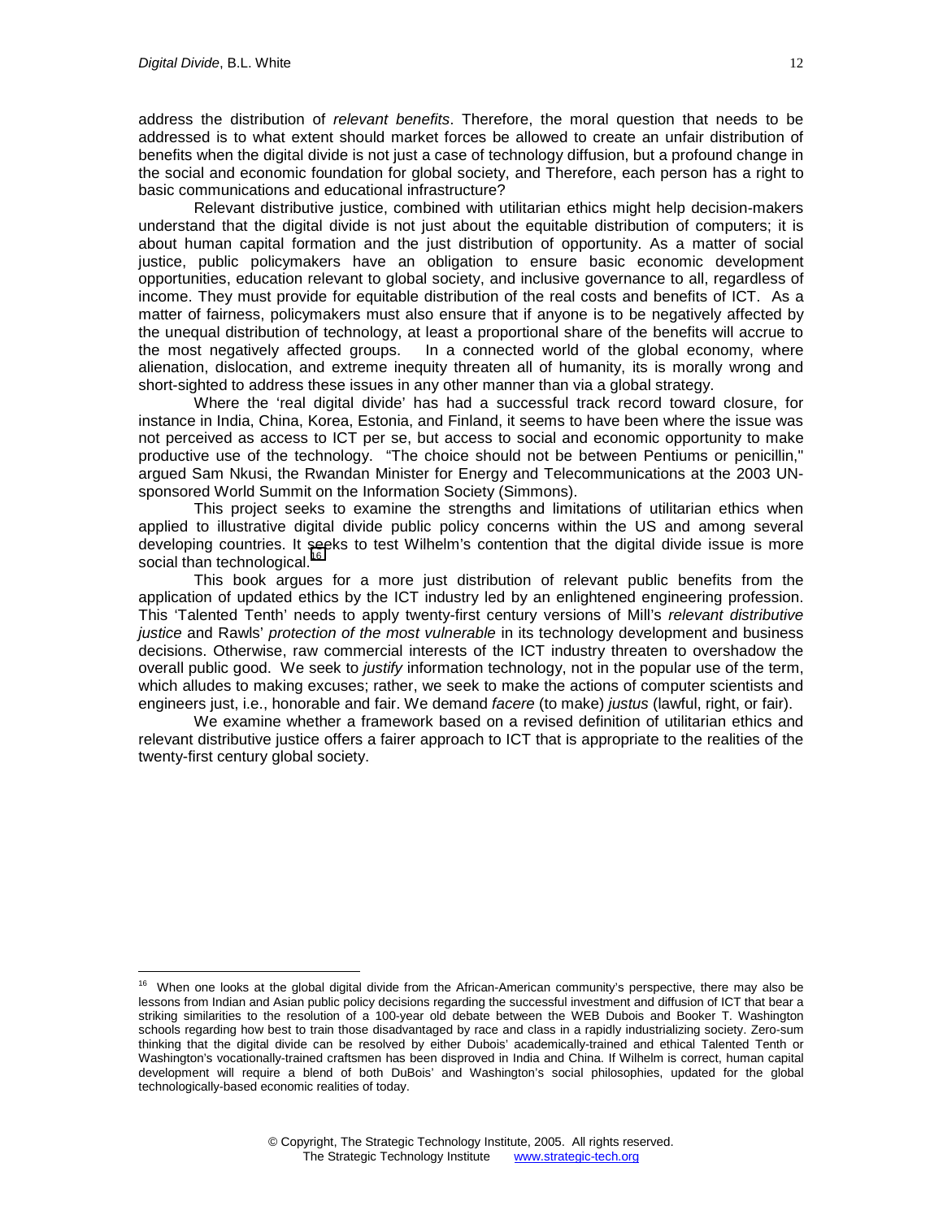address the distribution of *relevant benefits*. Therefore, the moral question that needs to be addressed is to what extent should market forces be allowed to create an unfair distribution of benefits when the digital divide is not just a case of technology diffusion, but a profound change in the social and economic foundation for global society, and Therefore, each person has a right to basic communications and educational infrastructure?

Relevant distributive justice, combined with utilitarian ethics might help decision-makers understand that the digital divide is not just about the equitable distribution of computers; it is about human capital formation and the just distribution of opportunity. As a matter of social justice, public policymakers have an obligation to ensure basic economic development opportunities, education relevant to global society, and inclusive governance to all, regardless of income. They must provide for equitable distribution of the real costs and benefits of ICT. As a matter of fairness, policymakers must also ensure that if anyone is to be negatively affected by the unequal distribution of technology, at least a proportional share of the benefits will accrue to the most negatively affected groups. In a connected world of the global economy, where alienation, dislocation, and extreme inequity threaten all of humanity, its is morally wrong and short-sighted to address these issues in any other manner than via a global strategy.

Where the 'real digital divide' has had a successful track record toward closure, for instance in India, China, Korea, Estonia, and Finland, it seems to have been where the issue was not perceived as access to ICT per se, but access to social and economic opportunity to make productive use of the technology. "The choice should not be between Pentiums or penicillin," argued Sam Nkusi, the Rwandan Minister for Energy and Telecommunications at the 2003 UN-sponsored World Summit on the Information Society (Simmons).

This project seeks to examine the strengths and limitations of utilitarian ethics when applied to illustrative digital divide public policy concerns within the US and among several developing countries. It seeks to test Wilhelm's contention that the digital divide issue is more social than technological.[16]

This book argues for a more just distribution of relevant public benefits from the application of updated ethics by the ICT industry led by an enlightened engineering profession. This 'Talented Tenth' needs to apply twenty-first century versions of Mill's *relevant distributive justice* and Rawls' *protection of the most vulnerable* in its technology development and business decisions. Otherwise, raw commercial interests of the ICT industry threaten to overshadow the overall public good. We seek to *justify* information technology, not in the popular use of the term, which alludes to making excuses; rather, we seek to make the actions of computer scientists and engineers just, i.e., honorable and fair. We demand *facere* (to make) *justus* (lawful, right, or fair).

We examine whether a framework based on a revised definition of utilitarian ethics and relevant distributive justice offers a fairer approach to ICT that is appropriate to the realities of the twenty-first century global society.

---

[16] When one looks at the global digital divide from the African-American community's perspective, there may also be lessons from Indian and Asian public policy decisions regarding the successful investment and diffusion of ICT that bear a striking similarities to the resolution of a 100-year old debate between the WEB Dubois and Booker T. Washington schools regarding how best to train those disadvantaged by race and class in a rapidly industrializing society. Zero-sum thinking that the digital divide can be resolved by either Dubois' academically-trained and ethical Talented Tenth or Washington's vocationally-trained craftsmen has been disproved in India and China. If Wilhelm is correct, human capital development will require a blend of both DuBois' and Washington's social philosophies, updated for the global technologically-based economic realities of today.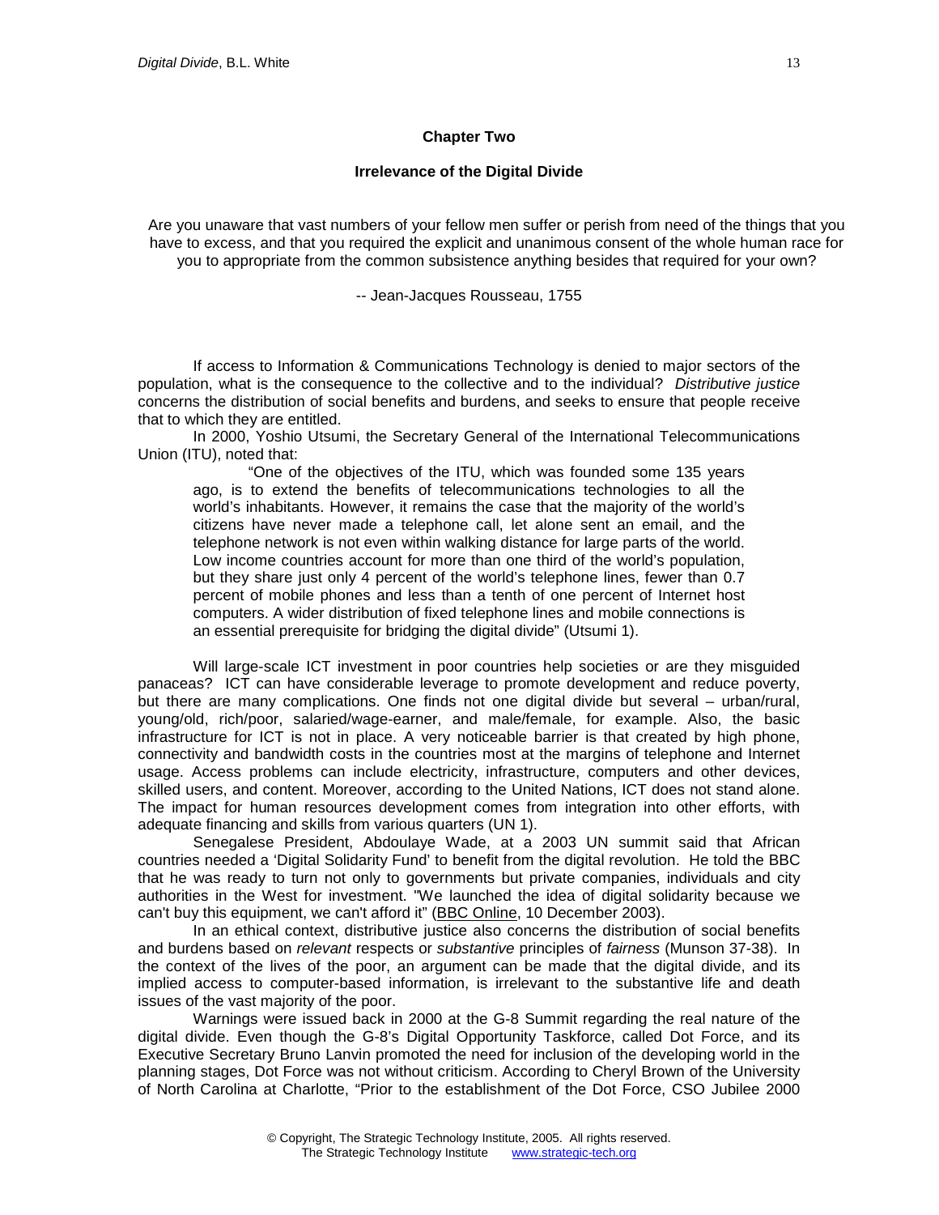## Chapter Two

### Irrelevance of the Digital Divide

Are you unaware that vast numbers of your fellow men suffer or perish from need of the things that you have to excess, and that you required the explicit and unanimous consent of the whole human race for you to appropriate from the common subsistence anything besides that required for your own?

-- Jean-Jacques Rousseau, 1755

If access to Information & Communications Technology is denied to major sectors of the population, what is the consequence to the collective and to the individual? *Distributive justice* concerns the distribution of social benefits and burdens, and seeks to ensure that people receive that to which they are entitled.

In 2000, Yoshio Utsumi, the Secretary General of the International Telecommunications Union (ITU), noted that:

> "One of the objectives of the ITU, which was founded some 135 years ago, is to extend the benefits of telecommunications technologies to all the world's inhabitants. However, it remains the case that the majority of the world's citizens have never made a telephone call, let alone sent an email, and the telephone network is not even within walking distance for large parts of the world. Low income countries account for more than one third of the world's population, but they share just only 4 percent of the world's telephone lines, fewer than 0.7 percent of mobile phones and less than a tenth of one percent of Internet host computers. A wider distribution of fixed telephone lines and mobile connections is an essential prerequisite for bridging the digital divide" (Utsumi 1).

Will large-scale ICT investment in poor countries help societies or are they misguided panaceas? ICT can have considerable leverage to promote development and reduce poverty, but there are many complications. One finds not one digital divide but several – urban/rural, young/old, rich/poor, salaried/wage-earner, and male/female, for example. Also, the basic infrastructure for ICT is not in place. A very noticeable barrier is that created by high phone, connectivity and bandwidth costs in the countries most at the margins of telephone and Internet usage. Access problems can include electricity, infrastructure, computers and other devices, skilled users, and content. Moreover, according to the United Nations, ICT does not stand alone. The impact for human resources development comes from integration into other efforts, with adequate financing and skills from various quarters (UN 1).

Senegalese President, Abdoulaye Wade, at a 2003 UN summit said that African countries needed a 'Digital Solidarity Fund' to benefit from the digital revolution. He told the BBC that he was ready to turn not only to governments but private companies, individuals and city authorities in the West for investment. "We launched the idea of digital solidarity because we can't buy this equipment, we can't afford it" (BBC Online, 10 December 2003).

In an ethical context, distributive justice also concerns the distribution of social benefits and burdens based on *relevant* respects or *substantive* principles of *fairness* (Munson 37-38). In the context of the lives of the poor, an argument can be made that the digital divide, and its implied access to computer-based information, is irrelevant to the substantive life and death issues of the vast majority of the poor.

Warnings were issued back in 2000 at the G-8 Summit regarding the real nature of the digital divide. Even though the G-8's Digital Opportunity Taskforce, called Dot Force, and its Executive Secretary Bruno Lanvin promoted the need for inclusion of the developing world in the planning stages, Dot Force was not without criticism. According to Cheryl Brown of the University of North Carolina at Charlotte, "Prior to the establishment of the Dot Force, CSO Jubilee 2000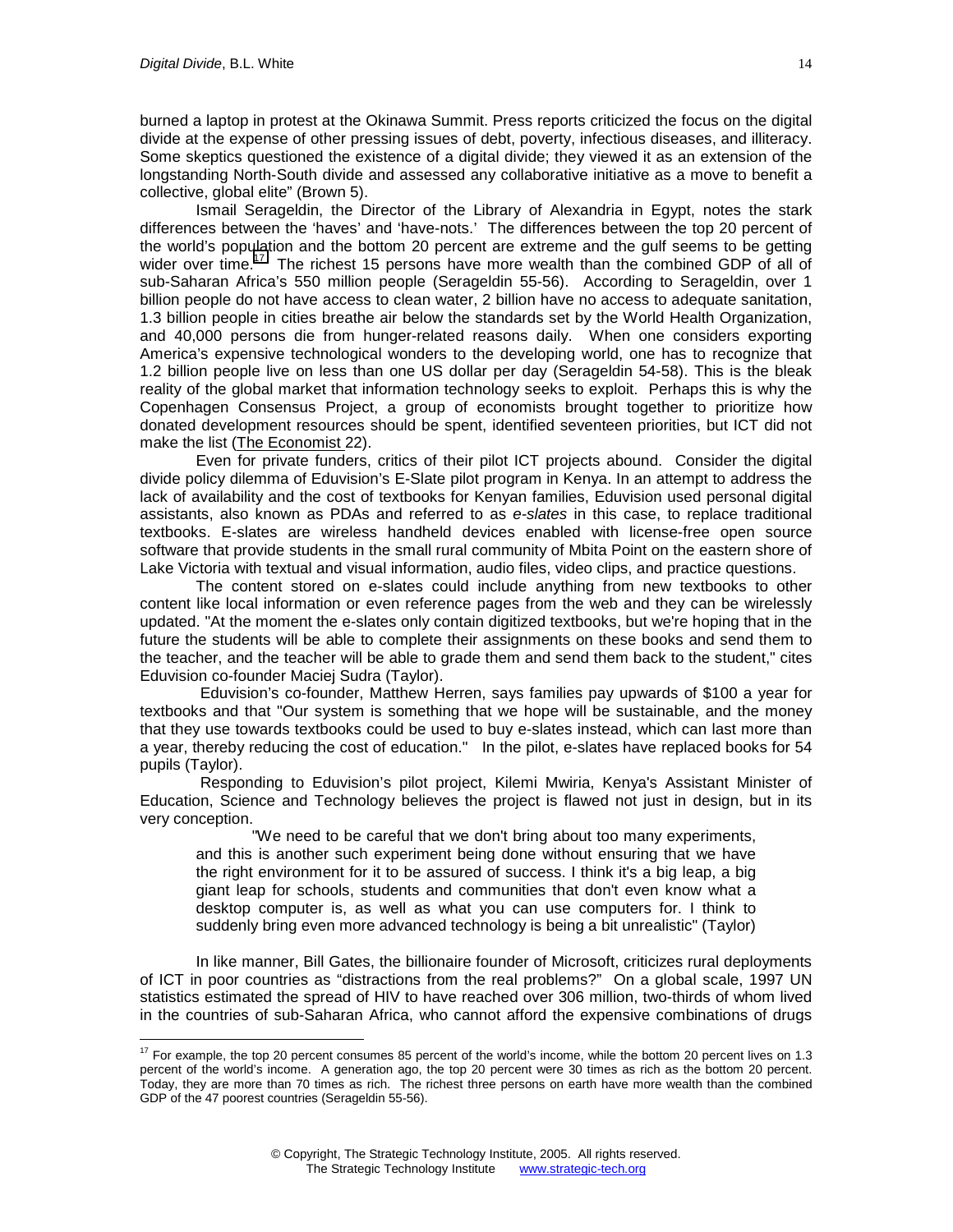burned a laptop in protest at the Okinawa Summit. Press reports criticized the focus on the digital divide at the expense of other pressing issues of debt, poverty, infectious diseases, and illiteracy. Some skeptics questioned the existence of a digital divide; they viewed it as an extension of the longstanding North-South divide and assessed any collaborative initiative as a move to benefit a collective, global elite" (Brown 5).

Ismail Serageldin, the Director of the Library of Alexandria in Egypt, notes the stark differences between the 'haves' and 'have-nots.' The differences between the top 20 percent of the world's population and the bottom 20 percent are extreme and the gulf seems to be getting wider over time.[17] The richest 15 persons have more wealth than the combined GDP of all of sub-Saharan Africa's 550 million people (Serageldin 55-56). According to Serageldin, over 1 billion people do not have access to clean water, 2 billion have no access to adequate sanitation, 1.3 billion people in cities breathe air below the standards set by the World Health Organization, and 40,000 persons die from hunger-related reasons daily. When one considers exporting America's expensive technological wonders to the developing world, one has to recognize that 1.2 billion people live on less than one US dollar per day (Serageldin 54-58). This is the bleak reality of the global market that information technology seeks to exploit. Perhaps this is why the Copenhagen Consensus Project, a group of economists brought together to prioritize how donated development resources should be spent, identified seventeen priorities, but ICT did not make the list (The Economist 22).

Even for private funders, critics of their pilot ICT projects abound. Consider the digital divide policy dilemma of Eduvision's E-Slate pilot program in Kenya. In an attempt to address the lack of availability and the cost of textbooks for Kenyan families, Eduvision used personal digital assistants, also known as PDAs and referred to as *e-slates* in this case, to replace traditional textbooks. E-slates are wireless handheld devices enabled with license-free open source software that provide students in the small rural community of Mbita Point on the eastern shore of Lake Victoria with textual and visual information, audio files, video clips, and practice questions.

The content stored on e-slates could include anything from new textbooks to other content like local information or even reference pages from the web and they can be wirelessly updated. "At the moment the e-slates only contain digitized textbooks, but we're hoping that in the future the students will be able to complete their assignments on these books and send them to the teacher, and the teacher will be able to grade them and send them back to the student," cites Eduvision co-founder Maciej Sudra (Taylor).

Eduvision's co-founder, Matthew Herren, says families pay upwards of $100 a year for textbooks and that "Our system is something that we hope will be sustainable, and the money that they use towards textbooks could be used to buy e-slates instead, which can last more than a year, thereby reducing the cost of education." In the pilot, e-slates have replaced books for 54 pupils (Taylor).

Responding to Eduvision's pilot project, Kilemi Mwiria, Kenya's Assistant Minister of Education, Science and Technology believes the project is flawed not just in design, but in its very conception.

> "We need to be careful that we don't bring about too many experiments, and this is another such experiment being done without ensuring that we have the right environment for it to be assured of success. I think it's a big leap, a big giant leap for schools, students and communities that don't even know what a desktop computer is, as well as what you can use computers for. I think to suddenly bring even more advanced technology is being a bit unrealistic" (Taylor)

In like manner, Bill Gates, the billionaire founder of Microsoft, criticizes rural deployments of ICT in poor countries as "distractions from the real problems?" On a global scale, 1997 UN statistics estimated the spread of HIV to have reached over 306 million, two-thirds of whom lived in the countries of sub-Saharan Africa, who cannot afford the expensive combinations of drugs

---

[17] For example, the top 20 percent consumes 85 percent of the world's income, while the bottom 20 percent lives on 1.3 percent of the world's income. A generation ago, the top 20 percent were 30 times as rich as the bottom 20 percent. Today, they are more than 70 times as rich. The richest three persons on earth have more wealth than the combined GDP of the 47 poorest countries (Serageldin 55-56).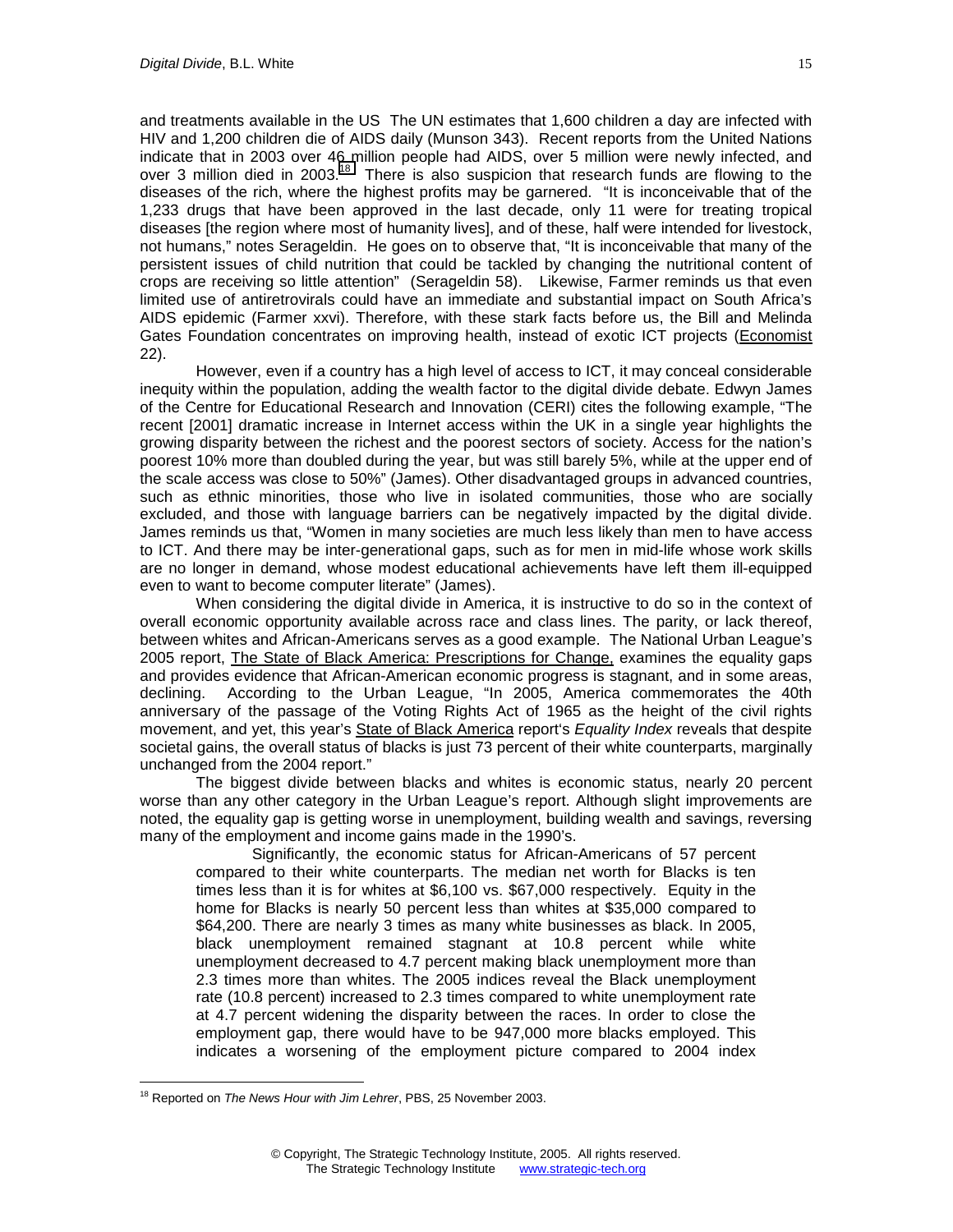and treatments available in the US The UN estimates that 1,600 children a day are infected with HIV and 1,200 children die of AIDS daily (Munson 343). Recent reports from the United Nations indicate that in 2003 over 46 million people had AIDS, over 5 million were newly infected, and over 3 million died in 2003.[18] There is also suspicion that research funds are flowing to the diseases of the rich, where the highest profits may be garnered. "It is inconceivable that of the 1,233 drugs that have been approved in the last decade, only 11 were for treating tropical diseases [the region where most of humanity lives], and of these, half were intended for livestock, not humans," notes Serageldin. He goes on to observe that, "It is inconceivable that many of the persistent issues of child nutrition that could be tackled by changing the nutritional content of crops are receiving so little attention" (Serageldin 58). Likewise, Farmer reminds us that even limited use of antiretrovirals could have an immediate and substantial impact on South Africa's AIDS epidemic (Farmer xxvi). Therefore, with these stark facts before us, the Bill and Melinda Gates Foundation concentrates on improving health, instead of exotic ICT projects (Economist 22).

However, even if a country has a high level of access to ICT, it may conceal considerable inequity within the population, adding the wealth factor to the digital divide debate. Edwyn James of the Centre for Educational Research and Innovation (CERI) cites the following example, "The recent [2001] dramatic increase in Internet access within the UK in a single year highlights the growing disparity between the richest and the poorest sectors of society. Access for the nation's poorest 10% more than doubled during the year, but was still barely 5%, while at the upper end of the scale access was close to 50%" (James). Other disadvantaged groups in advanced countries, such as ethnic minorities, those who live in isolated communities, those who are socially excluded, and those with language barriers can be negatively impacted by the digital divide. James reminds us that, "Women in many societies are much less likely than men to have access to ICT. And there may be inter-generational gaps, such as for men in mid-life whose work skills are no longer in demand, whose modest educational achievements have left them ill-equipped even to want to become computer literate" (James).

When considering the digital divide in America, it is instructive to do so in the context of overall economic opportunity available across race and class lines. The parity, or lack thereof, between whites and African-Americans serves as a good example. The National Urban League's 2005 report, The State of Black America: Prescriptions for Change, examines the equality gaps and provides evidence that African-American economic progress is stagnant, and in some areas, declining. According to the Urban League, "In 2005, America commemorates the 40th anniversary of the passage of the Voting Rights Act of 1965 as the height of the civil rights movement, and yet, this year's State of Black America report's *Equality Index* reveals that despite societal gains, the overall status of blacks is just 73 percent of their white counterparts, marginally unchanged from the 2004 report."

The biggest divide between blacks and whites is economic status, nearly 20 percent worse than any other category in the Urban League's report. Although slight improvements are noted, the equality gap is getting worse in unemployment, building wealth and savings, reversing many of the employment and income gains made in the 1990's.

> Significantly, the economic status for African-Americans of 57 percent compared to their white counterparts. The median net worth for Blacks is ten times less than it is for whites at $6,100 vs. $67,000 respectively. Equity in the home for Blacks is nearly 50 percent less than whites at $35,000 compared to $64,200. There are nearly 3 times as many white businesses as black. In 2005, black unemployment remained stagnant at 10.8 percent while white unemployment decreased to 4.7 percent making black unemployment more than 2.3 times more than whites. The 2005 indices reveal the Black unemployment rate (10.8 percent) increased to 2.3 times compared to white unemployment rate at 4.7 percent widening the disparity between the races. In order to close the employment gap, there would have to be 947,000 more blacks employed. This indicates a worsening of the employment picture compared to 2004 index

[18] Reported on *The News Hour with Jim Lehrer*, PBS, 25 November 2003.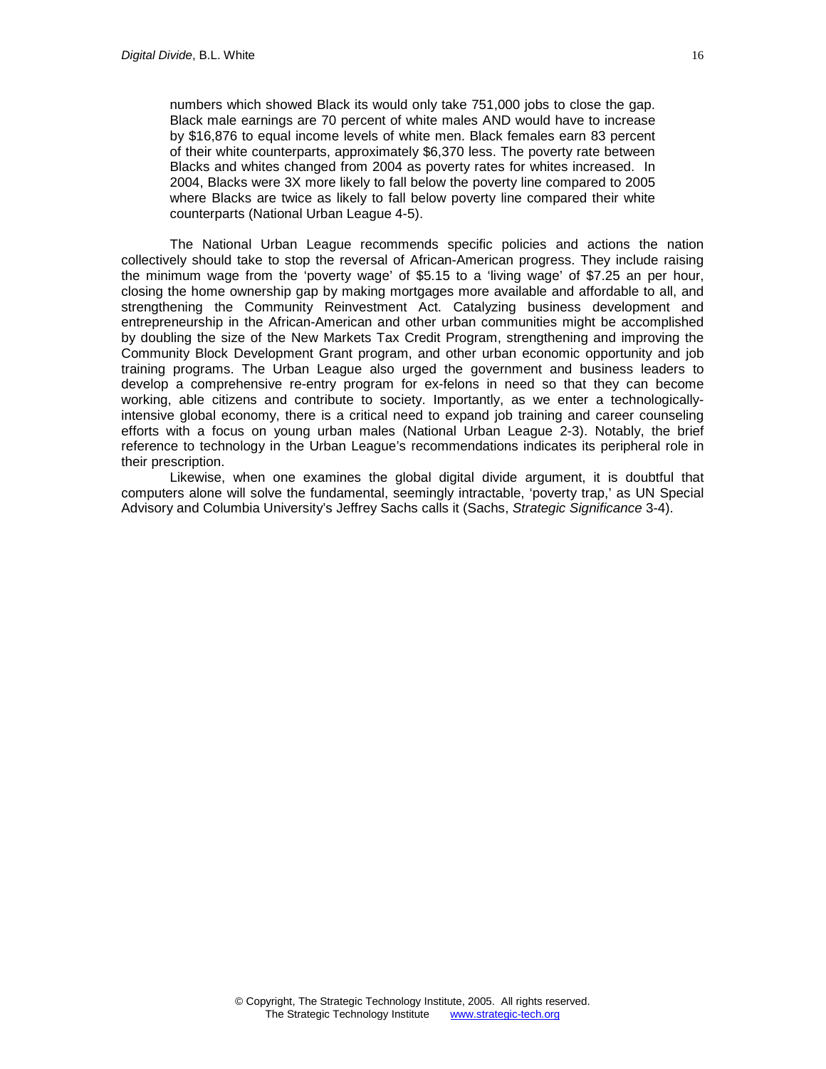> numbers which showed Black its would only take 751,000 jobs to close the gap. Black male earnings are 70 percent of white males AND would have to increase by $16,876 to equal income levels of white men. Black females earn 83 percent of their white counterparts, approximately $6,370 less. The poverty rate between Blacks and whites changed from 2004 as poverty rates for whites increased. In 2004, Blacks were 3X more likely to fall below the poverty line compared to 2005 where Blacks are twice as likely to fall below poverty line compared their white counterparts (National Urban League 4-5).

The National Urban League recommends specific policies and actions the nation collectively should take to stop the reversal of African-American progress. They include raising the minimum wage from the 'poverty wage' of $5.15 to a 'living wage' of $7.25 an per hour, closing the home ownership gap by making mortgages more available and affordable to all, and strengthening the Community Reinvestment Act. Catalyzing business development and entrepreneurship in the African-American and other urban communities might be accomplished by doubling the size of the New Markets Tax Credit Program, strengthening and improving the Community Block Development Grant program, and other urban economic opportunity and job training programs. The Urban League also urged the government and business leaders to develop a comprehensive re-entry program for ex-felons in need so that they can become working, able citizens and contribute to society. Importantly, as we enter a technologically-intensive global economy, there is a critical need to expand job training and career counseling efforts with a focus on young urban males (National Urban League 2-3). Notably, the brief reference to technology in the Urban League's recommendations indicates its peripheral role in their prescription.

Likewise, when one examines the global digital divide argument, it is doubtful that computers alone will solve the fundamental, seemingly intractable, 'poverty trap,' as UN Special Advisory and Columbia University's Jeffrey Sachs calls it (Sachs, *Strategic Significance* 3-4).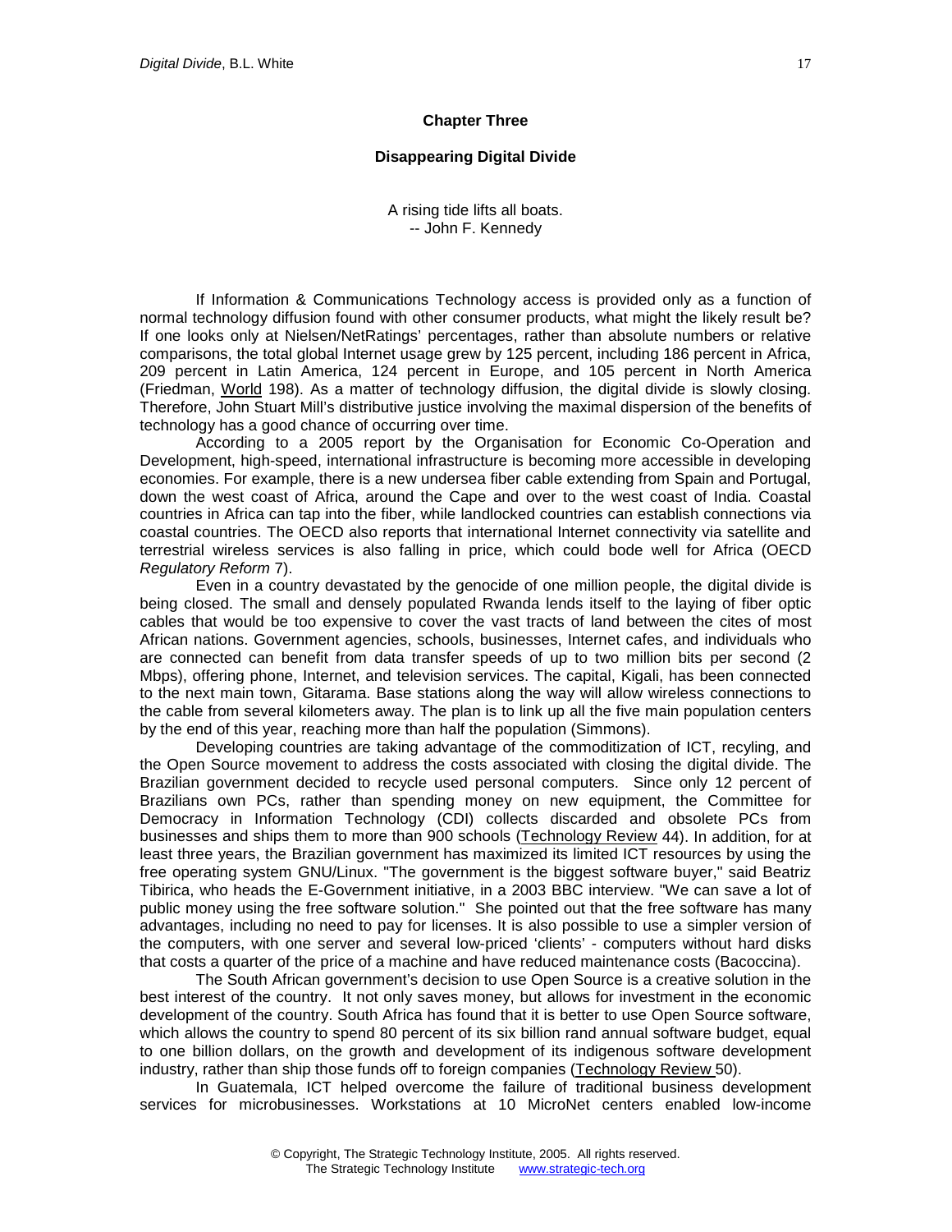## Chapter Three

## Disappearing Digital Divide

A rising tide lifts all boats.
-- John F. Kennedy

If Information & Communications Technology access is provided only as a function of normal technology diffusion found with other consumer products, what might the likely result be? If one looks only at Nielsen/NetRatings' percentages, rather than absolute numbers or relative comparisons, the total global Internet usage grew by 125 percent, including 186 percent in Africa, 209 percent in Latin America, 124 percent in Europe, and 105 percent in North America (Friedman, World 198). As a matter of technology diffusion, the digital divide is slowly closing. Therefore, John Stuart Mill's distributive justice involving the maximal dispersion of the benefits of technology has a good chance of occurring over time.

According to a 2005 report by the Organisation for Economic Co-Operation and Development, high-speed, international infrastructure is becoming more accessible in developing economies. For example, there is a new undersea fiber cable extending from Spain and Portugal, down the west coast of Africa, around the Cape and over to the west coast of India. Coastal countries in Africa can tap into the fiber, while landlocked countries can establish connections via coastal countries. The OECD also reports that international Internet connectivity via satellite and terrestrial wireless services is also falling in price, which could bode well for Africa (OECD *Regulatory Reform* 7).

Even in a country devastated by the genocide of one million people, the digital divide is being closed. The small and densely populated Rwanda lends itself to the laying of fiber optic cables that would be too expensive to cover the vast tracts of land between the cites of most African nations. Government agencies, schools, businesses, Internet cafes, and individuals who are connected can benefit from data transfer speeds of up to two million bits per second (2 Mbps), offering phone, Internet, and television services. The capital, Kigali, has been connected to the next main town, Gitarama. Base stations along the way will allow wireless connections to the cable from several kilometers away. The plan is to link up all the five main population centers by the end of this year, reaching more than half the population (Simmons).

Developing countries are taking advantage of the commoditization of ICT, recyling, and the Open Source movement to address the costs associated with closing the digital divide. The Brazilian government decided to recycle used personal computers. Since only 12 percent of Brazilians own PCs, rather than spending money on new equipment, the Committee for Democracy in Information Technology (CDI) collects discarded and obsolete PCs from businesses and ships them to more than 900 schools (Technology Review 44). In addition, for at least three years, the Brazilian government has maximized its limited ICT resources by using the free operating system GNU/Linux. "The government is the biggest software buyer," said Beatriz Tibirica, who heads the E-Government initiative, in a 2003 BBC interview. "We can save a lot of public money using the free software solution." She pointed out that the free software has many advantages, including no need to pay for licenses. It is also possible to use a simpler version of the computers, with one server and several low-priced 'clients' - computers without hard disks that costs a quarter of the price of a machine and have reduced maintenance costs (Bacoccina).

The South African government's decision to use Open Source is a creative solution in the best interest of the country. It not only saves money, but allows for investment in the economic development of the country. South Africa has found that it is better to use Open Source software, which allows the country to spend 80 percent of its six billion rand annual software budget, equal to one billion dollars, on the growth and development of its indigenous software development industry, rather than ship those funds off to foreign companies (Technology Review 50).

In Guatemala, ICT helped overcome the failure of traditional business development services for microbusinesses. Workstations at 10 MicroNet centers enabled low-income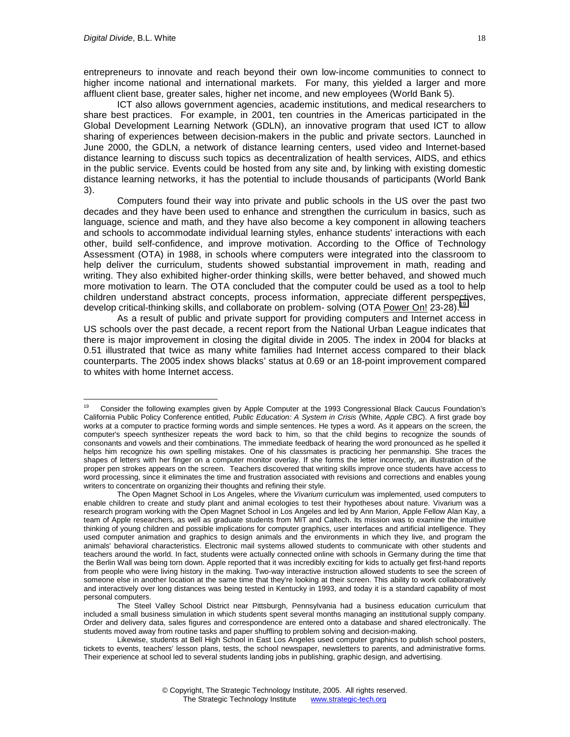entrepreneurs to innovate and reach beyond their own low-income communities to connect to higher income national and international markets. For many, this yielded a larger and more affluent client base, greater sales, higher net income, and new employees (World Bank 5).

ICT also allows government agencies, academic institutions, and medical researchers to share best practices. For example, in 2001, ten countries in the Americas participated in the Global Development Learning Network (GDLN), an innovative program that used ICT to allow sharing of experiences between decision-makers in the public and private sectors. Launched in June 2000, the GDLN, a network of distance learning centers, used video and Internet-based distance learning to discuss such topics as decentralization of health services, AIDS, and ethics in the public service. Events could be hosted from any site and, by linking with existing domestic distance learning networks, it has the potential to include thousands of participants (World Bank 3).

Computers found their way into private and public schools in the US over the past two decades and they have been used to enhance and strengthen the curriculum in basics, such as language, science and math, and they have also become a key component in allowing teachers and schools to accommodate individual learning styles, enhance students' interactions with each other, build self-confidence, and improve motivation. According to the Office of Technology Assessment (OTA) in 1988, in schools where computers were integrated into the classroom to help deliver the curriculum, students showed substantial improvement in math, reading and writing. They also exhibited higher-order thinking skills, were better behaved, and showed much more motivation to learn. The OTA concluded that the computer could be used as a tool to help children understand abstract concepts, process information, appreciate different perspectives, develop critical-thinking skills, and collaborate on problem- solving (OTA Power On! 23-28).[19]

As a result of public and private support for providing computers and Internet access in US schools over the past decade, a recent report from the National Urban League indicates that there is major improvement in closing the digital divide in 2005. The index in 2004 for blacks at 0.51 illustrated that twice as many white families had Internet access compared to their black counterparts. The 2005 index shows blacks' status at 0.69 or an 18-point improvement compared to whites with home Internet access.

---

[19] Consider the following examples given by Apple Computer at the 1993 Congressional Black Caucus Foundation's California Public Policy Conference entitled, *Public Education: A System in Crisis* (White, *Apple CBC*). A first grade boy works at a computer to practice forming words and simple sentences. He types a word. As it appears on the screen, the computer's speech synthesizer repeats the word back to him, so that the child begins to recognize the sounds of consonants and vowels and their combinations. The immediate feedback of hearing the word pronounced as he spelled it helps him recognize his own spelling mistakes. One of his classmates is practicing her penmanship. She traces the shapes of letters with her finger on a computer monitor overlay. If she forms the letter incorrectly, an illustration of the proper pen strokes appears on the screen. Teachers discovered that writing skills improve once students have access to word processing, since it eliminates the time and frustration associated with revisions and corrections and enables young writers to concentrate on organizing their thoughts and refining their style.

The Open Magnet School in Los Angeles, where the *Vivarium* curriculum was implemented, used computers to enable children to create and study plant and animal ecologies to test their hypotheses about nature. Vivarium was a research program working with the Open Magnet School in Los Angeles and led by Ann Marion, Apple Fellow Alan Kay, a team of Apple researchers, as well as graduate students from MIT and Caltech. Its mission was to examine the intuitive thinking of young children and possible implications for computer graphics, user interfaces and artificial intelligence. They used computer animation and graphics to design animals and the environments in which they live, and program the animals' behavioral characteristics. Electronic mail systems allowed students to communicate with other students and teachers around the world. In fact, students were actually connected online with schools in Germany during the time that the Berlin Wall was being torn down. Apple reported that it was incredibly exciting for kids to actually get first-hand reports from people who were living history in the making. Two-way interactive instruction allowed students to see the screen of someone else in another location at the same time that they're looking at their screen. This ability to work collaboratively and interactively over long distances was being tested in Kentucky in 1993, and today it is a standard capability of most personal computers.

The Steel Valley School District near Pittsburgh, Pennsylvania had a business education curriculum that included a small business simulation in which students spent several months managing an institutional supply company. Order and delivery data, sales figures and correspondence are entered onto a database and shared electronically. The students moved away from routine tasks and paper shuffling to problem solving and decision-making.

Likewise, students at Bell High School in East Los Angeles used computer graphics to publish school posters, tickets to events, teachers' lesson plans, tests, the school newspaper, newsletters to parents, and administrative forms. Their experience at school led to several students landing jobs in publishing, graphic design, and advertising.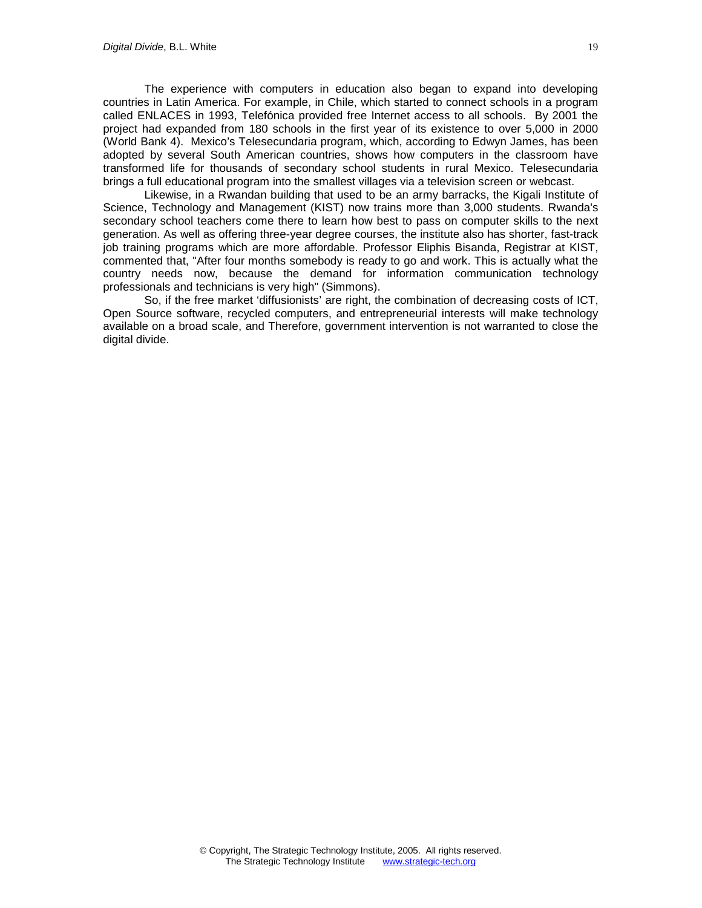The experience with computers in education also began to expand into developing countries in Latin America. For example, in Chile, which started to connect schools in a program called ENLACES in 1993, Telefónica provided free Internet access to all schools. By 2001 the project had expanded from 180 schools in the first year of its existence to over 5,000 in 2000 (World Bank 4). Mexico's Telesecundaria program, which, according to Edwyn James, has been adopted by several South American countries, shows how computers in the classroom have transformed life for thousands of secondary school students in rural Mexico. Telesecundaria brings a full educational program into the smallest villages via a television screen or webcast.

Likewise, in a Rwandan building that used to be an army barracks, the Kigali Institute of Science, Technology and Management (KIST) now trains more than 3,000 students. Rwanda's secondary school teachers come there to learn how best to pass on computer skills to the next generation. As well as offering three-year degree courses, the institute also has shorter, fast-track job training programs which are more affordable. Professor Eliphis Bisanda, Registrar at KIST, commented that, "After four months somebody is ready to go and work. This is actually what the country needs now, because the demand for information communication technology professionals and technicians is very high" (Simmons).

So, if the free market 'diffusionists' are right, the combination of decreasing costs of ICT, Open Source software, recycled computers, and entrepreneurial interests will make technology available on a broad scale, and Therefore, government intervention is not warranted to close the digital divide.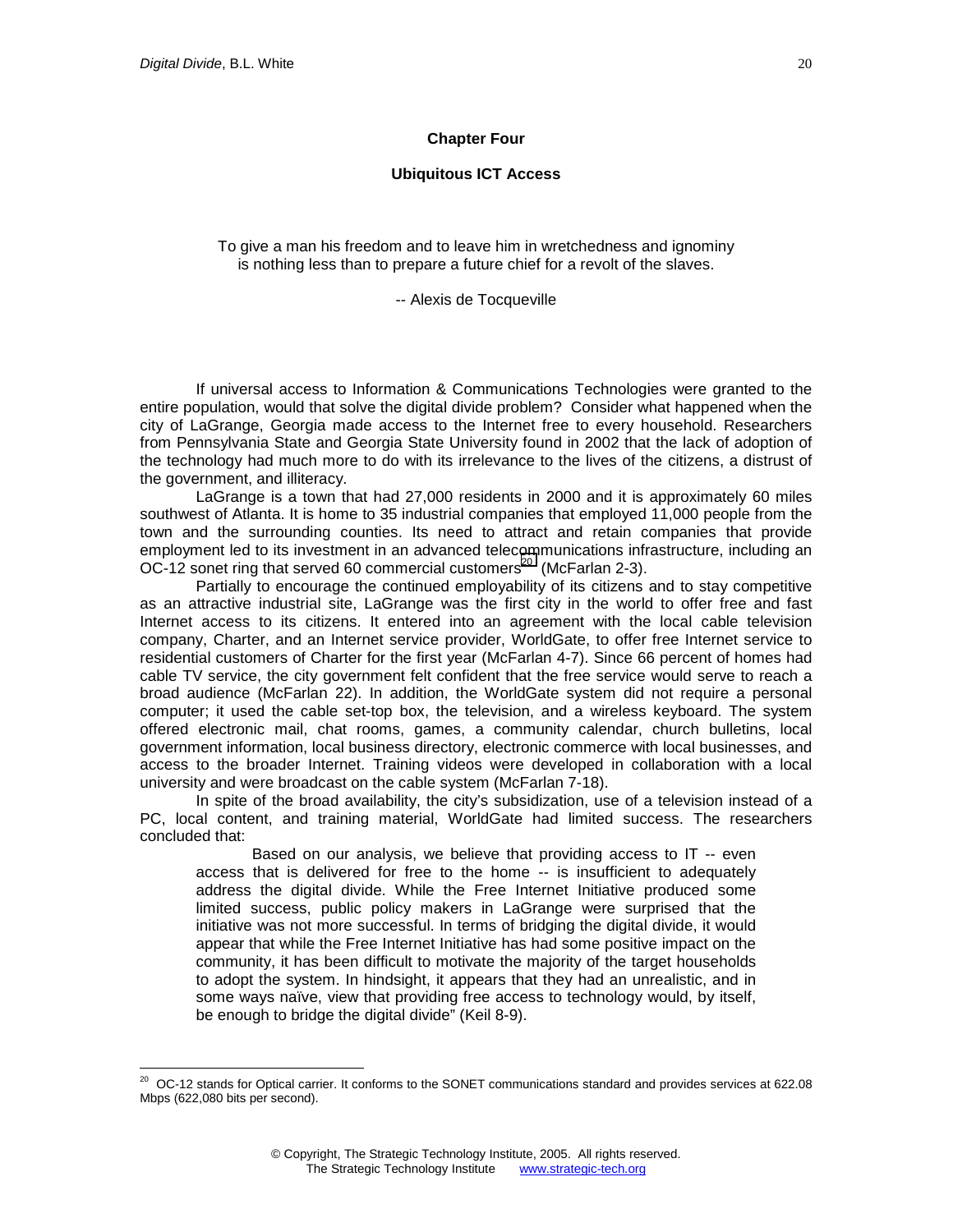## Chapter Four

## Ubiquitous ICT Access

> To give a man his freedom and to leave him in wretchedness and ignominy is nothing less than to prepare a future chief for a revolt of the slaves.
>
> -- Alexis de Tocqueville

If universal access to Information & Communications Technologies were granted to the entire population, would that solve the digital divide problem? Consider what happened when the city of LaGrange, Georgia made access to the Internet free to every household. Researchers from Pennsylvania State and Georgia State University found in 2002 that the lack of adoption of the technology had much more to do with its irrelevance to the lives of the citizens, a distrust of the government, and illiteracy.

LaGrange is a town that had 27,000 residents in 2000 and it is approximately 60 miles southwest of Atlanta. It is home to 35 industrial companies that employed 11,000 people from the town and the surrounding counties. Its need to attract and retain companies that provide employment led to its investment in an advanced telecommunications infrastructure, including an OC-12 sonet ring that served 60 commercial customers[20] (McFarlan 2-3).

Partially to encourage the continued employability of its citizens and to stay competitive as an attractive industrial site, LaGrange was the first city in the world to offer free and fast Internet access to its citizens. It entered into an agreement with the local cable television company, Charter, and an Internet service provider, WorldGate, to offer free Internet service to residential customers of Charter for the first year (McFarlan 4-7). Since 66 percent of homes had cable TV service, the city government felt confident that the free service would serve to reach a broad audience (McFarlan 22). In addition, the WorldGate system did not require a personal computer; it used the cable set-top box, the television, and a wireless keyboard. The system offered electronic mail, chat rooms, games, a community calendar, church bulletins, local government information, local business directory, electronic commerce with local businesses, and access to the broader Internet. Training videos were developed in collaboration with a local university and were broadcast on the cable system (McFarlan 7-18).

In spite of the broad availability, the city's subsidization, use of a television instead of a PC, local content, and training material, WorldGate had limited success. The researchers concluded that:

> Based on our analysis, we believe that providing access to IT -- even access that is delivered for free to the home -- is insufficient to adequately address the digital divide. While the Free Internet Initiative produced some limited success, public policy makers in LaGrange were surprised that the initiative was not more successful. In terms of bridging the digital divide, it would appear that while the Free Internet Initiative has had some positive impact on the community, it has been difficult to motivate the majority of the target households to adopt the system. In hindsight, it appears that they had an unrealistic, and in some ways naïve, view that providing free access to technology would, by itself, be enough to bridge the digital divide" (Keil 8-9).

---

[20] OC-12 stands for Optical carrier. It conforms to the SONET communications standard and provides services at 622.08 Mbps (622,080 bits per second).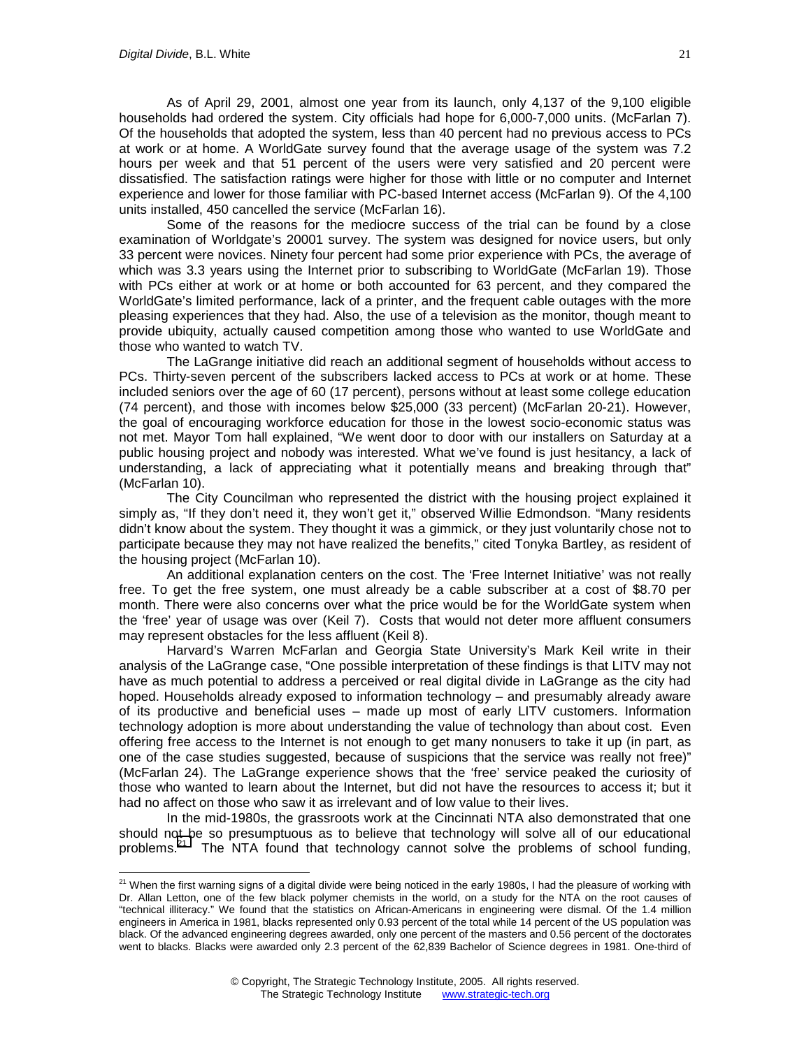As of April 29, 2001, almost one year from its launch, only 4,137 of the 9,100 eligible households had ordered the system. City officials had hope for 6,000-7,000 units. (McFarlan 7). Of the households that adopted the system, less than 40 percent had no previous access to PCs at work or at home. A WorldGate survey found that the average usage of the system was 7.2 hours per week and that 51 percent of the users were very satisfied and 20 percent were dissatisfied. The satisfaction ratings were higher for those with little or no computer and Internet experience and lower for those familiar with PC-based Internet access (McFarlan 9). Of the 4,100 units installed, 450 cancelled the service (McFarlan 16).

Some of the reasons for the mediocre success of the trial can be found by a close examination of Worldgate's 20001 survey. The system was designed for novice users, but only 33 percent were novices. Ninety four percent had some prior experience with PCs, the average of which was 3.3 years using the Internet prior to subscribing to WorldGate (McFarlan 19). Those with PCs either at work or at home or both accounted for 63 percent, and they compared the WorldGate's limited performance, lack of a printer, and the frequent cable outages with the more pleasing experiences that they had. Also, the use of a television as the monitor, though meant to provide ubiquity, actually caused competition among those who wanted to use WorldGate and those who wanted to watch TV.

The LaGrange initiative did reach an additional segment of households without access to PCs. Thirty-seven percent of the subscribers lacked access to PCs at work or at home. These included seniors over the age of 60 (17 percent), persons without at least some college education (74 percent), and those with incomes below $25,000 (33 percent) (McFarlan 20-21). However, the goal of encouraging workforce education for those in the lowest socio-economic status was not met. Mayor Tom hall explained, "We went door to door with our installers on Saturday at a public housing project and nobody was interested. What we've found is just hesitancy, a lack of understanding, a lack of appreciating what it potentially means and breaking through that" (McFarlan 10).

The City Councilman who represented the district with the housing project explained it simply as, "If they don't need it, they won't get it," observed Willie Edmondson. "Many residents didn't know about the system. They thought it was a gimmick, or they just voluntarily chose not to participate because they may not have realized the benefits," cited Tonyka Bartley, as resident of the housing project (McFarlan 10).

An additional explanation centers on the cost. The 'Free Internet Initiative' was not really free. To get the free system, one must already be a cable subscriber at a cost of $8.70 per month. There were also concerns over what the price would be for the WorldGate system when the 'free' year of usage was over (Keil 7). Costs that would not deter more affluent consumers may represent obstacles for the less affluent (Keil 8).

Harvard's Warren McFarlan and Georgia State University's Mark Keil write in their analysis of the LaGrange case, "One possible interpretation of these findings is that LITV may not have as much potential to address a perceived or real digital divide in LaGrange as the city had hoped. Households already exposed to information technology – and presumably already aware of its productive and beneficial uses – made up most of early LITV customers. Information technology adoption is more about understanding the value of technology than about cost. Even offering free access to the Internet is not enough to get many nonusers to take it up (in part, as one of the case studies suggested, because of suspicions that the service was really not free)" (McFarlan 24). The LaGrange experience shows that the 'free' service peaked the curiosity of those who wanted to learn about the Internet, but did not have the resources to access it; but it had no affect on those who saw it as irrelevant and of low value to their lives.

In the mid-1980s, the grassroots work at the Cincinnati NTA also demonstrated that one should not be so presumptuous as to believe that technology will solve all of our educational problems.[21] The NTA found that technology cannot solve the problems of school funding,

---

[21] When the first warning signs of a digital divide were being noticed in the early 1980s, I had the pleasure of working with Dr. Allan Letton, one of the few black polymer chemists in the world, on a study for the NTA on the root causes of "technical illiteracy." We found that the statistics on African-Americans in engineering were dismal. Of the 1.4 million engineers in America in 1981, blacks represented only 0.93 percent of the total while 14 percent of the US population was black. Of the advanced engineering degrees awarded, only one percent of the masters and 0.56 percent of the doctorates went to blacks. Blacks were awarded only 2.3 percent of the 62,839 Bachelor of Science degrees in 1981. One-third of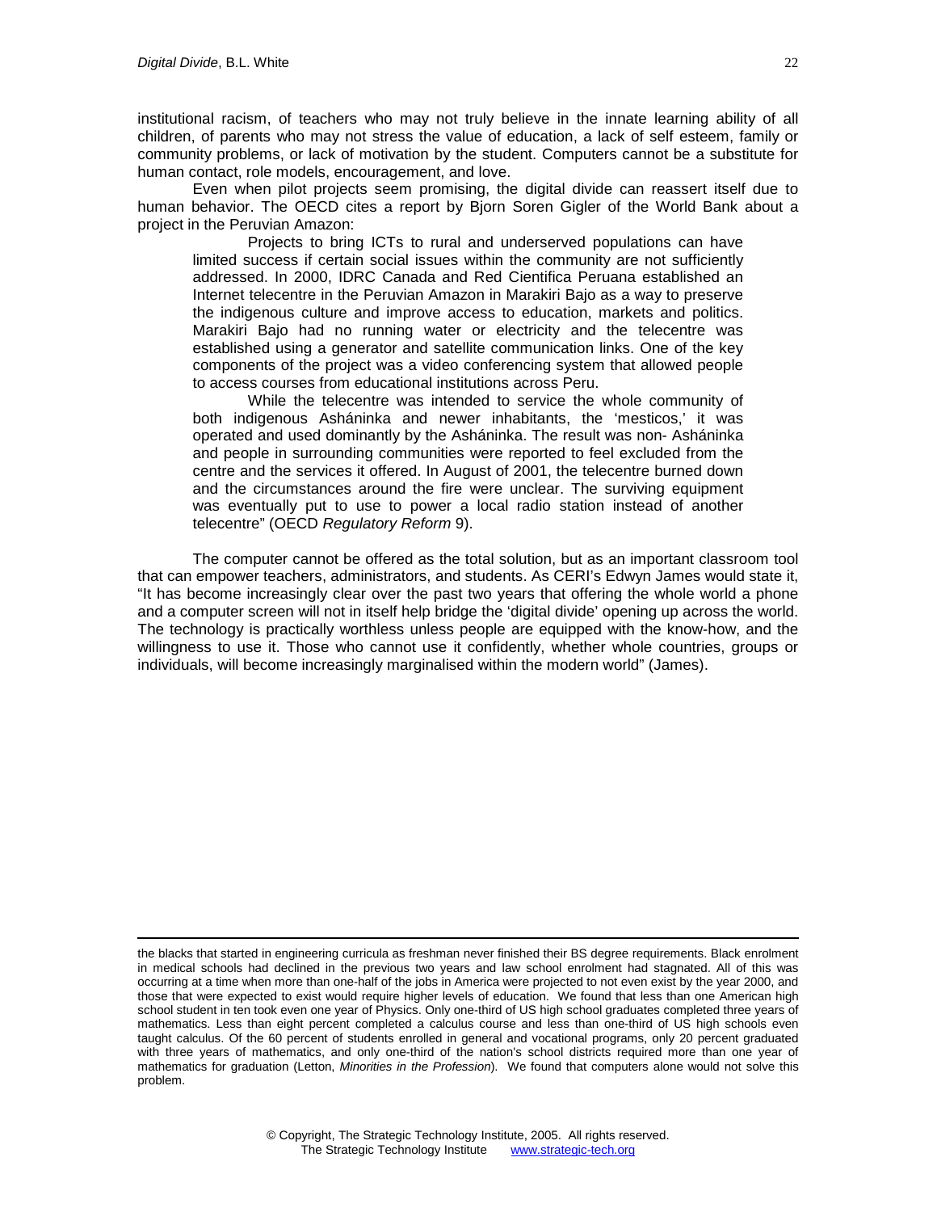institutional racism, of teachers who may not truly believe in the innate learning ability of all children, of parents who may not stress the value of education, a lack of self esteem, family or community problems, or lack of motivation by the student. Computers cannot be a substitute for human contact, role models, encouragement, and love.

Even when pilot projects seem promising, the digital divide can reassert itself due to human behavior. The OECD cites a report by Bjorn Soren Gigler of the World Bank about a project in the Peruvian Amazon:

> Projects to bring ICTs to rural and underserved populations can have limited success if certain social issues within the community are not sufficiently addressed. In 2000, IDRC Canada and Red Cientifica Peruana established an Internet telecentre in the Peruvian Amazon in Marakiri Bajo as a way to preserve the indigenous culture and improve access to education, markets and politics. Marakiri Bajo had no running water or electricity and the telecentre was established using a generator and satellite communication links. One of the key components of the project was a video conferencing system that allowed people to access courses from educational institutions across Peru.
>
> While the telecentre was intended to service the whole community of both indigenous Asháninka and newer inhabitants, the 'mesticos,' it was operated and used dominantly by the Asháninka. The result was non- Asháninka and people in surrounding communities were reported to feel excluded from the centre and the services it offered. In August of 2001, the telecentre burned down and the circumstances around the fire were unclear. The surviving equipment was eventually put to use to power a local radio station instead of another telecentre" (OECD *Regulatory Reform* 9).

The computer cannot be offered as the total solution, but as an important classroom tool that can empower teachers, administrators, and students. As CERI's Edwyn James would state it, "It has become increasingly clear over the past two years that offering the whole world a phone and a computer screen will not in itself help bridge the 'digital divide' opening up across the world. The technology is practically worthless unless people are equipped with the know-how, and the willingness to use it. Those who cannot use it confidently, whether whole countries, groups or individuals, will become increasingly marginalised within the modern world" (James).

---

the blacks that started in engineering curricula as freshman never finished their BS degree requirements. Black enrolment in medical schools had declined in the previous two years and law school enrolment had stagnated. All of this was occurring at a time when more than one-half of the jobs in America were projected to not even exist by the year 2000, and those that were expected to exist would require higher levels of education. We found that less than one American high school student in ten took even one year of Physics. Only one-third of US high school graduates completed three years of mathematics. Less than eight percent completed a calculus course and less than one-third of US high schools even taught calculus. Of the 60 percent of students enrolled in general and vocational programs, only 20 percent graduated with three years of mathematics, and only one-third of the nation's school districts required more than one year of mathematics for graduation (Letton, *Minorities in the Profession*). We found that computers alone would not solve this problem.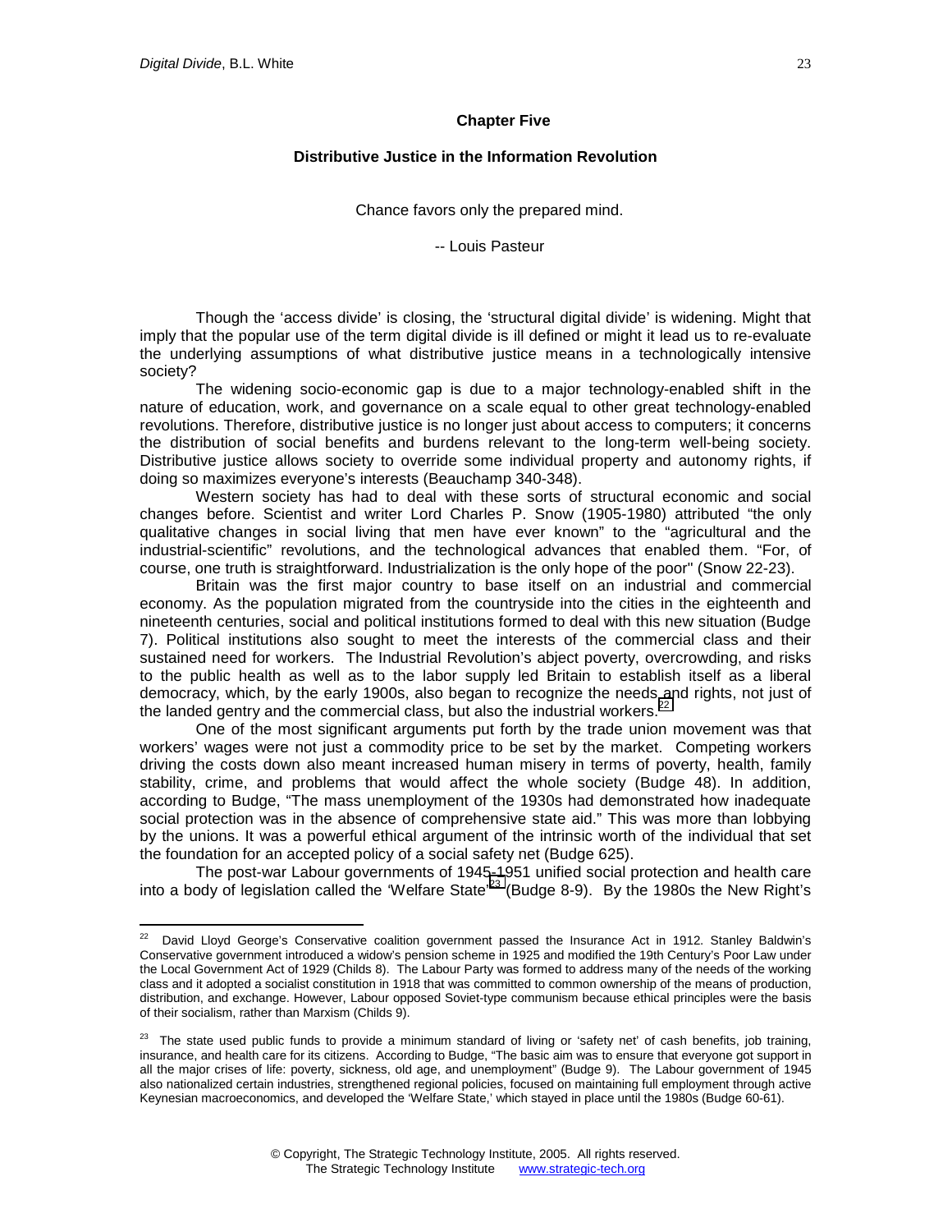## Chapter Five

### Distributive Justice in the Information Revolution

Chance favors only the prepared mind.

-- Louis Pasteur

Though the 'access divide' is closing, the 'structural digital divide' is widening. Might that imply that the popular use of the term digital divide is ill defined or might it lead us to re-evaluate the underlying assumptions of what distributive justice means in a technologically intensive society?

The widening socio-economic gap is due to a major technology-enabled shift in the nature of education, work, and governance on a scale equal to other great technology-enabled revolutions. Therefore, distributive justice is no longer just about access to computers; it concerns the distribution of social benefits and burdens relevant to the long-term well-being society. Distributive justice allows society to override some individual property and autonomy rights, if doing so maximizes everyone's interests (Beauchamp 340-348).

Western society has had to deal with these sorts of structural economic and social changes before. Scientist and writer Lord Charles P. Snow (1905-1980) attributed "the only qualitative changes in social living that men have ever known" to the "agricultural and the industrial-scientific" revolutions, and the technological advances that enabled them. "For, of course, one truth is straightforward. Industrialization is the only hope of the poor" (Snow 22-23).

Britain was the first major country to base itself on an industrial and commercial economy. As the population migrated from the countryside into the cities in the eighteenth and nineteenth centuries, social and political institutions formed to deal with this new situation (Budge 7). Political institutions also sought to meet the interests of the commercial class and their sustained need for workers. The Industrial Revolution's abject poverty, overcrowding, and risks to the public health as well as to the labor supply led Britain to establish itself as a liberal democracy, which, by the early 1900s, also began to recognize the needs and rights, not just of the landed gentry and the commercial class, but also the industrial workers.[22]

One of the most significant arguments put forth by the trade union movement was that workers' wages were not just a commodity price to be set by the market. Competing workers driving the costs down also meant increased human misery in terms of poverty, health, family stability, crime, and problems that would affect the whole society (Budge 48). In addition, according to Budge, "The mass unemployment of the 1930s had demonstrated how inadequate social protection was in the absence of comprehensive state aid." This was more than lobbying by the unions. It was a powerful ethical argument of the intrinsic worth of the individual that set the foundation for an accepted policy of a social safety net (Budge 625).

The post-war Labour governments of 1945-1951 unified social protection and health care into a body of legislation called the 'Welfare State'[23] (Budge 8-9). By the 1980s the New Right's

---

[22] David Lloyd George's Conservative coalition government passed the Insurance Act in 1912. Stanley Baldwin's Conservative government introduced a widow's pension scheme in 1925 and modified the 19th Century's Poor Law under the Local Government Act of 1929 (Childs 8). The Labour Party was formed to address many of the needs of the working class and it adopted a socialist constitution in 1918 that was committed to common ownership of the means of production, distribution, and exchange. However, Labour opposed Soviet-type communism because ethical principles were the basis of their socialism, rather than Marxism (Childs 9).

[23] The state used public funds to provide a minimum standard of living or 'safety net' of cash benefits, job training, insurance, and health care for its citizens. According to Budge, "The basic aim was to ensure that everyone got support in all the major crises of life: poverty, sickness, old age, and unemployment" (Budge 9). The Labour government of 1945 also nationalized certain industries, strengthened regional policies, focused on maintaining full employment through active Keynesian macroeconomics, and developed the 'Welfare State,' which stayed in place until the 1980s (Budge 60-61).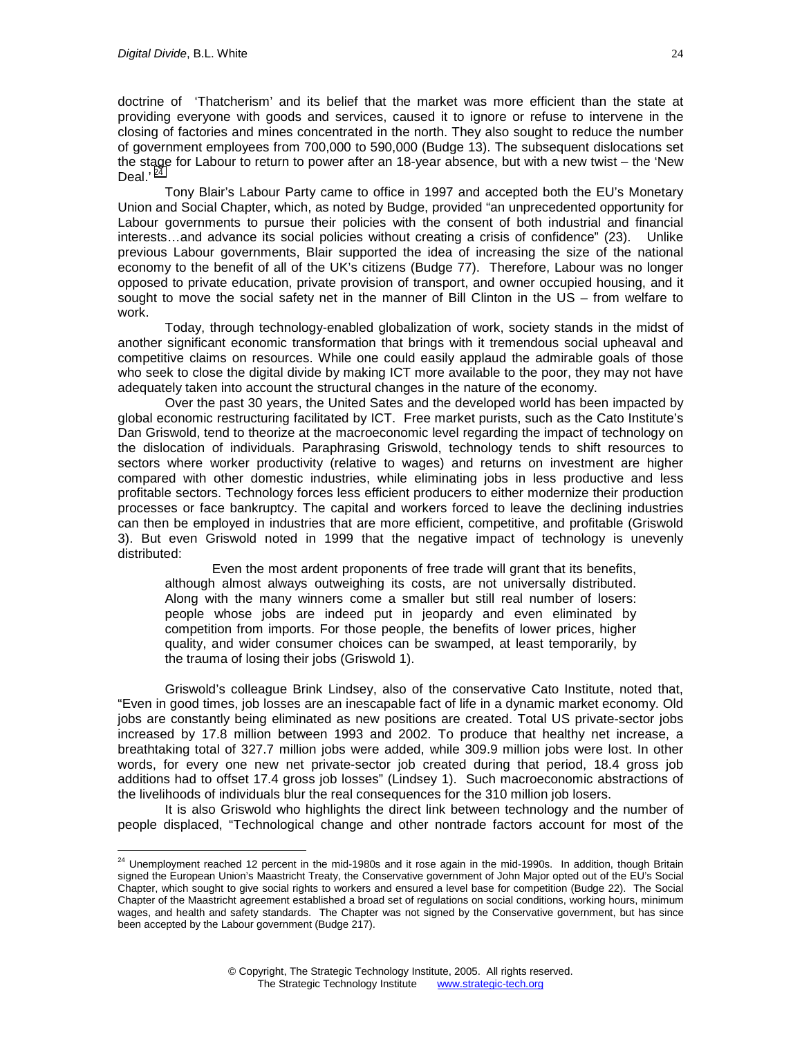doctrine of 'Thatcherism' and its belief that the market was more efficient than the state at providing everyone with goods and services, caused it to ignore or refuse to intervene in the closing of factories and mines concentrated in the north. They also sought to reduce the number of government employees from 700,000 to 590,000 (Budge 13). The subsequent dislocations set the stage for Labour to return to power after an 18-year absence, but with a new twist – the 'New Deal.' [24]

Tony Blair's Labour Party came to office in 1997 and accepted both the EU's Monetary Union and Social Chapter, which, as noted by Budge, provided "an unprecedented opportunity for Labour governments to pursue their policies with the consent of both industrial and financial interests…and advance its social policies without creating a crisis of confidence" (23). Unlike previous Labour governments, Blair supported the idea of increasing the size of the national economy to the benefit of all of the UK's citizens (Budge 77). Therefore, Labour was no longer opposed to private education, private provision of transport, and owner occupied housing, and it sought to move the social safety net in the manner of Bill Clinton in the US – from welfare to work.

Today, through technology-enabled globalization of work, society stands in the midst of another significant economic transformation that brings with it tremendous social upheaval and competitive claims on resources. While one could easily applaud the admirable goals of those who seek to close the digital divide by making ICT more available to the poor, they may not have adequately taken into account the structural changes in the nature of the economy.

Over the past 30 years, the United Sates and the developed world has been impacted by global economic restructuring facilitated by ICT. Free market purists, such as the Cato Institute's Dan Griswold, tend to theorize at the macroeconomic level regarding the impact of technology on the dislocation of individuals. Paraphrasing Griswold, technology tends to shift resources to sectors where worker productivity (relative to wages) and returns on investment are higher compared with other domestic industries, while eliminating jobs in less productive and less profitable sectors. Technology forces less efficient producers to either modernize their production processes or face bankruptcy. The capital and workers forced to leave the declining industries can then be employed in industries that are more efficient, competitive, and profitable (Griswold 3). But even Griswold noted in 1999 that the negative impact of technology is unevenly distributed:

> Even the most ardent proponents of free trade will grant that its benefits, although almost always outweighing its costs, are not universally distributed. Along with the many winners come a smaller but still real number of losers: people whose jobs are indeed put in jeopardy and even eliminated by competition from imports. For those people, the benefits of lower prices, higher quality, and wider consumer choices can be swamped, at least temporarily, by the trauma of losing their jobs (Griswold 1).

Griswold's colleague Brink Lindsey, also of the conservative Cato Institute, noted that, "Even in good times, job losses are an inescapable fact of life in a dynamic market economy. Old jobs are constantly being eliminated as new positions are created. Total US private-sector jobs increased by 17.8 million between 1993 and 2002. To produce that healthy net increase, a breathtaking total of 327.7 million jobs were added, while 309.9 million jobs were lost. In other words, for every one new net private-sector job created during that period, 18.4 gross job additions had to offset 17.4 gross job losses" (Lindsey 1). Such macroeconomic abstractions of the livelihoods of individuals blur the real consequences for the 310 million job losers.

It is also Griswold who highlights the direct link between technology and the number of people displaced, "Technological change and other nontrade factors account for most of the

---

[24] Unemployment reached 12 percent in the mid-1980s and it rose again in the mid-1990s. In addition, though Britain signed the European Union's Maastricht Treaty, the Conservative government of John Major opted out of the EU's Social Chapter, which sought to give social rights to workers and ensured a level base for competition (Budge 22). The Social Chapter of the Maastricht agreement established a broad set of regulations on social conditions, working hours, minimum wages, and health and safety standards. The Chapter was not signed by the Conservative government, but has since been accepted by the Labour government (Budge 217).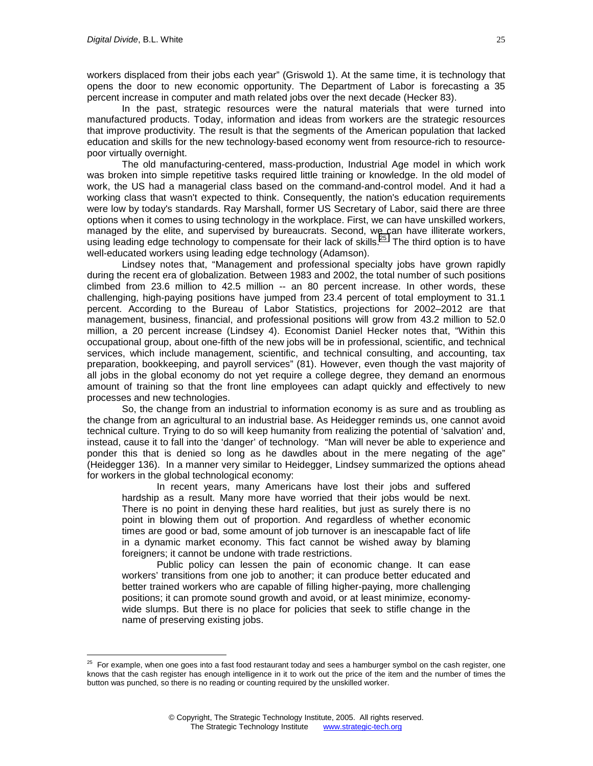workers displaced from their jobs each year" (Griswold 1). At the same time, it is technology that opens the door to new economic opportunity. The Department of Labor is forecasting a 35 percent increase in computer and math related jobs over the next decade (Hecker 83).

In the past, strategic resources were the natural materials that were turned into manufactured products. Today, information and ideas from workers are the strategic resources that improve productivity. The result is that the segments of the American population that lacked education and skills for the new technology-based economy went from resource-rich to resource-poor virtually overnight.

The old manufacturing-centered, mass-production, Industrial Age model in which work was broken into simple repetitive tasks required little training or knowledge. In the old model of work, the US had a managerial class based on the command-and-control model. And it had a working class that wasn't expected to think. Consequently, the nation's education requirements were low by today's standards. Ray Marshall, former US Secretary of Labor, said there are three options when it comes to using technology in the workplace. First, we can have unskilled workers, managed by the elite, and supervised by bureaucrats. Second, we can have illiterate workers, using leading edge technology to compensate for their lack of skills.[25] The third option is to have well-educated workers using leading edge technology (Adamson).

Lindsey notes that, "Management and professional specialty jobs have grown rapidly during the recent era of globalization. Between 1983 and 2002, the total number of such positions climbed from 23.6 million to 42.5 million -- an 80 percent increase. In other words, these challenging, high-paying positions have jumped from 23.4 percent of total employment to 31.1 percent. According to the Bureau of Labor Statistics, projections for 2002–2012 are that management, business, financial, and professional positions will grow from 43.2 million to 52.0 million, a 20 percent increase (Lindsey 4). Economist Daniel Hecker notes that, "Within this occupational group, about one-fifth of the new jobs will be in professional, scientific, and technical services, which include management, scientific, and technical consulting, and accounting, tax preparation, bookkeeping, and payroll services" (81). However, even though the vast majority of all jobs in the global economy do not yet require a college degree, they demand an enormous amount of training so that the front line employees can adapt quickly and effectively to new processes and new technologies.

So, the change from an industrial to information economy is as sure and as troubling as the change from an agricultural to an industrial base. As Heidegger reminds us, one cannot avoid technical culture. Trying to do so will keep humanity from realizing the potential of 'salvation' and, instead, cause it to fall into the 'danger' of technology. "Man will never be able to experience and ponder this that is denied so long as he dawdles about in the mere negating of the age" (Heidegger 136). In a manner very similar to Heidegger, Lindsey summarized the options ahead for workers in the global technological economy:

> In recent years, many Americans have lost their jobs and suffered hardship as a result. Many more have worried that their jobs would be next. There is no point in denying these hard realities, but just as surely there is no point in blowing them out of proportion. And regardless of whether economic times are good or bad, some amount of job turnover is an inescapable fact of life in a dynamic market economy. This fact cannot be wished away by blaming foreigners; it cannot be undone with trade restrictions.
>
> Public policy can lessen the pain of economic change. It can ease workers' transitions from one job to another; it can produce better educated and better trained workers who are capable of filling higher-paying, more challenging positions; it can promote sound growth and avoid, or at least minimize, economy-wide slumps. But there is no place for policies that seek to stifle change in the name of preserving existing jobs.

[25] For example, when one goes into a fast food restaurant today and sees a hamburger symbol on the cash register, one knows that the cash register has enough intelligence in it to work out the price of the item and the number of times the button was punched, so there is no reading or counting required by the unskilled worker.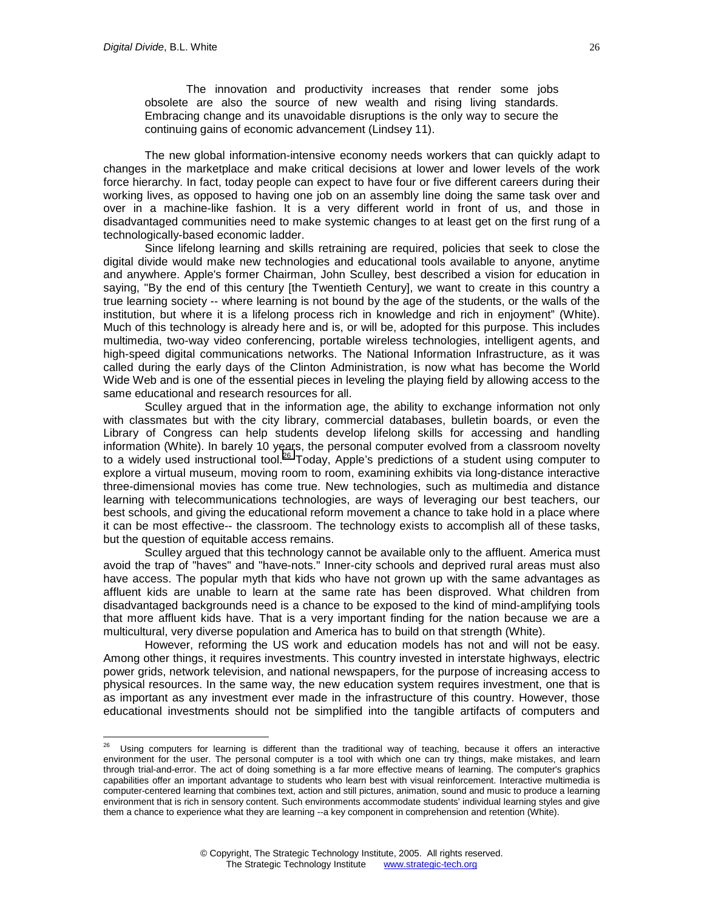> The innovation and productivity increases that render some jobs obsolete are also the source of new wealth and rising living standards. Embracing change and its unavoidable disruptions is the only way to secure the continuing gains of economic advancement (Lindsey 11).

The new global information-intensive economy needs workers that can quickly adapt to changes in the marketplace and make critical decisions at lower and lower levels of the work force hierarchy. In fact, today people can expect to have four or five different careers during their working lives, as opposed to having one job on an assembly line doing the same task over and over in a machine-like fashion. It is a very different world in front of us, and those in disadvantaged communities need to make systemic changes to at least get on the first rung of a technologically-based economic ladder.

Since lifelong learning and skills retraining are required, policies that seek to close the digital divide would make new technologies and educational tools available to anyone, anytime and anywhere. Apple's former Chairman, John Sculley, best described a vision for education in saying, "By the end of this century [the Twentieth Century], we want to create in this country a true learning society -- where learning is not bound by the age of the students, or the walls of the institution, but where it is a lifelong process rich in knowledge and rich in enjoyment" (White). Much of this technology is already here and is, or will be, adopted for this purpose. This includes multimedia, two-way video conferencing, portable wireless technologies, intelligent agents, and high-speed digital communications networks. The National Information Infrastructure, as it was called during the early days of the Clinton Administration, is now what has become the World Wide Web and is one of the essential pieces in leveling the playing field by allowing access to the same educational and research resources for all.

Sculley argued that in the information age, the ability to exchange information not only with classmates but with the city library, commercial databases, bulletin boards, or even the Library of Congress can help students develop lifelong skills for accessing and handling information (White). In barely 10 years, the personal computer evolved from a classroom novelty to a widely used instructional tool.[26] Today, Apple's predictions of a student using computer to explore a virtual museum, moving room to room, examining exhibits via long-distance interactive three-dimensional movies has come true. New technologies, such as multimedia and distance learning with telecommunications technologies, are ways of leveraging our best teachers, our best schools, and giving the educational reform movement a chance to take hold in a place where it can be most effective-- the classroom. The technology exists to accomplish all of these tasks, but the question of equitable access remains.

Sculley argued that this technology cannot be available only to the affluent. America must avoid the trap of "haves" and "have-nots." Inner-city schools and deprived rural areas must also have access. The popular myth that kids who have not grown up with the same advantages as affluent kids are unable to learn at the same rate has been disproved. What children from disadvantaged backgrounds need is a chance to be exposed to the kind of mind-amplifying tools that more affluent kids have. That is a very important finding for the nation because we are a multicultural, very diverse population and America has to build on that strength (White).

However, reforming the US work and education models has not and will not be easy. Among other things, it requires investments. This country invested in interstate highways, electric power grids, network television, and national newspapers, for the purpose of increasing access to physical resources. In the same way, the new education system requires investment, one that is as important as any investment ever made in the infrastructure of this country. However, those educational investments should not be simplified into the tangible artifacts of computers and

---

[26] Using computers for learning is different than the traditional way of teaching, because it offers an interactive environment for the user. The personal computer is a tool with which one can try things, make mistakes, and learn through trial-and-error. The act of doing something is a far more effective means of learning. The computer's graphics capabilities offer an important advantage to students who learn best with visual reinforcement. Interactive multimedia is computer-centered learning that combines text, action and still pictures, animation, sound and music to produce a learning environment that is rich in sensory content. Such environments accommodate students' individual learning styles and give them a chance to experience what they are learning --a key component in comprehension and retention (White).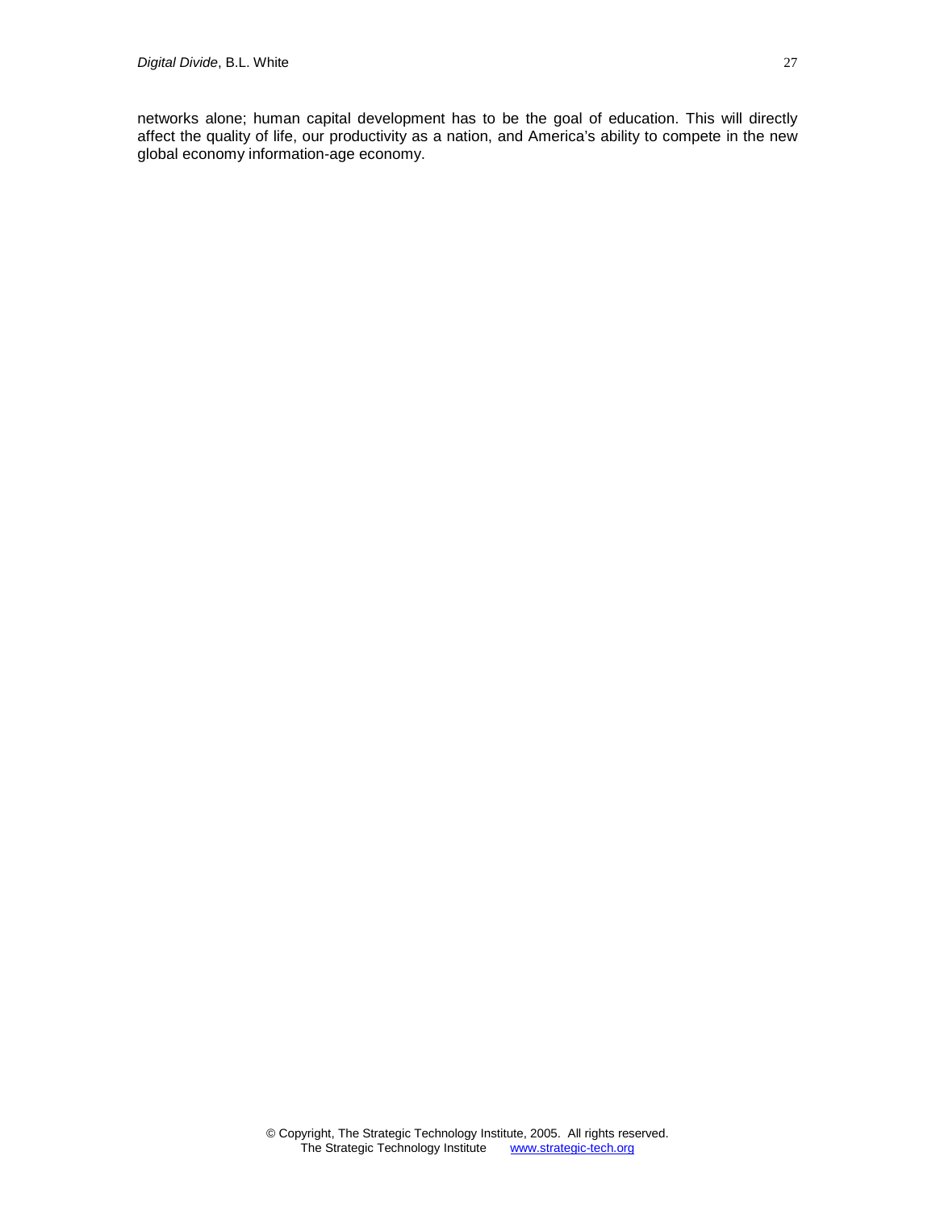networks alone; human capital development has to be the goal of education. This will directly affect the quality of life, our productivity as a nation, and America's ability to compete in the new global economy information-age economy.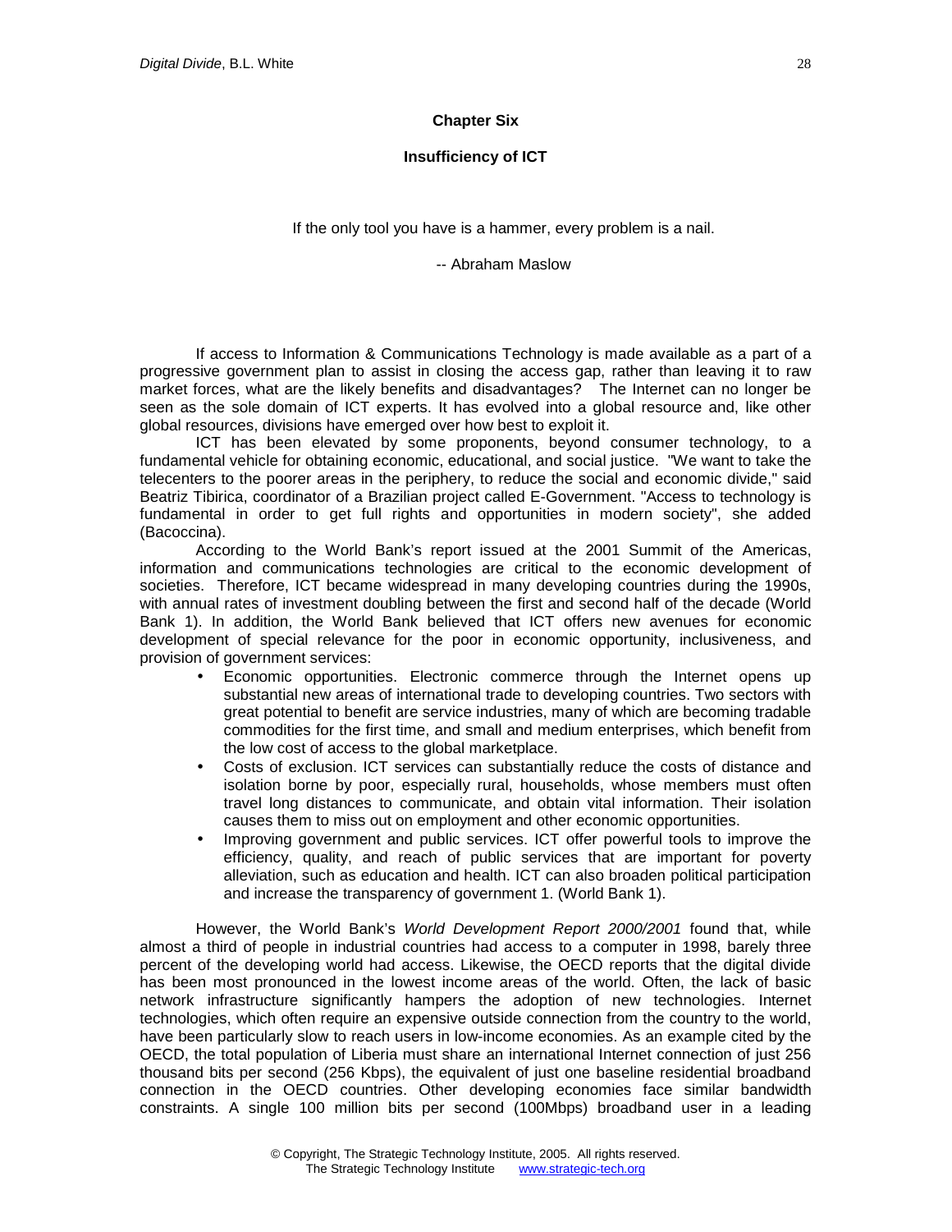# Chapter Six

## Insufficiency of ICT

If the only tool you have is a hammer, every problem is a nail.

-- Abraham Maslow

If access to Information & Communications Technology is made available as a part of a progressive government plan to assist in closing the access gap, rather than leaving it to raw market forces, what are the likely benefits and disadvantages? The Internet can no longer be seen as the sole domain of ICT experts. It has evolved into a global resource and, like other global resources, divisions have emerged over how best to exploit it.

ICT has been elevated by some proponents, beyond consumer technology, to a fundamental vehicle for obtaining economic, educational, and social justice. "We want to take the telecenters to the poorer areas in the periphery, to reduce the social and economic divide," said Beatriz Tibirica, coordinator of a Brazilian project called E-Government. "Access to technology is fundamental in order to get full rights and opportunities in modern society", she added (Bacoccina).

According to the World Bank's report issued at the 2001 Summit of the Americas, information and communications technologies are critical to the economic development of societies. Therefore, ICT became widespread in many developing countries during the 1990s, with annual rates of investment doubling between the first and second half of the decade (World Bank 1). In addition, the World Bank believed that ICT offers new avenues for economic development of special relevance for the poor in economic opportunity, inclusiveness, and provision of government services:

- Economic opportunities. Electronic commerce through the Internet opens up substantial new areas of international trade to developing countries. Two sectors with great potential to benefit are service industries, many of which are becoming tradable commodities for the first time, and small and medium enterprises, which benefit from the low cost of access to the global marketplace.
- Costs of exclusion. ICT services can substantially reduce the costs of distance and isolation borne by poor, especially rural, households, whose members must often travel long distances to communicate, and obtain vital information. Their isolation causes them to miss out on employment and other economic opportunities.
- Improving government and public services. ICT offer powerful tools to improve the efficiency, quality, and reach of public services that are important for poverty alleviation, such as education and health. ICT can also broaden political participation and increase the transparency of government 1. (World Bank 1).

However, the World Bank's *World Development Report 2000/2001* found that, while almost a third of people in industrial countries had access to a computer in 1998, barely three percent of the developing world had access. Likewise, the OECD reports that the digital divide has been most pronounced in the lowest income areas of the world. Often, the lack of basic network infrastructure significantly hampers the adoption of new technologies. Internet technologies, which often require an expensive outside connection from the country to the world, have been particularly slow to reach users in low-income economies. As an example cited by the OECD, the total population of Liberia must share an international Internet connection of just 256 thousand bits per second (256 Kbps), the equivalent of just one baseline residential broadband connection in the OECD countries. Other developing economies face similar bandwidth constraints. A single 100 million bits per second (100Mbps) broadband user in a leading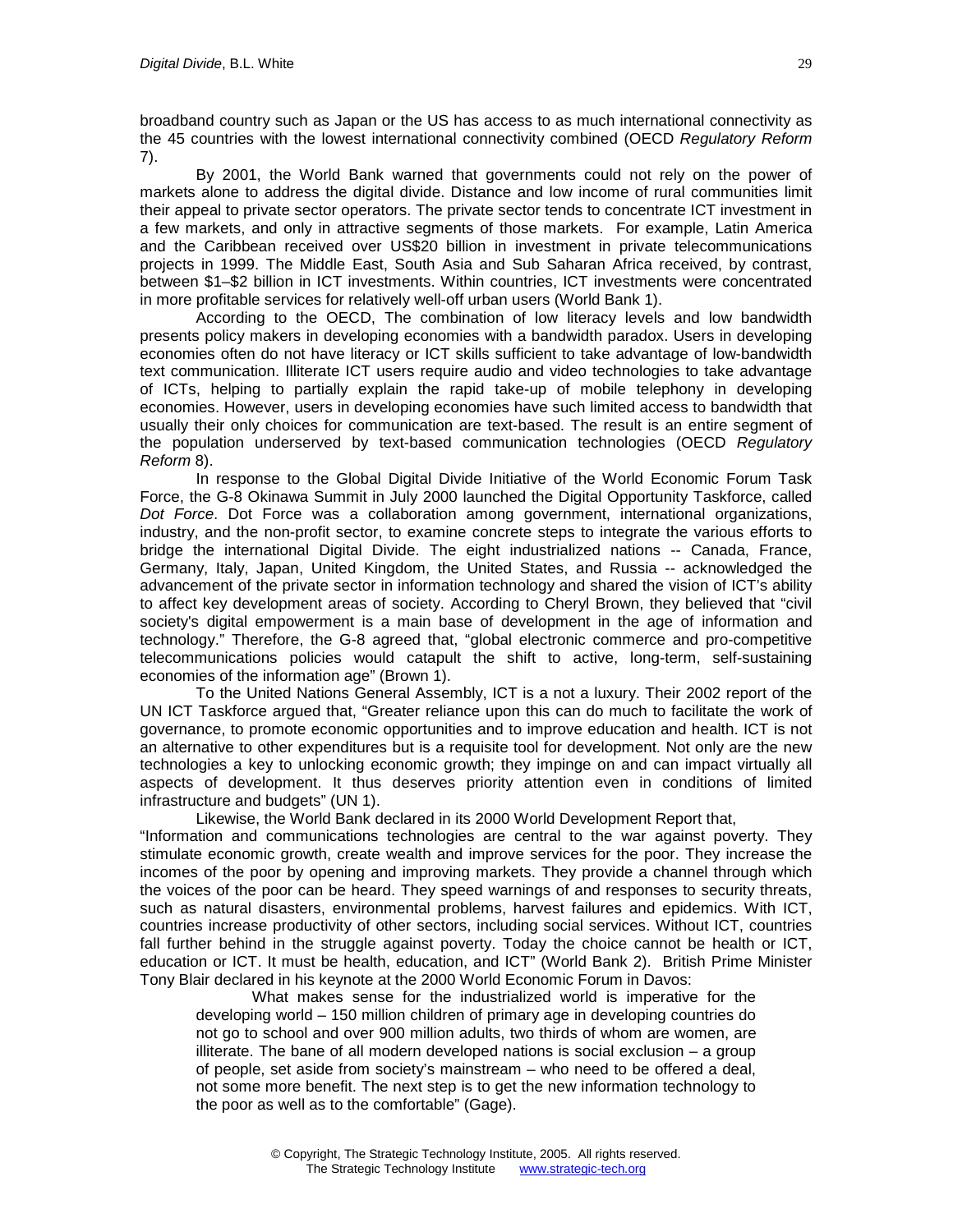broadband country such as Japan or the US has access to as much international connectivity as the 45 countries with the lowest international connectivity combined (OECD *Regulatory Reform* 7).

By 2001, the World Bank warned that governments could not rely on the power of markets alone to address the digital divide. Distance and low income of rural communities limit their appeal to private sector operators. The private sector tends to concentrate ICT investment in a few markets, and only in attractive segments of those markets. For example, Latin America and the Caribbean received over US$20 billion in investment in private telecommunications projects in 1999. The Middle East, South Asia and Sub Saharan Africa received, by contrast, between $1–$2 billion in ICT investments. Within countries, ICT investments were concentrated in more profitable services for relatively well-off urban users (World Bank 1).

According to the OECD, The combination of low literacy levels and low bandwidth presents policy makers in developing economies with a bandwidth paradox. Users in developing economies often do not have literacy or ICT skills sufficient to take advantage of low-bandwidth text communication. Illiterate ICT users require audio and video technologies to take advantage of ICTs, helping to partially explain the rapid take-up of mobile telephony in developing economies. However, users in developing economies have such limited access to bandwidth that usually their only choices for communication are text-based. The result is an entire segment of the population underserved by text-based communication technologies (OECD *Regulatory Reform* 8).

In response to the Global Digital Divide Initiative of the World Economic Forum Task Force, the G-8 Okinawa Summit in July 2000 launched the Digital Opportunity Taskforce, called *Dot Force*. Dot Force was a collaboration among government, international organizations, industry, and the non-profit sector, to examine concrete steps to integrate the various efforts to bridge the international Digital Divide. The eight industrialized nations -- Canada, France, Germany, Italy, Japan, United Kingdom, the United States, and Russia -- acknowledged the advancement of the private sector in information technology and shared the vision of ICT's ability to affect key development areas of society. According to Cheryl Brown, they believed that "civil society's digital empowerment is a main base of development in the age of information and technology." Therefore, the G-8 agreed that, "global electronic commerce and pro-competitive telecommunications policies would catapult the shift to active, long-term, self-sustaining economies of the information age" (Brown 1).

To the United Nations General Assembly, ICT is a not a luxury. Their 2002 report of the UN ICT Taskforce argued that, "Greater reliance upon this can do much to facilitate the work of governance, to promote economic opportunities and to improve education and health. ICT is not an alternative to other expenditures but is a requisite tool for development. Not only are the new technologies a key to unlocking economic growth; they impinge on and can impact virtually all aspects of development. It thus deserves priority attention even in conditions of limited infrastructure and budgets" (UN 1).

Likewise, the World Bank declared in its 2000 World Development Report that, "Information and communications technologies are central to the war against poverty. They stimulate economic growth, create wealth and improve services for the poor. They increase the incomes of the poor by opening and improving markets. They provide a channel through which the voices of the poor can be heard. They speed warnings of and responses to security threats, such as natural disasters, environmental problems, harvest failures and epidemics. With ICT, countries increase productivity of other sectors, including social services. Without ICT, countries fall further behind in the struggle against poverty. Today the choice cannot be health or ICT, education or ICT. It must be health, education, and ICT" (World Bank 2). British Prime Minister Tony Blair declared in his keynote at the 2000 World Economic Forum in Davos:

> What makes sense for the industrialized world is imperative for the developing world – 150 million children of primary age in developing countries do not go to school and over 900 million adults, two thirds of whom are women, are illiterate. The bane of all modern developed nations is social exclusion – a group of people, set aside from society's mainstream – who need to be offered a deal, not some more benefit. The next step is to get the new information technology to the poor as well as to the comfortable" (Gage).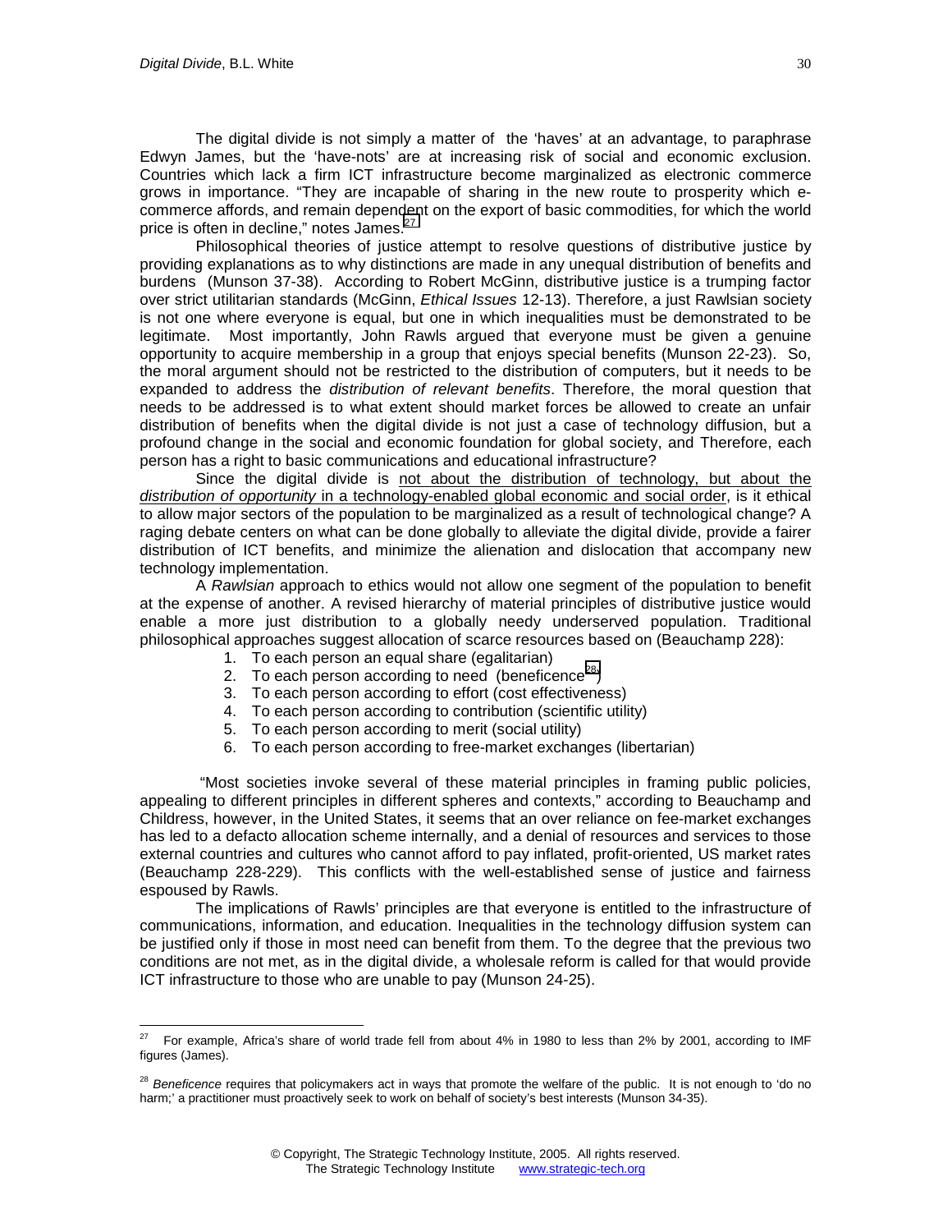The digital divide is not simply a matter of the 'haves' at an advantage, to paraphrase Edwyn James, but the 'have-nots' are at increasing risk of social and economic exclusion. Countries which lack a firm ICT infrastructure become marginalized as electronic commerce grows in importance. "They are incapable of sharing in the new route to prosperity which e-commerce affords, and remain dependent on the export of basic commodities, for which the world price is often in decline," notes James.[27]

Philosophical theories of justice attempt to resolve questions of distributive justice by providing explanations as to why distinctions are made in any unequal distribution of benefits and burdens (Munson 37-38). According to Robert McGinn, distributive justice is a trumping factor over strict utilitarian standards (McGinn, *Ethical Issues* 12-13). Therefore, a just Rawlsian society is not one where everyone is equal, but one in which inequalities must be demonstrated to be legitimate. Most importantly, John Rawls argued that everyone must be given a genuine opportunity to acquire membership in a group that enjoys special benefits (Munson 22-23). So, the moral argument should not be restricted to the distribution of computers, but it needs to be expanded to address the *distribution of relevant benefits*. Therefore, the moral question that needs to be addressed is to what extent should market forces be allowed to create an unfair distribution of benefits when the digital divide is not just a case of technology diffusion, but a profound change in the social and economic foundation for global society, and Therefore, each person has a right to basic communications and educational infrastructure?

Since the digital divide is <u>not about the distribution of technology, but about the *distribution of opportunity* in a technology-enabled global economic and social order</u>, is it ethical to allow major sectors of the population to be marginalized as a result of technological change? A raging debate centers on what can be done globally to alleviate the digital divide, provide a fairer distribution of ICT benefits, and minimize the alienation and dislocation that accompany new technology implementation.

A *Rawlsian* approach to ethics would not allow one segment of the population to benefit at the expense of another. A revised hierarchy of material principles of distributive justice would enable a more just distribution to a globally needy underserved population. Traditional philosophical approaches suggest allocation of scarce resources based on (Beauchamp 228):

1. To each person an equal share (egalitarian)
2. To each person according to need (beneficence[28])
3. To each person according to effort (cost effectiveness)
4. To each person according to contribution (scientific utility)
5. To each person according to merit (social utility)
6. To each person according to free-market exchanges (libertarian)

"Most societies invoke several of these material principles in framing public policies, appealing to different principles in different spheres and contexts," according to Beauchamp and Childress, however, in the United States, it seems that an over reliance on fee-market exchanges has led to a defacto allocation scheme internally, and a denial of resources and services to those external countries and cultures who cannot afford to pay inflated, profit-oriented, US market rates (Beauchamp 228-229). This conflicts with the well-established sense of justice and fairness espoused by Rawls.

The implications of Rawls' principles are that everyone is entitled to the infrastructure of communications, information, and education. Inequalities in the technology diffusion system can be justified only if those in most need can benefit from them. To the degree that the previous two conditions are not met, as in the digital divide, a wholesale reform is called for that would provide ICT infrastructure to those who are unable to pay (Munson 24-25).

---

[27] For example, Africa's share of world trade fell from about 4% in 1980 to less than 2% by 2001, according to IMF figures (James).

[28] *Beneficence* requires that policymakers act in ways that promote the welfare of the public. It is not enough to 'do no harm;' a practitioner must proactively seek to work on behalf of society's best interests (Munson 34-35).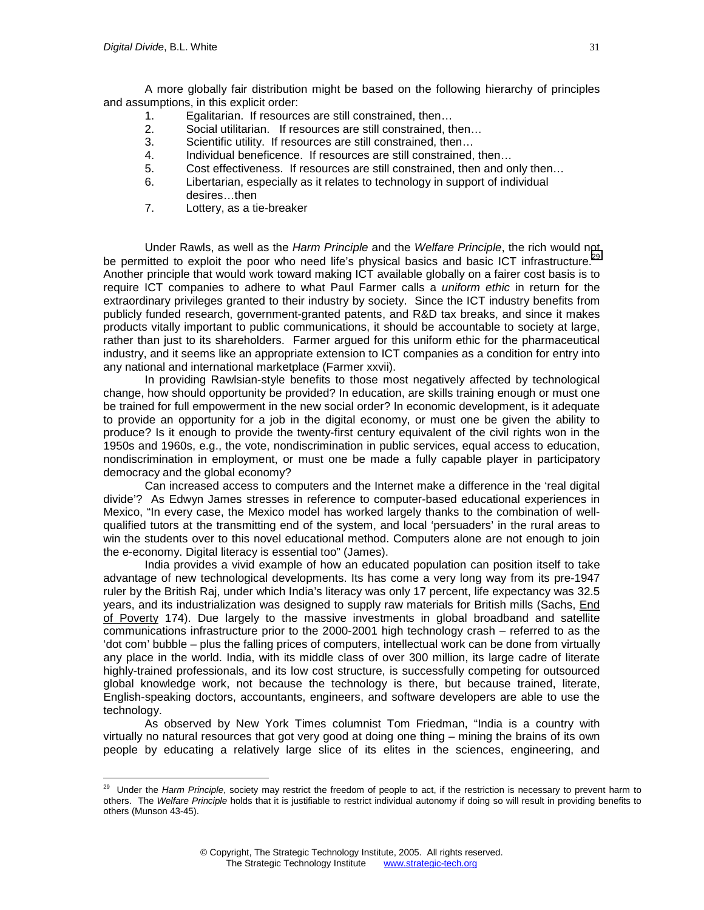A more globally fair distribution might be based on the following hierarchy of principles and assumptions, in this explicit order:

1. Egalitarian. If resources are still constrained, then…
2. Social utilitarian. If resources are still constrained, then…
3. Scientific utility. If resources are still constrained, then…
4. Individual beneficence. If resources are still constrained, then…
5. Cost effectiveness. If resources are still constrained, then and only then…
6. Libertarian, especially as it relates to technology in support of individual desires…then
7. Lottery, as a tie-breaker

Under Rawls, as well as the *Harm Principle* and the *Welfare Principle*, the rich would not be permitted to exploit the poor who need life's physical basics and basic ICT infrastructure.[29] Another principle that would work toward making ICT available globally on a fairer cost basis is to require ICT companies to adhere to what Paul Farmer calls a *uniform ethic* in return for the extraordinary privileges granted to their industry by society. Since the ICT industry benefits from publicly funded research, government-granted patents, and R&D tax breaks, and since it makes products vitally important to public communications, it should be accountable to society at large, rather than just to its shareholders. Farmer argued for this uniform ethic for the pharmaceutical industry, and it seems like an appropriate extension to ICT companies as a condition for entry into any national and international marketplace (Farmer xxvii).

In providing Rawlsian-style benefits to those most negatively affected by technological change, how should opportunity be provided? In education, are skills training enough or must one be trained for full empowerment in the new social order? In economic development, is it adequate to provide an opportunity for a job in the digital economy, or must one be given the ability to produce? Is it enough to provide the twenty-first century equivalent of the civil rights won in the 1950s and 1960s, e.g., the vote, nondiscrimination in public services, equal access to education, nondiscrimination in employment, or must one be made a fully capable player in participatory democracy and the global economy?

Can increased access to computers and the Internet make a difference in the 'real digital divide'? As Edwyn James stresses in reference to computer-based educational experiences in Mexico, "In every case, the Mexico model has worked largely thanks to the combination of well-qualified tutors at the transmitting end of the system, and local 'persuaders' in the rural areas to win the students over to this novel educational method. Computers alone are not enough to join the e-economy. Digital literacy is essential too" (James).

India provides a vivid example of how an educated population can position itself to take advantage of new technological developments. Its has come a very long way from its pre-1947 ruler by the British Raj, under which India's literacy was only 17 percent, life expectancy was 32.5 years, and its industrialization was designed to supply raw materials for British mills (Sachs, End of Poverty 174). Due largely to the massive investments in global broadband and satellite communications infrastructure prior to the 2000-2001 high technology crash – referred to as the 'dot com' bubble – plus the falling prices of computers, intellectual work can be done from virtually any place in the world. India, with its middle class of over 300 million, its large cadre of literate highly-trained professionals, and its low cost structure, is successfully competing for outsourced global knowledge work, not because the technology is there, but because trained, literate, English-speaking doctors, accountants, engineers, and software developers are able to use the technology.

As observed by New York Times columnist Tom Friedman, "India is a country with virtually no natural resources that got very good at doing one thing – mining the brains of its own people by educating a relatively large slice of its elites in the sciences, engineering, and

---

[29] Under the *Harm Principle*, society may restrict the freedom of people to act, if the restriction is necessary to prevent harm to others. The *Welfare Principle* holds that it is justifiable to restrict individual autonomy if doing so will result in providing benefits to others (Munson 43-45).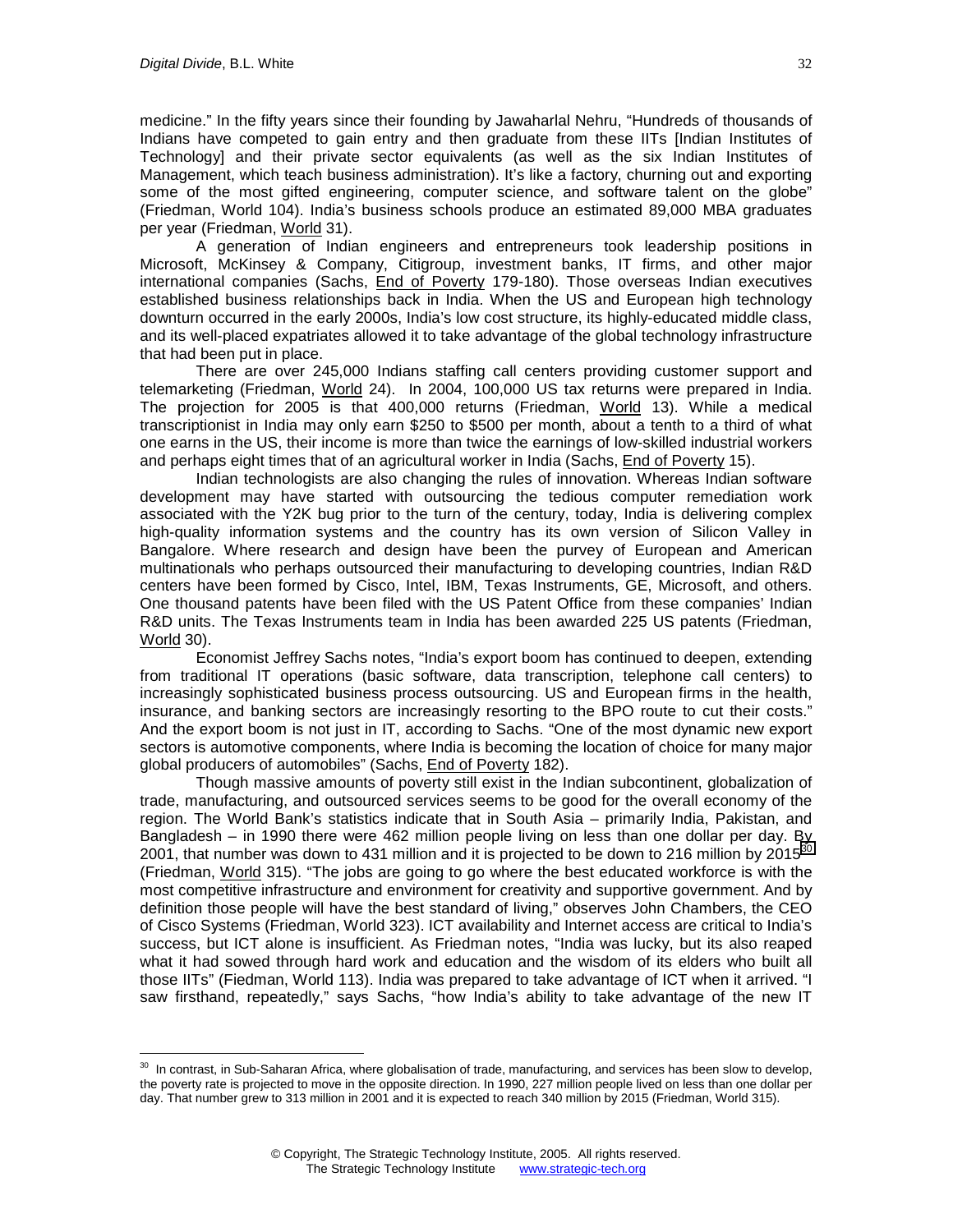medicine." In the fifty years since their founding by Jawaharlal Nehru, "Hundreds of thousands of Indians have competed to gain entry and then graduate from these IITs [Indian Institutes of Technology] and their private sector equivalents (as well as the six Indian Institutes of Management, which teach business administration). It's like a factory, churning out and exporting some of the most gifted engineering, computer science, and software talent on the globe" (Friedman, World 104). India's business schools produce an estimated 89,000 MBA graduates per year (Friedman, World 31).

A generation of Indian engineers and entrepreneurs took leadership positions in Microsoft, McKinsey & Company, Citigroup, investment banks, IT firms, and other major international companies (Sachs, End of Poverty 179-180). Those overseas Indian executives established business relationships back in India. When the US and European high technology downturn occurred in the early 2000s, India's low cost structure, its highly-educated middle class, and its well-placed expatriates allowed it to take advantage of the global technology infrastructure that had been put in place.

There are over 245,000 Indians staffing call centers providing customer support and telemarketing (Friedman, World 24). In 2004, 100,000 US tax returns were prepared in India. The projection for 2005 is that 400,000 returns (Friedman, World 13). While a medical transcriptionist in India may only earn $250 to $500 per month, about a tenth to a third of what one earns in the US, their income is more than twice the earnings of low-skilled industrial workers and perhaps eight times that of an agricultural worker in India (Sachs, End of Poverty 15).

Indian technologists are also changing the rules of innovation. Whereas Indian software development may have started with outsourcing the tedious computer remediation work associated with the Y2K bug prior to the turn of the century, today, India is delivering complex high-quality information systems and the country has its own version of Silicon Valley in Bangalore. Where research and design have been the purvey of European and American multinationals who perhaps outsourced their manufacturing to developing countries, Indian R&D centers have been formed by Cisco, Intel, IBM, Texas Instruments, GE, Microsoft, and others. One thousand patents have been filed with the US Patent Office from these companies' Indian R&D units. The Texas Instruments team in India has been awarded 225 US patents (Friedman, World 30).

Economist Jeffrey Sachs notes, "India's export boom has continued to deepen, extending from traditional IT operations (basic software, data transcription, telephone call centers) to increasingly sophisticated business process outsourcing. US and European firms in the health, insurance, and banking sectors are increasingly resorting to the BPO route to cut their costs." And the export boom is not just in IT, according to Sachs. "One of the most dynamic new export sectors is automotive components, where India is becoming the location of choice for many major global producers of automobiles" (Sachs, End of Poverty 182).

Though massive amounts of poverty still exist in the Indian subcontinent, globalization of trade, manufacturing, and outsourced services seems to be good for the overall economy of the region. The World Bank's statistics indicate that in South Asia – primarily India, Pakistan, and Bangladesh – in 1990 there were 462 million people living on less than one dollar per day. By 2001, that number was down to 431 million and it is projected to be down to 216 million by 2015[30] (Friedman, World 315). "The jobs are going to go where the best educated workforce is with the most competitive infrastructure and environment for creativity and supportive government. And by definition those people will have the best standard of living," observes John Chambers, the CEO of Cisco Systems (Friedman, World 323). ICT availability and Internet access are critical to India's success, but ICT alone is insufficient. As Friedman notes, "India was lucky, but its also reaped what it had sowed through hard work and education and the wisdom of its elders who built all those IITs" (Fiedman, World 113). India was prepared to take advantage of ICT when it arrived. "I saw firsthand, repeatedly," says Sachs, "how India's ability to take advantage of the new IT

[30] In contrast, in Sub-Saharan Africa, where globalisation of trade, manufacturing, and services has been slow to develop, the poverty rate is projected to move in the opposite direction. In 1990, 227 million people lived on less than one dollar per day. That number grew to 313 million in 2001 and it is expected to reach 340 million by 2015 (Friedman, World 315).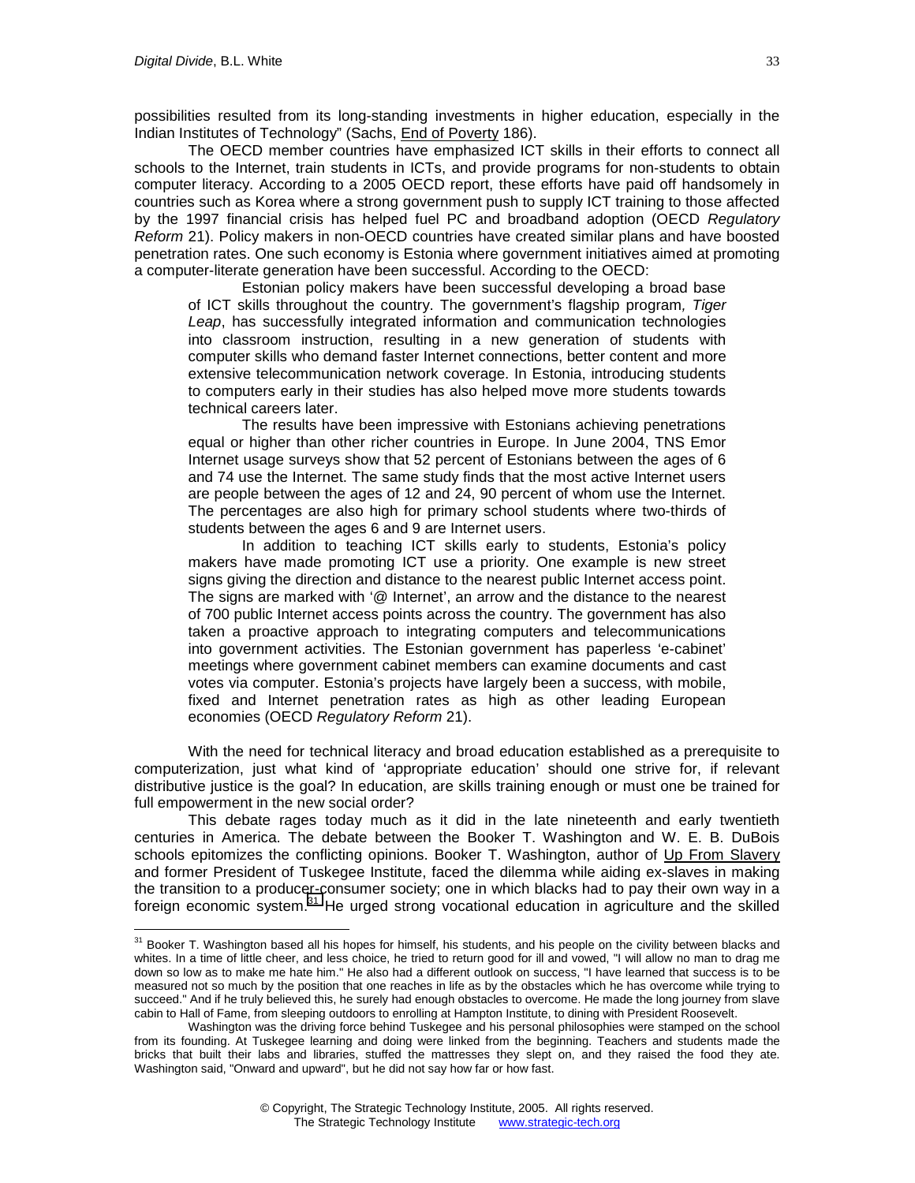possibilities resulted from its long-standing investments in higher education, especially in the Indian Institutes of Technology" (Sachs, End of Poverty 186).

The OECD member countries have emphasized ICT skills in their efforts to connect all schools to the Internet, train students in ICTs, and provide programs for non-students to obtain computer literacy. According to a 2005 OECD report, these efforts have paid off handsomely in countries such as Korea where a strong government push to supply ICT training to those affected by the 1997 financial crisis has helped fuel PC and broadband adoption (OECD *Regulatory Reform* 21). Policy makers in non-OECD countries have created similar plans and have boosted penetration rates. One such economy is Estonia where government initiatives aimed at promoting a computer-literate generation have been successful. According to the OECD:

> Estonian policy makers have been successful developing a broad base of ICT skills throughout the country. The government's flagship program, *Tiger Leap*, has successfully integrated information and communication technologies into classroom instruction, resulting in a new generation of students with computer skills who demand faster Internet connections, better content and more extensive telecommunication network coverage. In Estonia, introducing students to computers early in their studies has also helped move more students towards technical careers later.
>
> The results have been impressive with Estonians achieving penetrations equal or higher than other richer countries in Europe. In June 2004, TNS Emor Internet usage surveys show that 52 percent of Estonians between the ages of 6 and 74 use the Internet. The same study finds that the most active Internet users are people between the ages of 12 and 24, 90 percent of whom use the Internet. The percentages are also high for primary school students where two-thirds of students between the ages 6 and 9 are Internet users.
>
> In addition to teaching ICT skills early to students, Estonia's policy makers have made promoting ICT use a priority. One example is new street signs giving the direction and distance to the nearest public Internet access point. The signs are marked with '@ Internet', an arrow and the distance to the nearest of 700 public Internet access points across the country. The government has also taken a proactive approach to integrating computers and telecommunications into government activities. The Estonian government has paperless 'e-cabinet' meetings where government cabinet members can examine documents and cast votes via computer. Estonia's projects have largely been a success, with mobile, fixed and Internet penetration rates as high as other leading European economies (OECD *Regulatory Reform* 21).

With the need for technical literacy and broad education established as a prerequisite to computerization, just what kind of 'appropriate education' should one strive for, if relevant distributive justice is the goal? In education, are skills training enough or must one be trained for full empowerment in the new social order?

This debate rages today much as it did in the late nineteenth and early twentieth centuries in America. The debate between the Booker T. Washington and W. E. B. DuBois schools epitomizes the conflicting opinions. Booker T. Washington, author of Up From Slavery and former President of Tuskegee Institute, faced the dilemma while aiding ex-slaves in making the transition to a producer-consumer society; one in which blacks had to pay their own way in a foreign economic system.[31] He urged strong vocational education in agriculture and the skilled

---

[31] Booker T. Washington based all his hopes for himself, his students, and his people on the civility between blacks and whites. In a time of little cheer, and less choice, he tried to return good for ill and vowed, "I will allow no man to drag me down so low as to make me hate him." He also had a different outlook on success, "I have learned that success is to be measured not so much by the position that one reaches in life as by the obstacles which he has overcome while trying to succeed." And if he truly believed this, he surely had enough obstacles to overcome. He made the long journey from slave cabin to Hall of Fame, from sleeping outdoors to enrolling at Hampton Institute, to dining with President Roosevelt.

Washington was the driving force behind Tuskegee and his personal philosophies were stamped on the school from its founding. At Tuskegee learning and doing were linked from the beginning. Teachers and students made the bricks that built their labs and libraries, stuffed the mattresses they slept on, and they raised the food they ate. Washington said, "Onward and upward", but he did not say how far or how fast.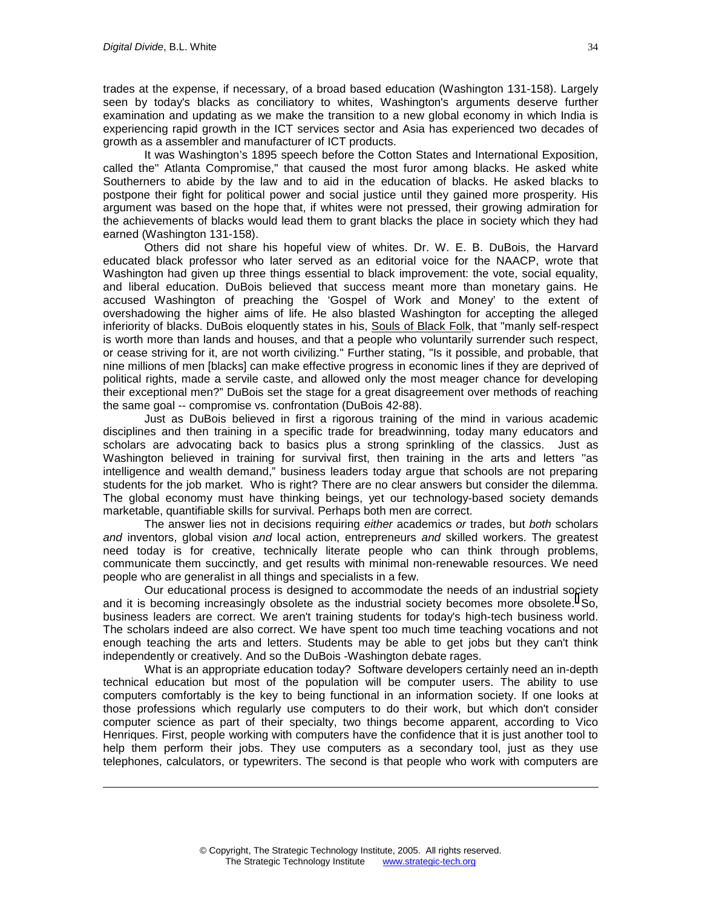trades at the expense, if necessary, of a broad based education (Washington 131-158). Largely seen by today's blacks as conciliatory to whites, Washington's arguments deserve further examination and updating as we make the transition to a new global economy in which India is experiencing rapid growth in the ICT services sector and Asia has experienced two decades of growth as a assembler and manufacturer of ICT products.

It was Washington's 1895 speech before the Cotton States and International Exposition, called the" Atlanta Compromise," that caused the most furor among blacks. He asked white Southerners to abide by the law and to aid in the education of blacks. He asked blacks to postpone their fight for political power and social justice until they gained more prosperity. His argument was based on the hope that, if whites were not pressed, their growing admiration for the achievements of blacks would lead them to grant blacks the place in society which they had earned (Washington 131-158).

Others did not share his hopeful view of whites. Dr. W. E. B. DuBois, the Harvard educated black professor who later served as an editorial voice for the NAACP, wrote that Washington had given up three things essential to black improvement: the vote, social equality, and liberal education. DuBois believed that success meant more than monetary gains. He accused Washington of preaching the 'Gospel of Work and Money' to the extent of overshadowing the higher aims of life. He also blasted Washington for accepting the alleged inferiority of blacks. DuBois eloquently states in his, Souls of Black Folk, that "manly self-respect is worth more than lands and houses, and that a people who voluntarily surrender such respect, or cease striving for it, are not worth civilizing." Further stating, "Is it possible, and probable, that nine millions of men [blacks] can make effective progress in economic lines if they are deprived of political rights, made a servile caste, and allowed only the most meager chance for developing their exceptional men?" DuBois set the stage for a great disagreement over methods of reaching the same goal -- compromise vs. confrontation (DuBois 42-88).

Just as DuBois believed in first a rigorous training of the mind in various academic disciplines and then training in a specific trade for breadwinning, today many educators and scholars are advocating back to basics plus a strong sprinkling of the classics. Just as Washington believed in training for survival first, then training in the arts and letters "as intelligence and wealth demand," business leaders today argue that schools are not preparing students for the job market. Who is right? There are no clear answers but consider the dilemma. The global economy must have thinking beings, yet our technology-based society demands marketable, quantifiable skills for survival. Perhaps both men are correct.

The answer lies not in decisions requiring *either* academics *or* trades, but *both* scholars *and* inventors, global vision *and* local action, entrepreneurs *and* skilled workers. The greatest need today is for creative, technically literate people who can think through problems, communicate them succinctly, and get results with minimal non-renewable resources. We need people who are generalist in all things and specialists in a few.

Our educational process is designed to accommodate the needs of an industrial society and it is becoming increasingly obsolete as the industrial society becomes more obsolete. So, business leaders are correct. We aren't training students for today's high-tech business world. The scholars indeed are also correct. We have spent too much time teaching vocations and not enough teaching the arts and letters. Students may be able to get jobs but they can't think independently or creatively. And so the DuBois -Washington debate rages.

What is an appropriate education today? Software developers certainly need an in-depth technical education but most of the population will be computer users. The ability to use computers comfortably is the key to being functional in an information society. If one looks at those professions which regularly use computers to do their work, but which don't consider computer science as part of their specialty, two things become apparent, according to Vico Henriques. First, people working with computers have the confidence that it is just another tool to help them perform their jobs. They use computers as a secondary tool, just as they use telephones, calculators, or typewriters. The second is that people who work with computers are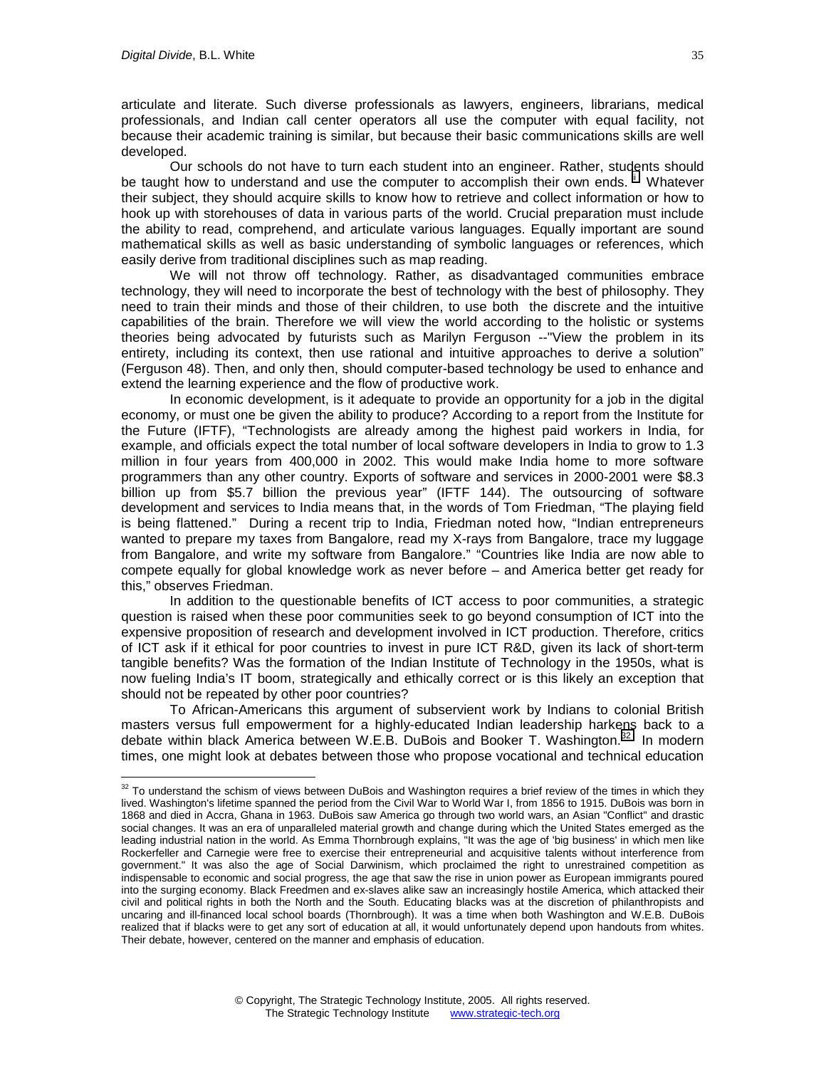articulate and literate. Such diverse professionals as lawyers, engineers, librarians, medical professionals, and Indian call center operators all use the computer with equal facility, not because their academic training is similar, but because their basic communications skills are well developed.

Our schools do not have to turn each student into an engineer. Rather, students should be taught how to understand and use the computer to accomplish their own ends. [i] Whatever their subject, they should acquire skills to know how to retrieve and collect information or how to hook up with storehouses of data in various parts of the world. Crucial preparation must include the ability to read, comprehend, and articulate various languages. Equally important are sound mathematical skills as well as basic understanding of symbolic languages or references, which easily derive from traditional disciplines such as map reading.

We will not throw off technology. Rather, as disadvantaged communities embrace technology, they will need to incorporate the best of technology with the best of philosophy. They need to train their minds and those of their children, to use both the discrete and the intuitive capabilities of the brain. Therefore we will view the world according to the holistic or systems theories being advocated by futurists such as Marilyn Ferguson --"View the problem in its entirety, including its context, then use rational and intuitive approaches to derive a solution" (Ferguson 48). Then, and only then, should computer-based technology be used to enhance and extend the learning experience and the flow of productive work.

In economic development, is it adequate to provide an opportunity for a job in the digital economy, or must one be given the ability to produce? According to a report from the Institute for the Future (IFTF), "Technologists are already among the highest paid workers in India, for example, and officials expect the total number of local software developers in India to grow to 1.3 million in four years from 400,000 in 2002. This would make India home to more software programmers than any other country. Exports of software and services in 2000-2001 were $8.3 billion up from $5.7 billion the previous year" (IFTF 144). The outsourcing of software development and services to India means that, in the words of Tom Friedman, "The playing field is being flattened." During a recent trip to India, Friedman noted how, "Indian entrepreneurs wanted to prepare my taxes from Bangalore, read my X-rays from Bangalore, trace my luggage from Bangalore, and write my software from Bangalore." "Countries like India are now able to compete equally for global knowledge work as never before – and America better get ready for this," observes Friedman.

In addition to the questionable benefits of ICT access to poor communities, a strategic question is raised when these poor communities seek to go beyond consumption of ICT into the expensive proposition of research and development involved in ICT production. Therefore, critics of ICT ask if it ethical for poor countries to invest in pure ICT R&D, given its lack of short-term tangible benefits? Was the formation of the Indian Institute of Technology in the 1950s, what is now fueling India's IT boom, strategically and ethically correct or is this likely an exception that should not be repeated by other poor countries?

To African-Americans this argument of subservient work by Indians to colonial British masters versus full empowerment for a highly-educated Indian leadership harkens back to a debate within black America between W.E.B. DuBois and Booker T. Washington.[32] In modern times, one might look at debates between those who propose vocational and technical education

---

[32] To understand the schism of views between DuBois and Washington requires a brief review of the times in which they lived. Washington's lifetime spanned the period from the Civil War to World War I, from 1856 to 1915. DuBois was born in 1868 and died in Accra, Ghana in 1963. DuBois saw America go through two world wars, an Asian "Conflict" and drastic social changes. It was an era of unparalleled material growth and change during which the United States emerged as the leading industrial nation in the world. As Emma Thornbrough explains, "It was the age of 'big business' in which men like Rockerfeller and Carnegie were free to exercise their entrepreneurial and acquisitive talents without interference from government." It was also the age of Social Darwinism, which proclaimed the right to unrestrained competition as indispensable to economic and social progress, the age that saw the rise in union power as European immigrants poured into the surging economy. Black Freedmen and ex-slaves alike saw an increasingly hostile America, which attacked their civil and political rights in both the North and the South. Educating blacks was at the discretion of philanthropists and uncaring and ill-financed local school boards (Thornbrough). It was a time when both Washington and W.E.B. DuBois realized that if blacks were to get any sort of education at all, it would unfortunately depend upon handouts from whites. Their debate, however, centered on the manner and emphasis of education.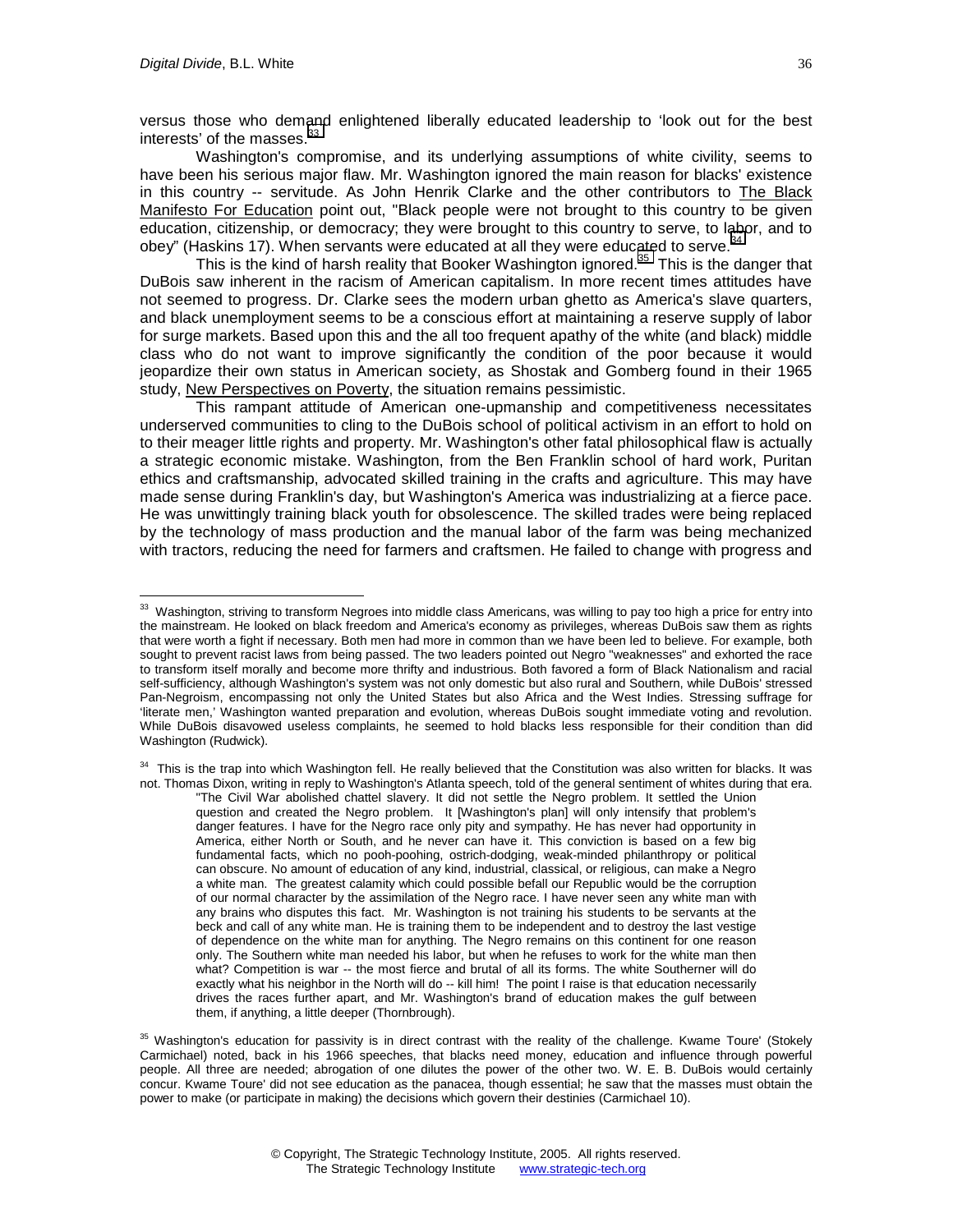versus those who demand enlightened liberally educated leadership to 'look out for the best interests' of the masses.[33]

Washington's compromise, and its underlying assumptions of white civility, seems to have been his serious major flaw. Mr. Washington ignored the main reason for blacks' existence in this country -- servitude. As John Henrik Clarke and the other contributors to The Black Manifesto For Education point out, "Black people were not brought to this country to be given education, citizenship, or democracy; they were brought to this country to serve, to labor, and to obey" (Haskins 17). When servants were educated at all they were educated to serve.[34]

This is the kind of harsh reality that Booker Washington ignored.[35] This is the danger that DuBois saw inherent in the racism of American capitalism. In more recent times attitudes have not seemed to progress. Dr. Clarke sees the modern urban ghetto as America's slave quarters, and black unemployment seems to be a conscious effort at maintaining a reserve supply of labor for surge markets. Based upon this and the all too frequent apathy of the white (and black) middle class who do not want to improve significantly the condition of the poor because it would jeopardize their own status in American society, as Shostak and Gomberg found in their 1965 study, New Perspectives on Poverty, the situation remains pessimistic.

This rampant attitude of American one-upmanship and competitiveness necessitates underserved communities to cling to the DuBois school of political activism in an effort to hold on to their meager little rights and property. Mr. Washington's other fatal philosophical flaw is actually a strategic economic mistake. Washington, from the Ben Franklin school of hard work, Puritan ethics and craftsmanship, advocated skilled training in the crafts and agriculture. This may have made sense during Franklin's day, but Washington's America was industrializing at a fierce pace. He was unwittingly training black youth for obsolescence. The skilled trades were being replaced by the technology of mass production and the manual labor of the farm was being mechanized with tractors, reducing the need for farmers and craftsmen. He failed to change with progress and

---

[33] Washington, striving to transform Negroes into middle class Americans, was willing to pay too high a price for entry into the mainstream. He looked on black freedom and America's economy as privileges, whereas DuBois saw them as rights that were worth a fight if necessary. Both men had more in common than we have been led to believe. For example, both sought to prevent racist laws from being passed. The two leaders pointed out Negro "weaknesses" and exhorted the race to transform itself morally and become more thrifty and industrious. Both favored a form of Black Nationalism and racial self-sufficiency, although Washington's system was not only domestic but also rural and Southern, while DuBois' stressed Pan-Negroism, encompassing not only the United States but also Africa and the West Indies. Stressing suffrage for 'literate men,' Washington wanted preparation and evolution, whereas DuBois sought immediate voting and revolution. While DuBois disavowed useless complaints, he seemed to hold blacks less responsible for their condition than did Washington (Rudwick).

[34] This is the trap into which Washington fell. He really believed that the Constitution was also written for blacks. It was not. Thomas Dixon, writing in reply to Washington's Atlanta speech, told of the general sentiment of whites during that era.

> "The Civil War abolished chattel slavery. It did not settle the Negro problem. It settled the Union question and created the Negro problem. It [Washington's plan] will only intensify that problem's danger features. I have for the Negro race only pity and sympathy. He has never had opportunity in America, either North or South, and he never can have it. This conviction is based on a few big fundamental facts, which no pooh-poohing, ostrich-dodging, weak-minded philanthropy or political can obscure. No amount of education of any kind, industrial, classical, or religious, can make a Negro a white man. The greatest calamity which could possible befall our Republic would be the corruption of our normal character by the assimilation of the Negro race. I have never seen any white man with any brains who disputes this fact. Mr. Washington is not training his students to be servants at the beck and call of any white man. He is training them to be independent and to destroy the last vestige of dependence on the white man for anything. The Negro remains on this continent for one reason only. The Southern white man needed his labor, but when he refuses to work for the white man then what? Competition is war -- the most fierce and brutal of all its forms. The white Southerner will do exactly what his neighbor in the North will do -- kill him! The point I raise is that education necessarily drives the races further apart, and Mr. Washington's brand of education makes the gulf between them, if anything, a little deeper (Thornbrough).

[35] Washington's education for passivity is in direct contrast with the reality of the challenge. Kwame Toure' (Stokely Carmichael) noted, back in his 1966 speeches, that blacks need money, education and influence through powerful people. All three are needed; abrogation of one dilutes the power of the other two. W. E. B. DuBois would certainly concur. Kwame Toure' did not see education as the panacea, though essential; he saw that the masses must obtain the power to make (or participate in making) the decisions which govern their destinies (Carmichael 10).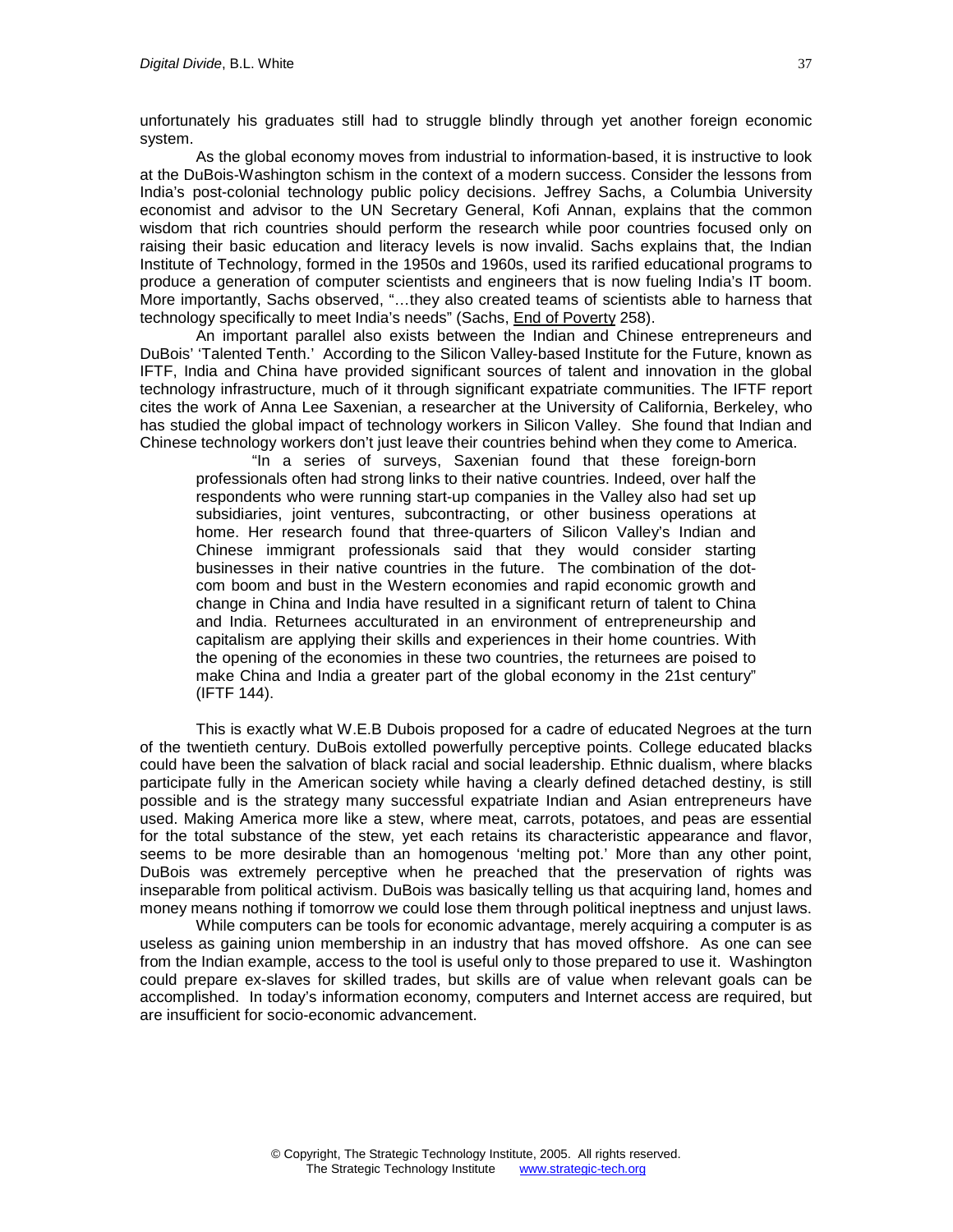unfortunately his graduates still had to struggle blindly through yet another foreign economic system.

As the global economy moves from industrial to information-based, it is instructive to look at the DuBois-Washington schism in the context of a modern success. Consider the lessons from India's post-colonial technology public policy decisions. Jeffrey Sachs, a Columbia University economist and advisor to the UN Secretary General, Kofi Annan, explains that the common wisdom that rich countries should perform the research while poor countries focused only on raising their basic education and literacy levels is now invalid. Sachs explains that, the Indian Institute of Technology, formed in the 1950s and 1960s, used its rarified educational programs to produce a generation of computer scientists and engineers that is now fueling India's IT boom. More importantly, Sachs observed, "…they also created teams of scientists able to harness that technology specifically to meet India's needs" (Sachs, End of Poverty 258).

An important parallel also exists between the Indian and Chinese entrepreneurs and DuBois' 'Talented Tenth.' According to the Silicon Valley-based Institute for the Future, known as IFTF, India and China have provided significant sources of talent and innovation in the global technology infrastructure, much of it through significant expatriate communities. The IFTF report cites the work of Anna Lee Saxenian, a researcher at the University of California, Berkeley, who has studied the global impact of technology workers in Silicon Valley. She found that Indian and Chinese technology workers don't just leave their countries behind when they come to America.

> "In a series of surveys, Saxenian found that these foreign-born professionals often had strong links to their native countries. Indeed, over half the respondents who were running start-up companies in the Valley also had set up subsidiaries, joint ventures, subcontracting, or other business operations at home. Her research found that three-quarters of Silicon Valley's Indian and Chinese immigrant professionals said that they would consider starting businesses in their native countries in the future. The combination of the dot-com boom and bust in the Western economies and rapid economic growth and change in China and India have resulted in a significant return of talent to China and India. Returnees acculturated in an environment of entrepreneurship and capitalism are applying their skills and experiences in their home countries. With the opening of the economies in these two countries, the returnees are poised to make China and India a greater part of the global economy in the 21st century" (IFTF 144).

This is exactly what W.E.B Dubois proposed for a cadre of educated Negroes at the turn of the twentieth century. DuBois extolled powerfully perceptive points. College educated blacks could have been the salvation of black racial and social leadership. Ethnic dualism, where blacks participate fully in the American society while having a clearly defined detached destiny, is still possible and is the strategy many successful expatriate Indian and Asian entrepreneurs have used. Making America more like a stew, where meat, carrots, potatoes, and peas are essential for the total substance of the stew, yet each retains its characteristic appearance and flavor, seems to be more desirable than an homogenous 'melting pot.' More than any other point, DuBois was extremely perceptive when he preached that the preservation of rights was inseparable from political activism. DuBois was basically telling us that acquiring land, homes and money means nothing if tomorrow we could lose them through political ineptness and unjust laws.

While computers can be tools for economic advantage, merely acquiring a computer is as useless as gaining union membership in an industry that has moved offshore. As one can see from the Indian example, access to the tool is useful only to those prepared to use it. Washington could prepare ex-slaves for skilled trades, but skills are of value when relevant goals can be accomplished. In today's information economy, computers and Internet access are required, but are insufficient for socio-economic advancement.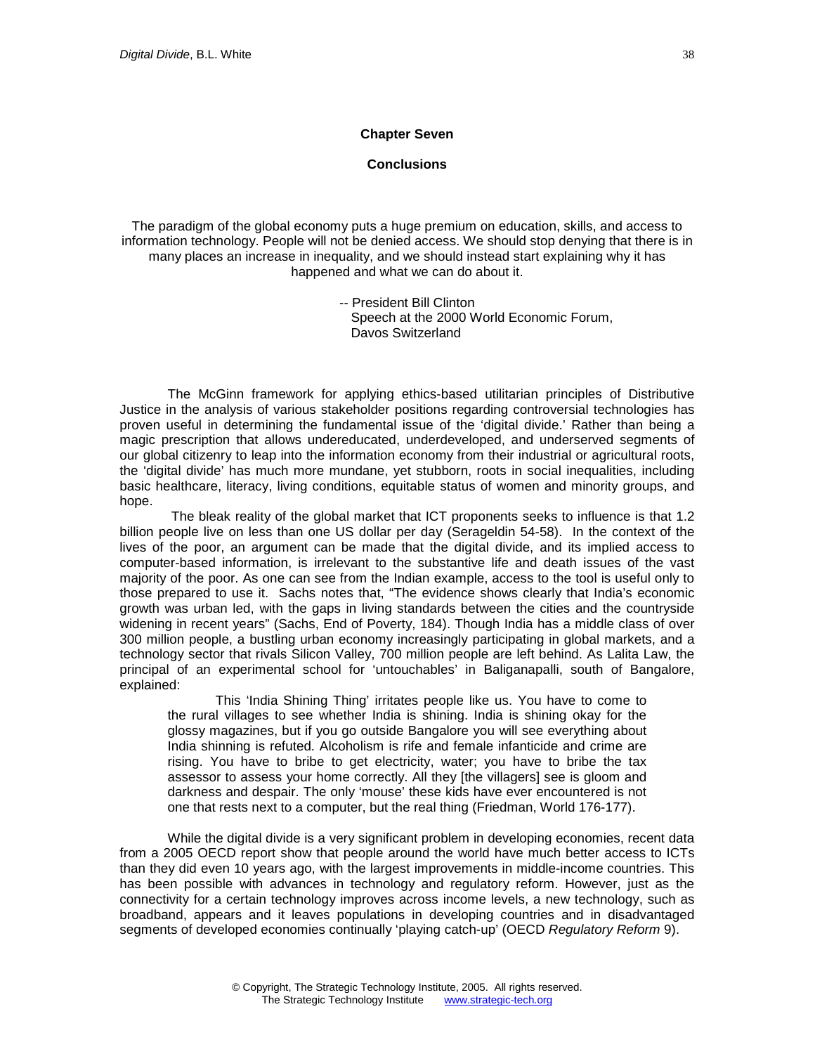# Chapter Seven

## Conclusions

The paradigm of the global economy puts a huge premium on education, skills, and access to information technology. People will not be denied access. We should stop denying that there is in many places an increase in inequality, and we should instead start explaining why it has happened and what we can do about it.

> -- President Bill Clinton
> Speech at the 2000 World Economic Forum,
> Davos Switzerland

The McGinn framework for applying ethics-based utilitarian principles of Distributive Justice in the analysis of various stakeholder positions regarding controversial technologies has proven useful in determining the fundamental issue of the 'digital divide.' Rather than being a magic prescription that allows undereducated, underdeveloped, and underserved segments of our global citizenry to leap into the information economy from their industrial or agricultural roots, the 'digital divide' has much more mundane, yet stubborn, roots in social inequalities, including basic healthcare, literacy, living conditions, equitable status of women and minority groups, and hope.

The bleak reality of the global market that ICT proponents seeks to influence is that 1.2 billion people live on less than one US dollar per day (Serageldin 54-58). In the context of the lives of the poor, an argument can be made that the digital divide, and its implied access to computer-based information, is irrelevant to the substantive life and death issues of the vast majority of the poor. As one can see from the Indian example, access to the tool is useful only to those prepared to use it. Sachs notes that, "The evidence shows clearly that India's economic growth was urban led, with the gaps in living standards between the cities and the countryside widening in recent years" (Sachs, End of Poverty, 184). Though India has a middle class of over 300 million people, a bustling urban economy increasingly participating in global markets, and a technology sector that rivals Silicon Valley, 700 million people are left behind. As Lalita Law, the principal of an experimental school for 'untouchables' in Baliganapalli, south of Bangalore, explained:

> This 'India Shining Thing' irritates people like us. You have to come to the rural villages to see whether India is shining. India is shining okay for the glossy magazines, but if you go outside Bangalore you will see everything about India shinning is refuted. Alcoholism is rife and female infanticide and crime are rising. You have to bribe to get electricity, water; you have to bribe the tax assessor to assess your home correctly. All they [the villagers] see is gloom and darkness and despair. The only 'mouse' these kids have ever encountered is not one that rests next to a computer, but the real thing (Friedman, World 176-177).

While the digital divide is a very significant problem in developing economies, recent data from a 2005 OECD report show that people around the world have much better access to ICTs than they did even 10 years ago, with the largest improvements in middle-income countries. This has been possible with advances in technology and regulatory reform. However, just as the connectivity for a certain technology improves across income levels, a new technology, such as broadband, appears and it leaves populations in developing countries and in disadvantaged segments of developed economies continually 'playing catch-up' (OECD *Regulatory Reform* 9).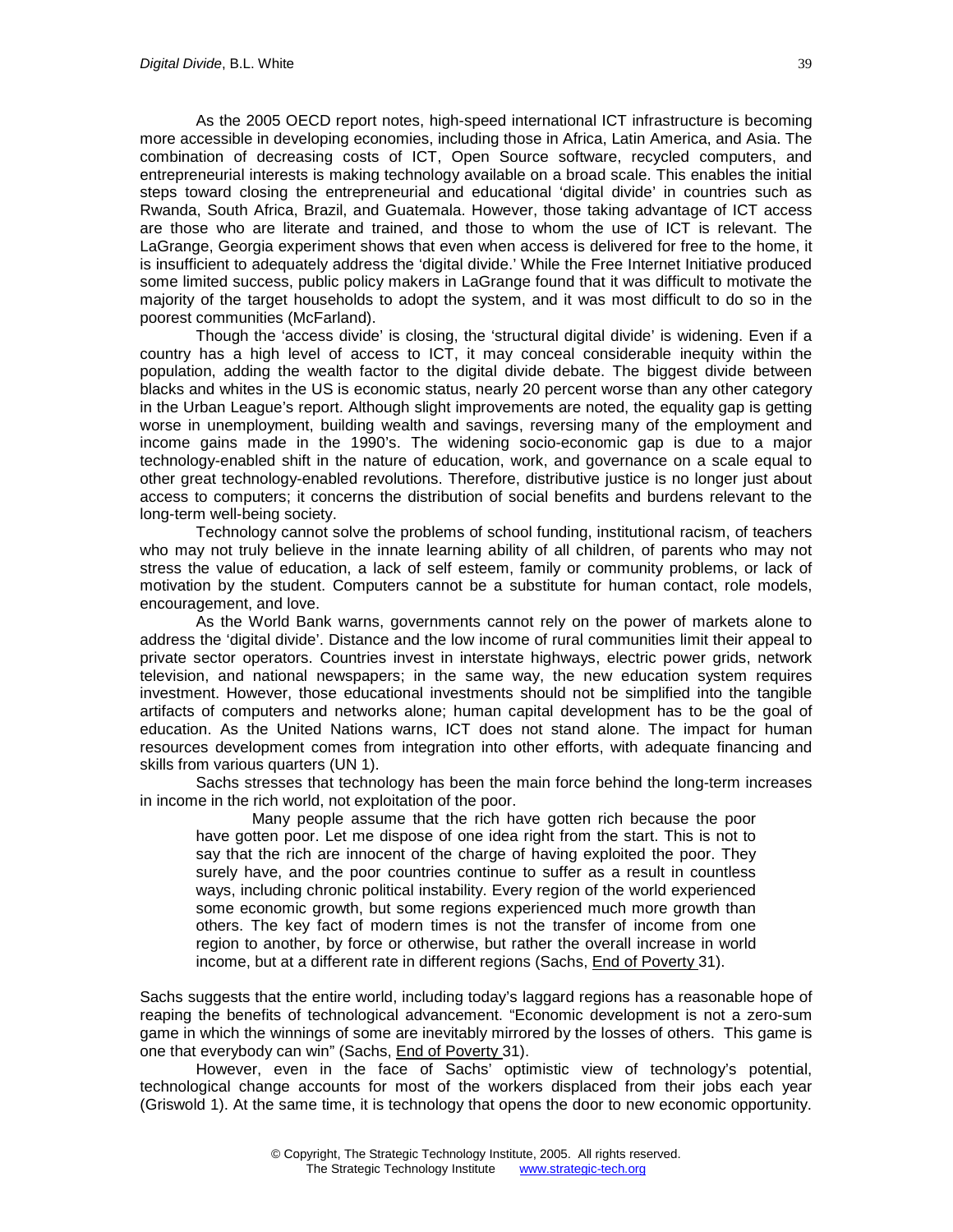As the 2005 OECD report notes, high-speed international ICT infrastructure is becoming more accessible in developing economies, including those in Africa, Latin America, and Asia. The combination of decreasing costs of ICT, Open Source software, recycled computers, and entrepreneurial interests is making technology available on a broad scale. This enables the initial steps toward closing the entrepreneurial and educational 'digital divide' in countries such as Rwanda, South Africa, Brazil, and Guatemala. However, those taking advantage of ICT access are those who are literate and trained, and those to whom the use of ICT is relevant. The LaGrange, Georgia experiment shows that even when access is delivered for free to the home, it is insufficient to adequately address the 'digital divide.' While the Free Internet Initiative produced some limited success, public policy makers in LaGrange found that it was difficult to motivate the majority of the target households to adopt the system, and it was most difficult to do so in the poorest communities (McFarland).

Though the 'access divide' is closing, the 'structural digital divide' is widening. Even if a country has a high level of access to ICT, it may conceal considerable inequity within the population, adding the wealth factor to the digital divide debate. The biggest divide between blacks and whites in the US is economic status, nearly 20 percent worse than any other category in the Urban League's report. Although slight improvements are noted, the equality gap is getting worse in unemployment, building wealth and savings, reversing many of the employment and income gains made in the 1990's. The widening socio-economic gap is due to a major technology-enabled shift in the nature of education, work, and governance on a scale equal to other great technology-enabled revolutions. Therefore, distributive justice is no longer just about access to computers; it concerns the distribution of social benefits and burdens relevant to the long-term well-being society.

Technology cannot solve the problems of school funding, institutional racism, of teachers who may not truly believe in the innate learning ability of all children, of parents who may not stress the value of education, a lack of self esteem, family or community problems, or lack of motivation by the student. Computers cannot be a substitute for human contact, role models, encouragement, and love.

As the World Bank warns, governments cannot rely on the power of markets alone to address the 'digital divide'. Distance and the low income of rural communities limit their appeal to private sector operators. Countries invest in interstate highways, electric power grids, network television, and national newspapers; in the same way, the new education system requires investment. However, those educational investments should not be simplified into the tangible artifacts of computers and networks alone; human capital development has to be the goal of education. As the United Nations warns, ICT does not stand alone. The impact for human resources development comes from integration into other efforts, with adequate financing and skills from various quarters (UN 1).

Sachs stresses that technology has been the main force behind the long-term increases in income in the rich world, not exploitation of the poor.

> Many people assume that the rich have gotten rich because the poor have gotten poor. Let me dispose of one idea right from the start. This is not to say that the rich are innocent of the charge of having exploited the poor. They surely have, and the poor countries continue to suffer as a result in countless ways, including chronic political instability. Every region of the world experienced some economic growth, but some regions experienced much more growth than others. The key fact of modern times is not the transfer of income from one region to another, by force or otherwise, but rather the overall increase in world income, but at a different rate in different regions (Sachs, End of Poverty 31).

Sachs suggests that the entire world, including today's laggard regions has a reasonable hope of reaping the benefits of technological advancement. "Economic development is not a zero-sum game in which the winnings of some are inevitably mirrored by the losses of others. This game is one that everybody can win" (Sachs, End of Poverty 31).

However, even in the face of Sachs' optimistic view of technology's potential, technological change accounts for most of the workers displaced from their jobs each year (Griswold 1). At the same time, it is technology that opens the door to new economic opportunity.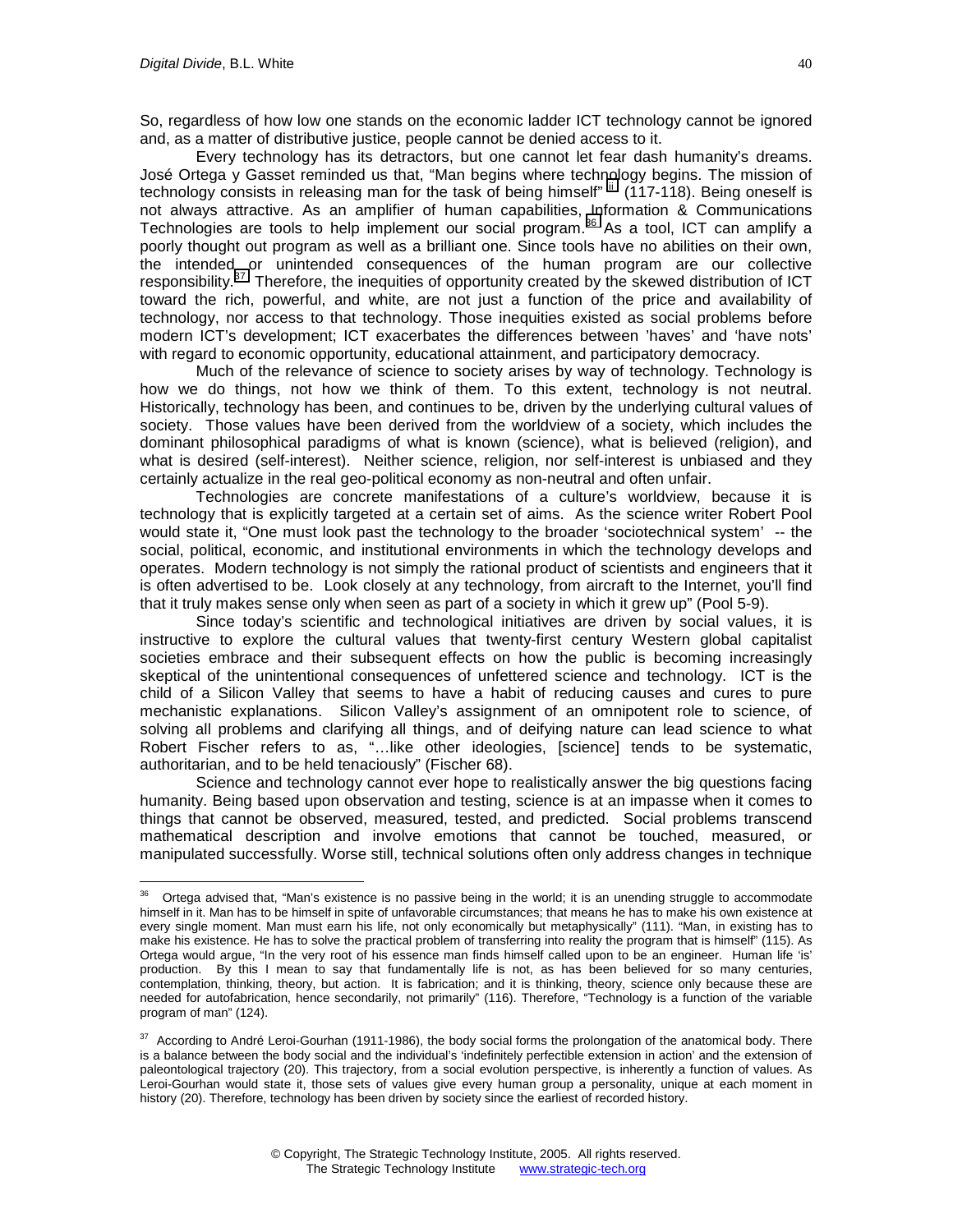So, regardless of how low one stands on the economic ladder ICT technology cannot be ignored and, as a matter of distributive justice, people cannot be denied access to it.

Every technology has its detractors, but one cannot let fear dash humanity's dreams. José Ortega y Gasset reminded us that, "Man begins where technology begins. The mission of technology consists in releasing man for the task of being himself" [iii] (117-118). Being oneself is not always attractive. As an amplifier of human capabilities, Information & Communications Technologies are tools to help implement our social program.[36] As a tool, ICT can amplify a poorly thought out program as well as a brilliant one. Since tools have no abilities on their own, the intended or unintended consequences of the human program are our collective responsibility.[37] Therefore, the inequities of opportunity created by the skewed distribution of ICT toward the rich, powerful, and white, are not just a function of the price and availability of technology, nor access to that technology. Those inequities existed as social problems before modern ICT's development; ICT exacerbates the differences between 'haves' and 'have nots' with regard to economic opportunity, educational attainment, and participatory democracy.

Much of the relevance of science to society arises by way of technology. Technology is how we do things, not how we think of them. To this extent, technology is not neutral. Historically, technology has been, and continues to be, driven by the underlying cultural values of society. Those values have been derived from the worldview of a society, which includes the dominant philosophical paradigms of what is known (science), what is believed (religion), and what is desired (self-interest). Neither science, religion, nor self-interest is unbiased and they certainly actualize in the real geo-political economy as non-neutral and often unfair.

Technologies are concrete manifestations of a culture's worldview, because it is technology that is explicitly targeted at a certain set of aims. As the science writer Robert Pool would state it, "One must look past the technology to the broader 'sociotechnical system' -- the social, political, economic, and institutional environments in which the technology develops and operates. Modern technology is not simply the rational product of scientists and engineers that it is often advertised to be. Look closely at any technology, from aircraft to the Internet, you'll find that it truly makes sense only when seen as part of a society in which it grew up" (Pool 5-9).

Since today's scientific and technological initiatives are driven by social values, it is instructive to explore the cultural values that twenty-first century Western global capitalist societies embrace and their subsequent effects on how the public is becoming increasingly skeptical of the unintentional consequences of unfettered science and technology. ICT is the child of a Silicon Valley that seems to have a habit of reducing causes and cures to pure mechanistic explanations. Silicon Valley's assignment of an omnipotent role to science, of solving all problems and clarifying all things, and of deifying nature can lead science to what Robert Fischer refers to as, "…like other ideologies, [science] tends to be systematic, authoritarian, and to be held tenaciously" (Fischer 68).

Science and technology cannot ever hope to realistically answer the big questions facing humanity. Being based upon observation and testing, science is at an impasse when it comes to things that cannot be observed, measured, tested, and predicted. Social problems transcend mathematical description and involve emotions that cannot be touched, measured, or manipulated successfully. Worse still, technical solutions often only address changes in technique

---

[36] Ortega advised that, "Man's existence is no passive being in the world; it is an unending struggle to accommodate himself in it. Man has to be himself in spite of unfavorable circumstances; that means he has to make his own existence at every single moment. Man must earn his life, not only economically but metaphysically" (111). "Man, in existing has to make his existence. He has to solve the practical problem of transferring into reality the program that is himself" (115). As Ortega would argue, "In the very root of his essence man finds himself called upon to be an engineer. Human life 'is' production. By this I mean to say that fundamentally life is not, as has been believed for so many centuries, contemplation, thinking, theory, but action. It is fabrication; and it is thinking, theory, science only because these are needed for autofabrication, hence secondarily, not primarily" (116). Therefore, "Technology is a function of the variable program of man" (124).

[37] According to André Leroi-Gourhan (1911-1986), the body social forms the prolongation of the anatomical body. There is a balance between the body social and the individual's 'indefinitely perfectible extension in action' and the extension of paleontological trajectory (20). This trajectory, from a social evolution perspective, is inherently a function of values. As Leroi-Gourhan would state it, those sets of values give every human group a personality, unique at each moment in history (20). Therefore, technology has been driven by society since the earliest of recorded history.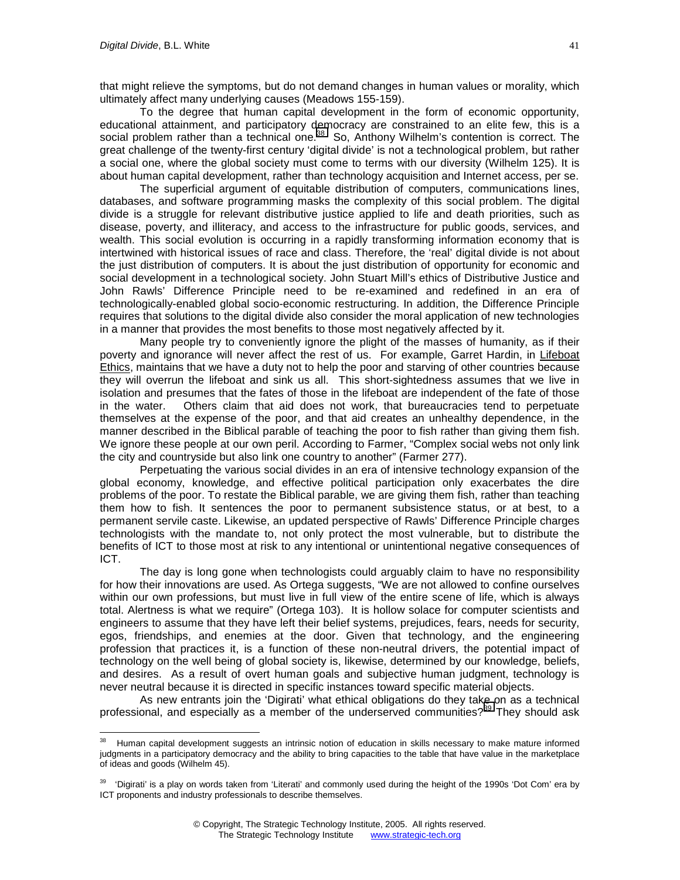that might relieve the symptoms, but do not demand changes in human values or morality, which ultimately affect many underlying causes (Meadows 155-159).

To the degree that human capital development in the form of economic opportunity, educational attainment, and participatory democracy are constrained to an elite few, this is a social problem rather than a technical one.[38] So, Anthony Wilhelm's contention is correct. The great challenge of the twenty-first century 'digital divide' is not a technological problem, but rather a social one, where the global society must come to terms with our diversity (Wilhelm 125). It is about human capital development, rather than technology acquisition and Internet access, per se.

The superficial argument of equitable distribution of computers, communications lines, databases, and software programming masks the complexity of this social problem. The digital divide is a struggle for relevant distributive justice applied to life and death priorities, such as disease, poverty, and illiteracy, and access to the infrastructure for public goods, services, and wealth. This social evolution is occurring in a rapidly transforming information economy that is intertwined with historical issues of race and class. Therefore, the 'real' digital divide is not about the just distribution of computers. It is about the just distribution of opportunity for economic and social development in a technological society. John Stuart Mill's ethics of Distributive Justice and John Rawls' Difference Principle need to be re-examined and redefined in an era of technologically-enabled global socio-economic restructuring. In addition, the Difference Principle requires that solutions to the digital divide also consider the moral application of new technologies in a manner that provides the most benefits to those most negatively affected by it.

Many people try to conveniently ignore the plight of the masses of humanity, as if their poverty and ignorance will never affect the rest of us. For example, Garret Hardin, in Lifeboat Ethics, maintains that we have a duty not to help the poor and starving of other countries because they will overrun the lifeboat and sink us all. This short-sightedness assumes that we live in isolation and presumes that the fates of those in the lifeboat are independent of the fate of those in the water. Others claim that aid does not work, that bureaucracies tend to perpetuate themselves at the expense of the poor, and that aid creates an unhealthy dependence, in the manner described in the Biblical parable of teaching the poor to fish rather than giving them fish. We ignore these people at our own peril. According to Farmer, "Complex social webs not only link the city and countryside but also link one country to another" (Farmer 277).

Perpetuating the various social divides in an era of intensive technology expansion of the global economy, knowledge, and effective political participation only exacerbates the dire problems of the poor. To restate the Biblical parable, we are giving them fish, rather than teaching them how to fish. It sentences the poor to permanent subsistence status, or at best, to a permanent servile caste. Likewise, an updated perspective of Rawls' Difference Principle charges technologists with the mandate to, not only protect the most vulnerable, but to distribute the benefits of ICT to those most at risk to any intentional or unintentional negative consequences of ICT.

The day is long gone when technologists could arguably claim to have no responsibility for how their innovations are used. As Ortega suggests, "We are not allowed to confine ourselves within our own professions, but must live in full view of the entire scene of life, which is always total. Alertness is what we require" (Ortega 103). It is hollow solace for computer scientists and engineers to assume that they have left their belief systems, prejudices, fears, needs for security, egos, friendships, and enemies at the door. Given that technology, and the engineering profession that practices it, is a function of these non-neutral drivers, the potential impact of technology on the well being of global society is, likewise, determined by our knowledge, beliefs, and desires. As a result of overt human goals and subjective human judgment, technology is never neutral because it is directed in specific instances toward specific material objects.

As new entrants join the 'Digirati' what ethical obligations do they take on as a technical professional, and especially as a member of the underserved communities?[39] They should ask

---

[38] Human capital development suggests an intrinsic notion of education in skills necessary to make mature informed judgments in a participatory democracy and the ability to bring capacities to the table that have value in the marketplace of ideas and goods (Wilhelm 45).

[39] 'Digirati' is a play on words taken from 'Literati' and commonly used during the height of the 1990s 'Dot Com' era by ICT proponents and industry professionals to describe themselves.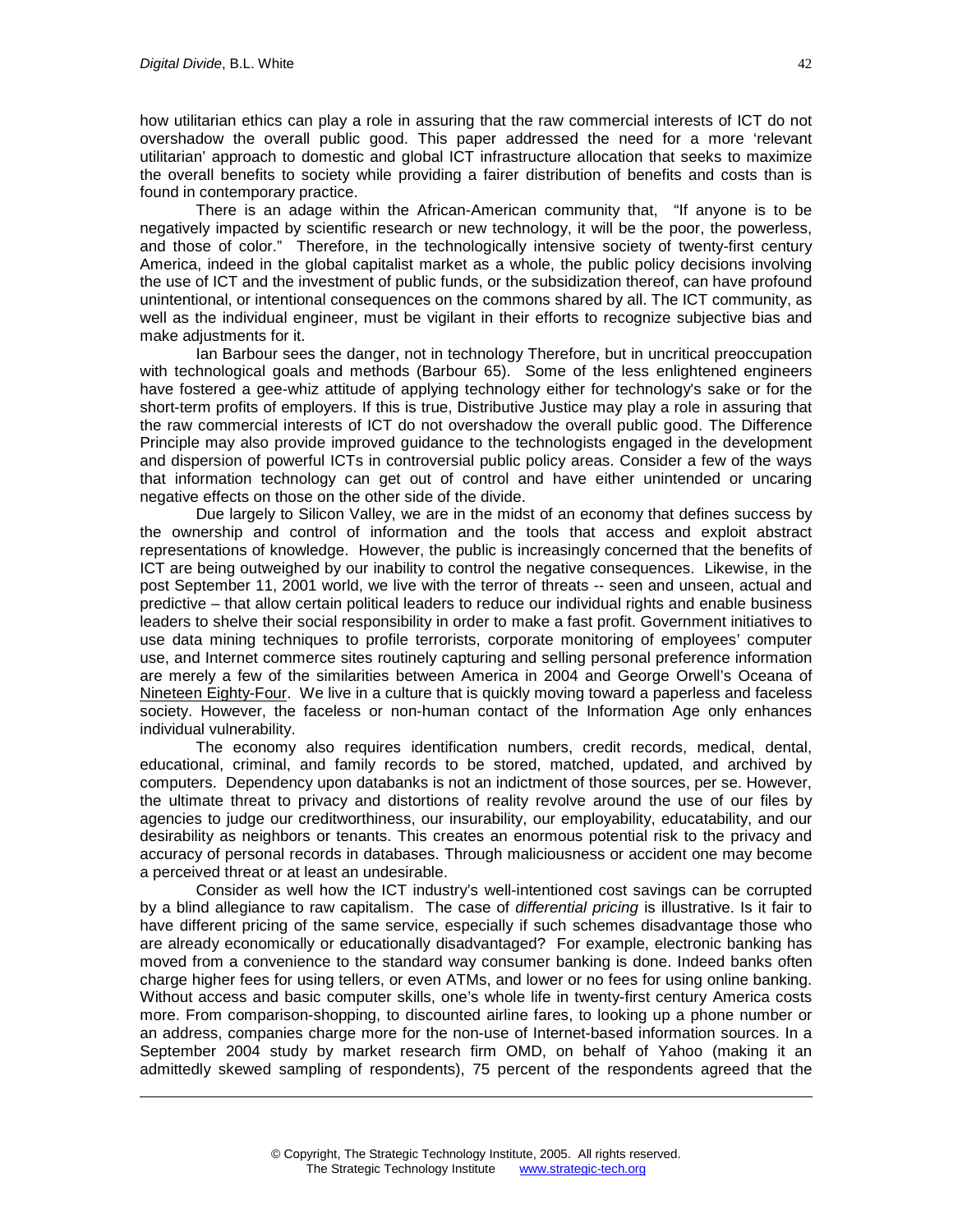how utilitarian ethics can play a role in assuring that the raw commercial interests of ICT do not overshadow the overall public good. This paper addressed the need for a more 'relevant utilitarian' approach to domestic and global ICT infrastructure allocation that seeks to maximize the overall benefits to society while providing a fairer distribution of benefits and costs than is found in contemporary practice.

There is an adage within the African-American community that, "If anyone is to be negatively impacted by scientific research or new technology, it will be the poor, the powerless, and those of color." Therefore, in the technologically intensive society of twenty-first century America, indeed in the global capitalist market as a whole, the public policy decisions involving the use of ICT and the investment of public funds, or the subsidization thereof, can have profound unintentional, or intentional consequences on the commons shared by all. The ICT community, as well as the individual engineer, must be vigilant in their efforts to recognize subjective bias and make adjustments for it.

Ian Barbour sees the danger, not in technology Therefore, but in uncritical preoccupation with technological goals and methods (Barbour 65). Some of the less enlightened engineers have fostered a gee-whiz attitude of applying technology either for technology's sake or for the short-term profits of employers. If this is true, Distributive Justice may play a role in assuring that the raw commercial interests of ICT do not overshadow the overall public good. The Difference Principle may also provide improved guidance to the technologists engaged in the development and dispersion of powerful ICTs in controversial public policy areas. Consider a few of the ways that information technology can get out of control and have either unintended or uncaring negative effects on those on the other side of the divide.

Due largely to Silicon Valley, we are in the midst of an economy that defines success by the ownership and control of information and the tools that access and exploit abstract representations of knowledge. However, the public is increasingly concerned that the benefits of ICT are being outweighed by our inability to control the negative consequences. Likewise, in the post September 11, 2001 world, we live with the terror of threats -- seen and unseen, actual and predictive – that allow certain political leaders to reduce our individual rights and enable business leaders to shelve their social responsibility in order to make a fast profit. Government initiatives to use data mining techniques to profile terrorists, corporate monitoring of employees' computer use, and Internet commerce sites routinely capturing and selling personal preference information are merely a few of the similarities between America in 2004 and George Orwell's Oceana of Nineteen Eighty-Four. We live in a culture that is quickly moving toward a paperless and faceless society. However, the faceless or non-human contact of the Information Age only enhances individual vulnerability.

The economy also requires identification numbers, credit records, medical, dental, educational, criminal, and family records to be stored, matched, updated, and archived by computers. Dependency upon databanks is not an indictment of those sources, per se. However, the ultimate threat to privacy and distortions of reality revolve around the use of our files by agencies to judge our creditworthiness, our insurability, our employability, educatability, and our desirability as neighbors or tenants. This creates an enormous potential risk to the privacy and accuracy of personal records in databases. Through maliciousness or accident one may become a perceived threat or at least an undesirable.

Consider as well how the ICT industry's well-intentioned cost savings can be corrupted by a blind allegiance to raw capitalism. The case of *differential pricing* is illustrative. Is it fair to have different pricing of the same service, especially if such schemes disadvantage those who are already economically or educationally disadvantaged? For example, electronic banking has moved from a convenience to the standard way consumer banking is done. Indeed banks often charge higher fees for using tellers, or even ATMs, and lower or no fees for using online banking. Without access and basic computer skills, one's whole life in twenty-first century America costs more. From comparison-shopping, to discounted airline fares, to looking up a phone number or an address, companies charge more for the non-use of Internet-based information sources. In a September 2004 study by market research firm OMD, on behalf of Yahoo (making it an admittedly skewed sampling of respondents), 75 percent of the respondents agreed that the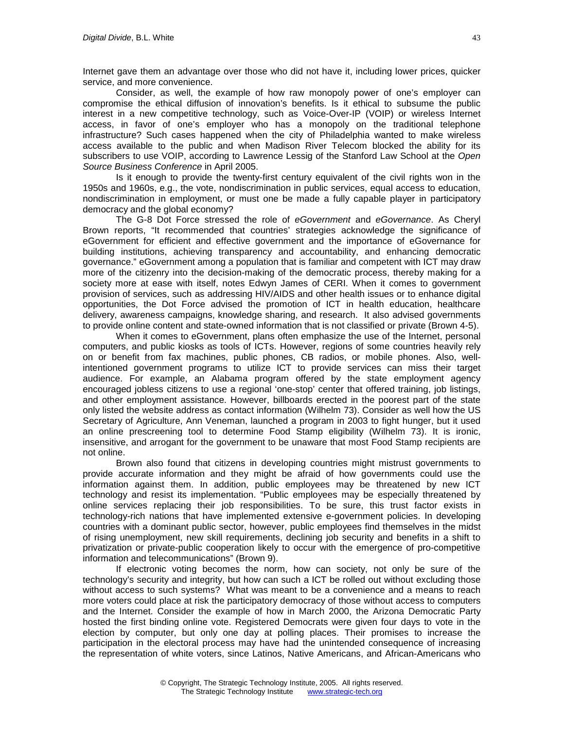Internet gave them an advantage over those who did not have it, including lower prices, quicker service, and more convenience.

Consider, as well, the example of how raw monopoly power of one's employer can compromise the ethical diffusion of innovation's benefits. Is it ethical to subsume the public interest in a new competitive technology, such as Voice-Over-IP (VOIP) or wireless Internet access, in favor of one's employer who has a monopoly on the traditional telephone infrastructure? Such cases happened when the city of Philadelphia wanted to make wireless access available to the public and when Madison River Telecom blocked the ability for its subscribers to use VOIP, according to Lawrence Lessig of the Stanford Law School at the *Open Source Business Conference* in April 2005.

Is it enough to provide the twenty-first century equivalent of the civil rights won in the 1950s and 1960s, e.g., the vote, nondiscrimination in public services, equal access to education, nondiscrimination in employment, or must one be made a fully capable player in participatory democracy and the global economy?

The G-8 Dot Force stressed the role of *eGovernment* and *eGovernance*. As Cheryl Brown reports, "It recommended that countries' strategies acknowledge the significance of eGovernment for efficient and effective government and the importance of eGovernance for building institutions, achieving transparency and accountability, and enhancing democratic governance." eGovernment among a population that is familiar and competent with ICT may draw more of the citizenry into the decision-making of the democratic process, thereby making for a society more at ease with itself, notes Edwyn James of CERI. When it comes to government provision of services, such as addressing HIV/AIDS and other health issues or to enhance digital opportunities, the Dot Force advised the promotion of ICT in health education, healthcare delivery, awareness campaigns, knowledge sharing, and research. It also advised governments to provide online content and state-owned information that is not classified or private (Brown 4-5).

When it comes to eGovernment, plans often emphasize the use of the Internet, personal computers, and public kiosks as tools of ICTs. However, regions of some countries heavily rely on or benefit from fax machines, public phones, CB radios, or mobile phones. Also, well-intentioned government programs to utilize ICT to provide services can miss their target audience. For example, an Alabama program offered by the state employment agency encouraged jobless citizens to use a regional 'one-stop' center that offered training, job listings, and other employment assistance. However, billboards erected in the poorest part of the state only listed the website address as contact information (Wilhelm 73). Consider as well how the US Secretary of Agriculture, Ann Veneman, launched a program in 2003 to fight hunger, but it used an online prescreening tool to determine Food Stamp eligibility (Wilhelm 73). It is ironic, insensitive, and arrogant for the government to be unaware that most Food Stamp recipients are not online.

Brown also found that citizens in developing countries might mistrust governments to provide accurate information and they might be afraid of how governments could use the information against them. In addition, public employees may be threatened by new ICT technology and resist its implementation. "Public employees may be especially threatened by online services replacing their job responsibilities. To be sure, this trust factor exists in technology-rich nations that have implemented extensive e-government policies. In developing countries with a dominant public sector, however, public employees find themselves in the midst of rising unemployment, new skill requirements, declining job security and benefits in a shift to privatization or private-public cooperation likely to occur with the emergence of pro-competitive information and telecommunications" (Brown 9).

If electronic voting becomes the norm, how can society, not only be sure of the technology's security and integrity, but how can such a ICT be rolled out without excluding those without access to such systems? What was meant to be a convenience and a means to reach more voters could place at risk the participatory democracy of those without access to computers and the Internet. Consider the example of how in March 2000, the Arizona Democratic Party hosted the first binding online vote. Registered Democrats were given four days to vote in the election by computer, but only one day at polling places. Their promises to increase the participation in the electoral process may have had the unintended consequence of increasing the representation of white voters, since Latinos, Native Americans, and African-Americans who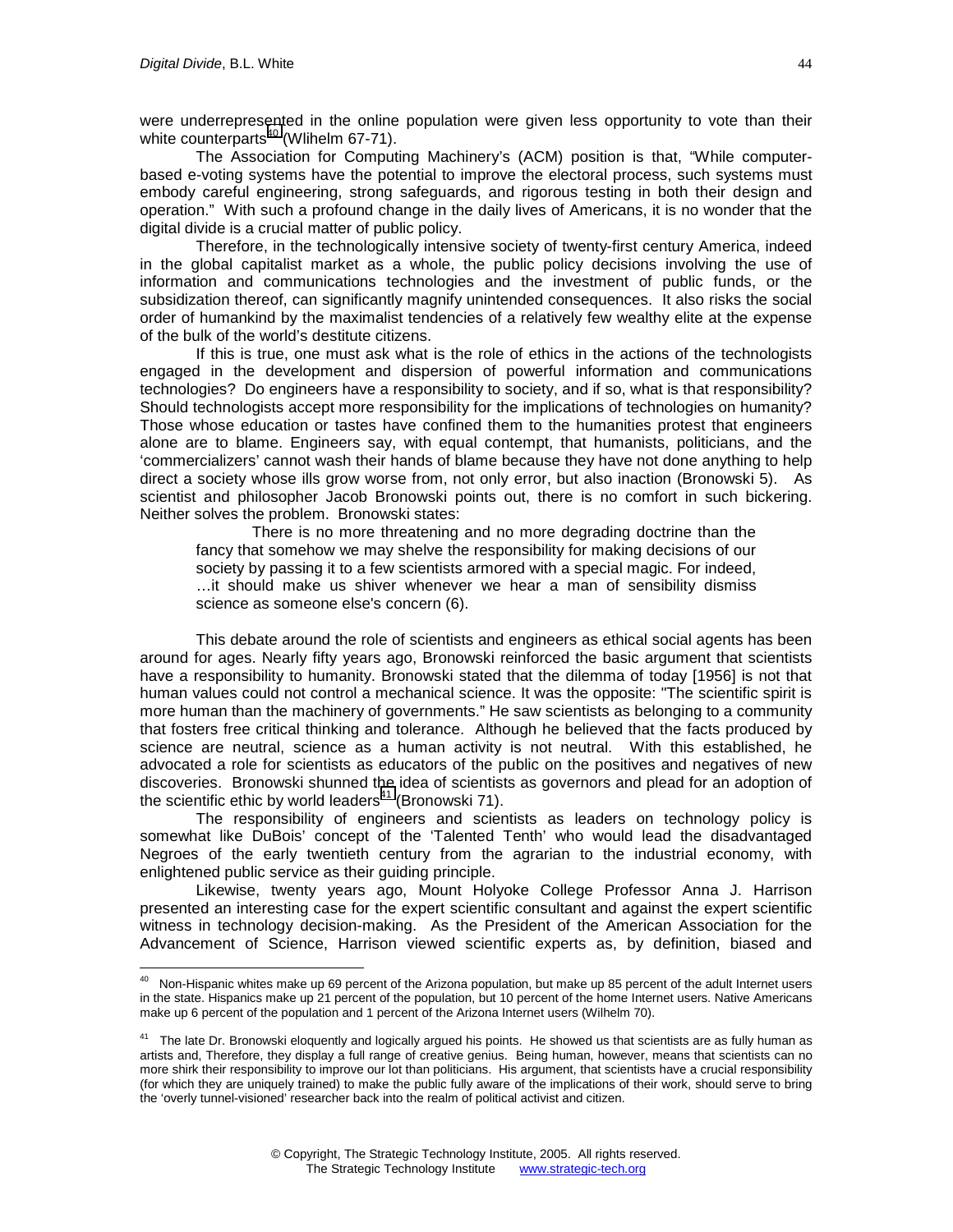were underrepresented in the online population were given less opportunity to vote than their white counterparts[40] (Wlihelm 67-71).

The Association for Computing Machinery's (ACM) position is that, "While computer-based e-voting systems have the potential to improve the electoral process, such systems must embody careful engineering, strong safeguards, and rigorous testing in both their design and operation." With such a profound change in the daily lives of Americans, it is no wonder that the digital divide is a crucial matter of public policy.

Therefore, in the technologically intensive society of twenty-first century America, indeed in the global capitalist market as a whole, the public policy decisions involving the use of information and communications technologies and the investment of public funds, or the subsidization thereof, can significantly magnify unintended consequences. It also risks the social order of humankind by the maximalist tendencies of a relatively few wealthy elite at the expense of the bulk of the world's destitute citizens.

If this is true, one must ask what is the role of ethics in the actions of the technologists engaged in the development and dispersion of powerful information and communications technologies? Do engineers have a responsibility to society, and if so, what is that responsibility? Should technologists accept more responsibility for the implications of technologies on humanity? Those whose education or tastes have confined them to the humanities protest that engineers alone are to blame. Engineers say, with equal contempt, that humanists, politicians, and the 'commercializers' cannot wash their hands of blame because they have not done anything to help direct a society whose ills grow worse from, not only error, but also inaction (Bronowski 5). As scientist and philosopher Jacob Bronowski points out, there is no comfort in such bickering. Neither solves the problem. Bronowski states:

> There is no more threatening and no more degrading doctrine than the fancy that somehow we may shelve the responsibility for making decisions of our society by passing it to a few scientists armored with a special magic. For indeed, …it should make us shiver whenever we hear a man of sensibility dismiss science as someone else's concern (6).

This debate around the role of scientists and engineers as ethical social agents has been around for ages. Nearly fifty years ago, Bronowski reinforced the basic argument that scientists have a responsibility to humanity. Bronowski stated that the dilemma of today [1956] is not that human values could not control a mechanical science. It was the opposite: "The scientific spirit is more human than the machinery of governments." He saw scientists as belonging to a community that fosters free critical thinking and tolerance. Although he believed that the facts produced by science are neutral, science as a human activity is not neutral. With this established, he advocated a role for scientists as educators of the public on the positives and negatives of new discoveries. Bronowski shunned the idea of scientists as governors and plead for an adoption of the scientific ethic by world leaders[41] (Bronowski 71).

The responsibility of engineers and scientists as leaders on technology policy is somewhat like DuBois' concept of the 'Talented Tenth' who would lead the disadvantaged Negroes of the early twentieth century from the agrarian to the industrial economy, with enlightened public service as their guiding principle.

Likewise, twenty years ago, Mount Holyoke College Professor Anna J. Harrison presented an interesting case for the expert scientific consultant and against the expert scientific witness in technology decision-making. As the President of the American Association for the Advancement of Science, Harrison viewed scientific experts as, by definition, biased and

---

[40] Non-Hispanic whites make up 69 percent of the Arizona population, but make up 85 percent of the adult Internet users in the state. Hispanics make up 21 percent of the population, but 10 percent of the home Internet users. Native Americans make up 6 percent of the population and 1 percent of the Arizona Internet users (Wilhelm 70).

[41] The late Dr. Bronowski eloquently and logically argued his points. He showed us that scientists are as fully human as artists and, Therefore, they display a full range of creative genius. Being human, however, means that scientists can no more shirk their responsibility to improve our lot than politicians. His argument, that scientists have a crucial responsibility (for which they are uniquely trained) to make the public fully aware of the implications of their work, should serve to bring the 'overly tunnel-visioned' researcher back into the realm of political activist and citizen.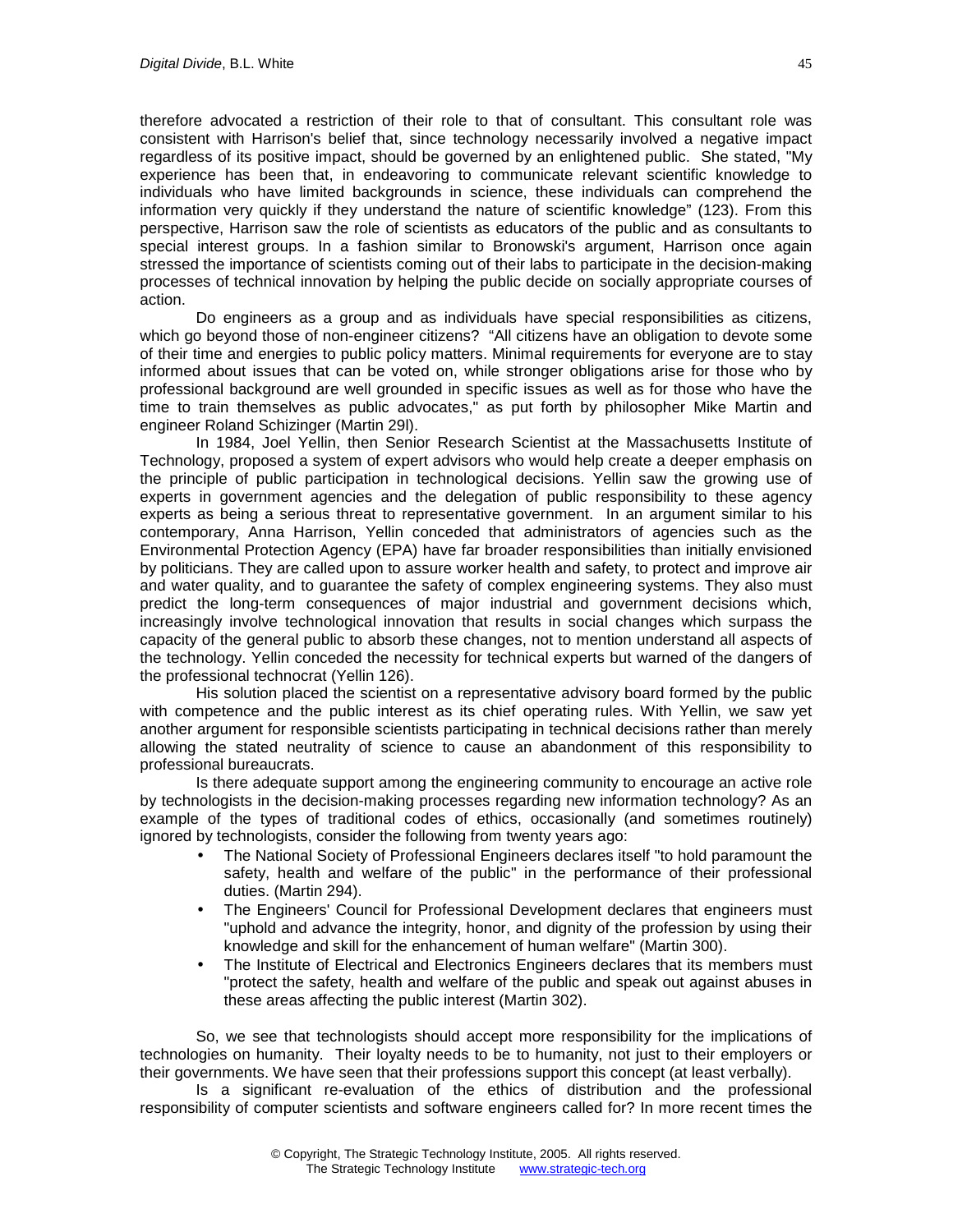therefore advocated a restriction of their role to that of consultant. This consultant role was consistent with Harrison's belief that, since technology necessarily involved a negative impact regardless of its positive impact, should be governed by an enlightened public. She stated, "My experience has been that, in endeavoring to communicate relevant scientific knowledge to individuals who have limited backgrounds in science, these individuals can comprehend the information very quickly if they understand the nature of scientific knowledge" (123). From this perspective, Harrison saw the role of scientists as educators of the public and as consultants to special interest groups. In a fashion similar to Bronowski's argument, Harrison once again stressed the importance of scientists coming out of their labs to participate in the decision-making processes of technical innovation by helping the public decide on socially appropriate courses of action.

Do engineers as a group and as individuals have special responsibilities as citizens, which go beyond those of non-engineer citizens? "All citizens have an obligation to devote some of their time and energies to public policy matters. Minimal requirements for everyone are to stay informed about issues that can be voted on, while stronger obligations arise for those who by professional background are well grounded in specific issues as well as for those who have the time to train themselves as public advocates," as put forth by philosopher Mike Martin and engineer Roland Schizinger (Martin 29l).

In 1984, Joel Yellin, then Senior Research Scientist at the Massachusetts Institute of Technology, proposed a system of expert advisors who would help create a deeper emphasis on the principle of public participation in technological decisions. Yellin saw the growing use of experts in government agencies and the delegation of public responsibility to these agency experts as being a serious threat to representative government. In an argument similar to his contemporary, Anna Harrison, Yellin conceded that administrators of agencies such as the Environmental Protection Agency (EPA) have far broader responsibilities than initially envisioned by politicians. They are called upon to assure worker health and safety, to protect and improve air and water quality, and to guarantee the safety of complex engineering systems. They also must predict the long-term consequences of major industrial and government decisions which, increasingly involve technological innovation that results in social changes which surpass the capacity of the general public to absorb these changes, not to mention understand all aspects of the technology. Yellin conceded the necessity for technical experts but warned of the dangers of the professional technocrat (Yellin 126).

His solution placed the scientist on a representative advisory board formed by the public with competence and the public interest as its chief operating rules. With Yellin, we saw yet another argument for responsible scientists participating in technical decisions rather than merely allowing the stated neutrality of science to cause an abandonment of this responsibility to professional bureaucrats.

Is there adequate support among the engineering community to encourage an active role by technologists in the decision-making processes regarding new information technology? As an example of the types of traditional codes of ethics, occasionally (and sometimes routinely) ignored by technologists, consider the following from twenty years ago:

- The National Society of Professional Engineers declares itself "to hold paramount the safety, health and welfare of the public" in the performance of their professional duties. (Martin 294).
- The Engineers' Council for Professional Development declares that engineers must "uphold and advance the integrity, honor, and dignity of the profession by using their knowledge and skill for the enhancement of human welfare" (Martin 300).
- The Institute of Electrical and Electronics Engineers declares that its members must "protect the safety, health and welfare of the public and speak out against abuses in these areas affecting the public interest (Martin 302).

So, we see that technologists should accept more responsibility for the implications of technologies on humanity. Their loyalty needs to be to humanity, not just to their employers or their governments. We have seen that their professions support this concept (at least verbally).

Is a significant re-evaluation of the ethics of distribution and the professional responsibility of computer scientists and software engineers called for? In more recent times the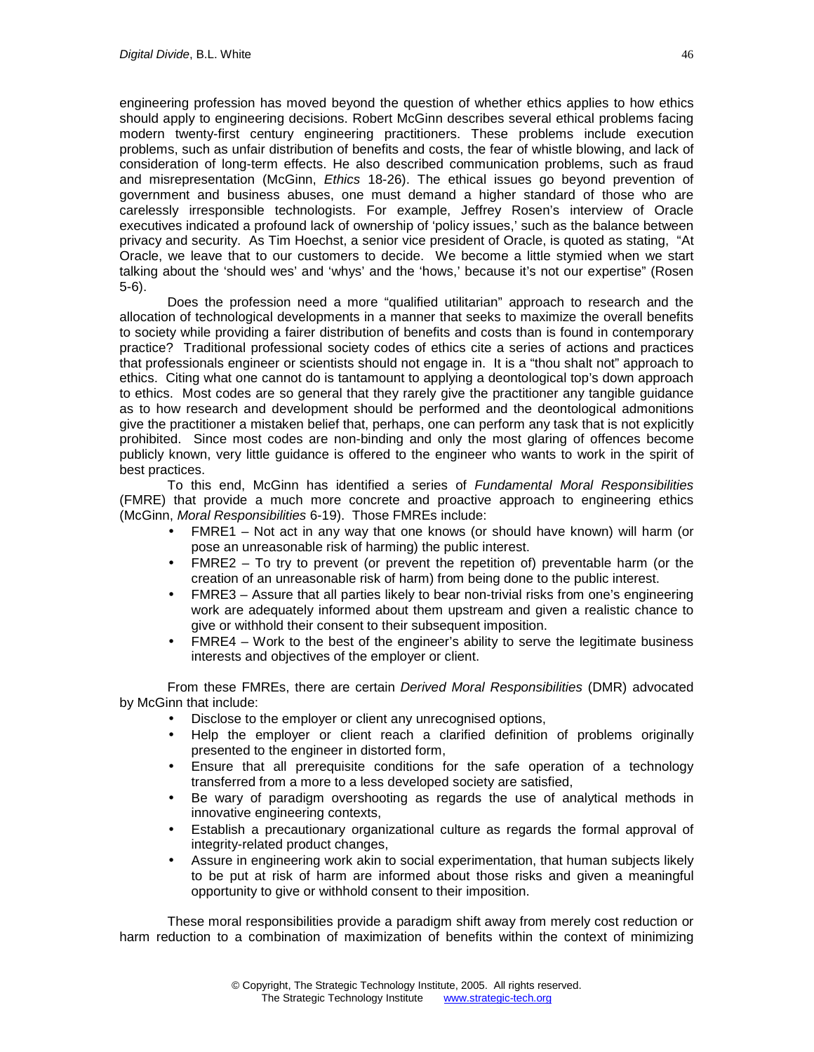engineering profession has moved beyond the question of whether ethics applies to how ethics should apply to engineering decisions. Robert McGinn describes several ethical problems facing modern twenty-first century engineering practitioners. These problems include execution problems, such as unfair distribution of benefits and costs, the fear of whistle blowing, and lack of consideration of long-term effects. He also described communication problems, such as fraud and misrepresentation (McGinn, *Ethics* 18-26). The ethical issues go beyond prevention of government and business abuses, one must demand a higher standard of those who are carelessly irresponsible technologists. For example, Jeffrey Rosen's interview of Oracle executives indicated a profound lack of ownership of 'policy issues,' such as the balance between privacy and security. As Tim Hoechst, a senior vice president of Oracle, is quoted as stating, "At Oracle, we leave that to our customers to decide. We become a little stymied when we start talking about the 'should wes' and 'whys' and the 'hows,' because it's not our expertise" (Rosen 5-6).

Does the profession need a more "qualified utilitarian" approach to research and the allocation of technological developments in a manner that seeks to maximize the overall benefits to society while providing a fairer distribution of benefits and costs than is found in contemporary practice? Traditional professional society codes of ethics cite a series of actions and practices that professionals engineer or scientists should not engage in. It is a "thou shalt not" approach to ethics. Citing what one cannot do is tantamount to applying a deontological top's down approach to ethics. Most codes are so general that they rarely give the practitioner any tangible guidance as to how research and development should be performed and the deontological admonitions give the practitioner a mistaken belief that, perhaps, one can perform any task that is not explicitly prohibited. Since most codes are non-binding and only the most glaring of offences become publicly known, very little guidance is offered to the engineer who wants to work in the spirit of best practices.

To this end, McGinn has identified a series of *Fundamental Moral Responsibilities* (FMRE) that provide a much more concrete and proactive approach to engineering ethics (McGinn, *Moral Responsibilities* 6-19). Those FMREs include:

- FMRE1 – Not act in any way that one knows (or should have known) will harm (or pose an unreasonable risk of harming) the public interest.
- FMRE2 – To try to prevent (or prevent the repetition of) preventable harm (or the creation of an unreasonable risk of harm) from being done to the public interest.
- FMRE3 – Assure that all parties likely to bear non-trivial risks from one's engineering work are adequately informed about them upstream and given a realistic chance to give or withhold their consent to their subsequent imposition.
- FMRE4 – Work to the best of the engineer's ability to serve the legitimate business interests and objectives of the employer or client.

From these FMREs, there are certain *Derived Moral Responsibilities* (DMR) advocated by McGinn that include:

- Disclose to the employer or client any unrecognised options,
- Help the employer or client reach a clarified definition of problems originally presented to the engineer in distorted form,
- Ensure that all prerequisite conditions for the safe operation of a technology transferred from a more to a less developed society are satisfied,
- Be wary of paradigm overshooting as regards the use of analytical methods in innovative engineering contexts,
- Establish a precautionary organizational culture as regards the formal approval of integrity-related product changes,
- Assure in engineering work akin to social experimentation, that human subjects likely to be put at risk of harm are informed about those risks and given a meaningful opportunity to give or withhold consent to their imposition.

These moral responsibilities provide a paradigm shift away from merely cost reduction or harm reduction to a combination of maximization of benefits within the context of minimizing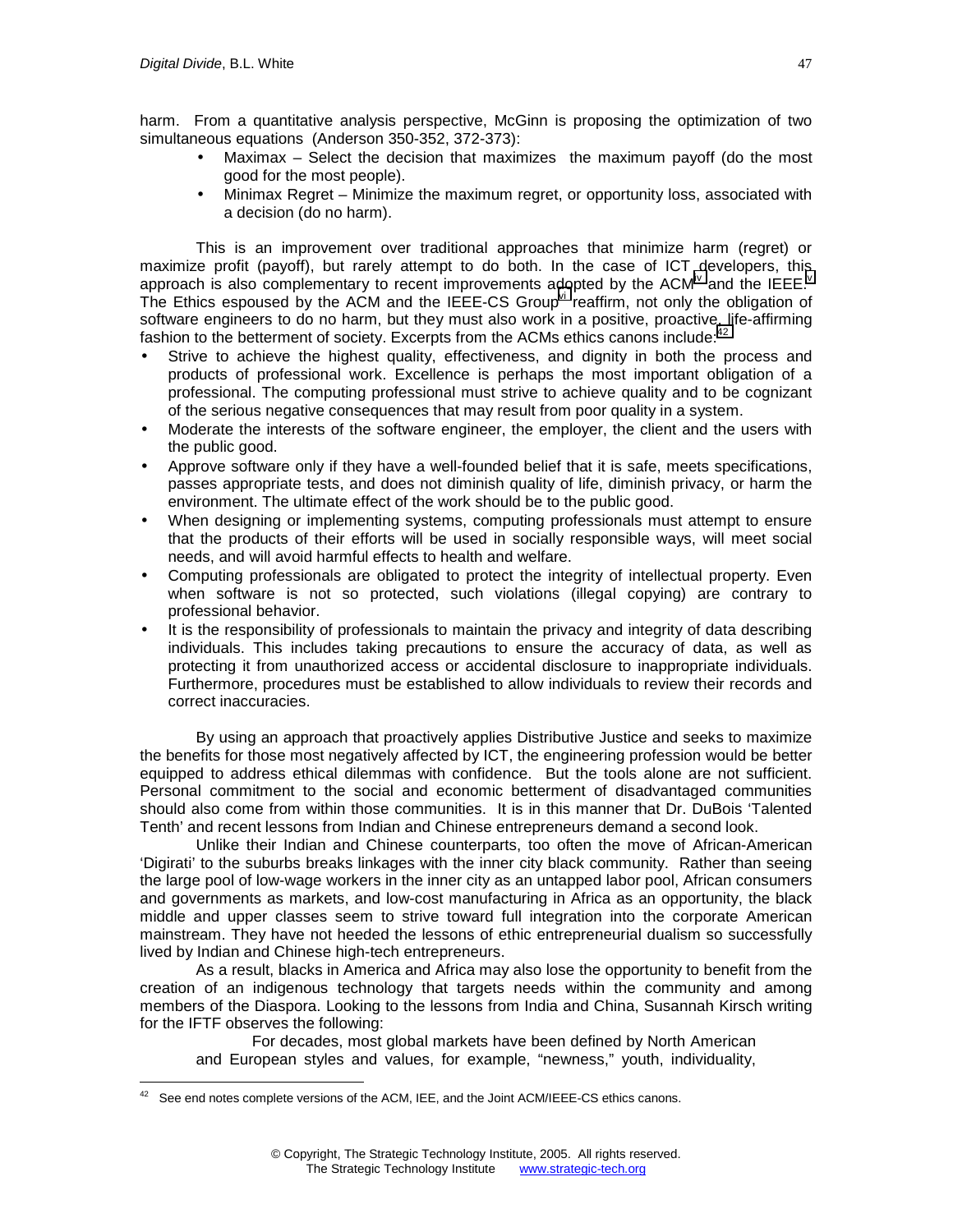harm. From a quantitative analysis perspective, McGinn is proposing the optimization of two simultaneous equations (Anderson 350-352, 372-373):

- Maximax – Select the decision that maximizes the maximum payoff (do the most good for the most people).
- Minimax Regret – Minimize the maximum regret, or opportunity loss, associated with a decision (do no harm).

This is an improvement over traditional approaches that minimize harm (regret) or maximize profit (payoff), but rarely attempt to do both. In the case of ICT developers, this approach is also complementary to recent improvements adopted by the ACM[iv] and the IEEE.[v] The Ethics espoused by the ACM and the IEEE-CS Group[vi] reaffirm, not only the obligation of software engineers to do no harm, but they must also work in a positive, proactive, life-affirming fashion to the betterment of society. Excerpts from the ACMs ethics canons include:[42]

- Strive to achieve the highest quality, effectiveness, and dignity in both the process and products of professional work. Excellence is perhaps the most important obligation of a professional. The computing professional must strive to achieve quality and to be cognizant of the serious negative consequences that may result from poor quality in a system.
- Moderate the interests of the software engineer, the employer, the client and the users with the public good.
- Approve software only if they have a well-founded belief that it is safe, meets specifications, passes appropriate tests, and does not diminish quality of life, diminish privacy, or harm the environment. The ultimate effect of the work should be to the public good.
- When designing or implementing systems, computing professionals must attempt to ensure that the products of their efforts will be used in socially responsible ways, will meet social needs, and will avoid harmful effects to health and welfare.
- Computing professionals are obligated to protect the integrity of intellectual property. Even when software is not so protected, such violations (illegal copying) are contrary to professional behavior.
- It is the responsibility of professionals to maintain the privacy and integrity of data describing individuals. This includes taking precautions to ensure the accuracy of data, as well as protecting it from unauthorized access or accidental disclosure to inappropriate individuals. Furthermore, procedures must be established to allow individuals to review their records and correct inaccuracies.

By using an approach that proactively applies Distributive Justice and seeks to maximize the benefits for those most negatively affected by ICT, the engineering profession would be better equipped to address ethical dilemmas with confidence. But the tools alone are not sufficient. Personal commitment to the social and economic betterment of disadvantaged communities should also come from within those communities. It is in this manner that Dr. DuBois 'Talented Tenth' and recent lessons from Indian and Chinese entrepreneurs demand a second look.

Unlike their Indian and Chinese counterparts, too often the move of African-American 'Digirati' to the suburbs breaks linkages with the inner city black community. Rather than seeing the large pool of low-wage workers in the inner city as an untapped labor pool, African consumers and governments as markets, and low-cost manufacturing in Africa as an opportunity, the black middle and upper classes seem to strive toward full integration into the corporate American mainstream. They have not heeded the lessons of ethic entrepreneurial dualism so successfully lived by Indian and Chinese high-tech entrepreneurs.

As a result, blacks in America and Africa may also lose the opportunity to benefit from the creation of an indigenous technology that targets needs within the community and among members of the Diaspora. Looking to the lessons from India and China, Susannah Kirsch writing for the IFTF observes the following:

> For decades, most global markets have been defined by North American and European styles and values, for example, "newness," youth, individuality,

[42] See end notes complete versions of the ACM, IEE, and the Joint ACM/IEEE-CS ethics canons.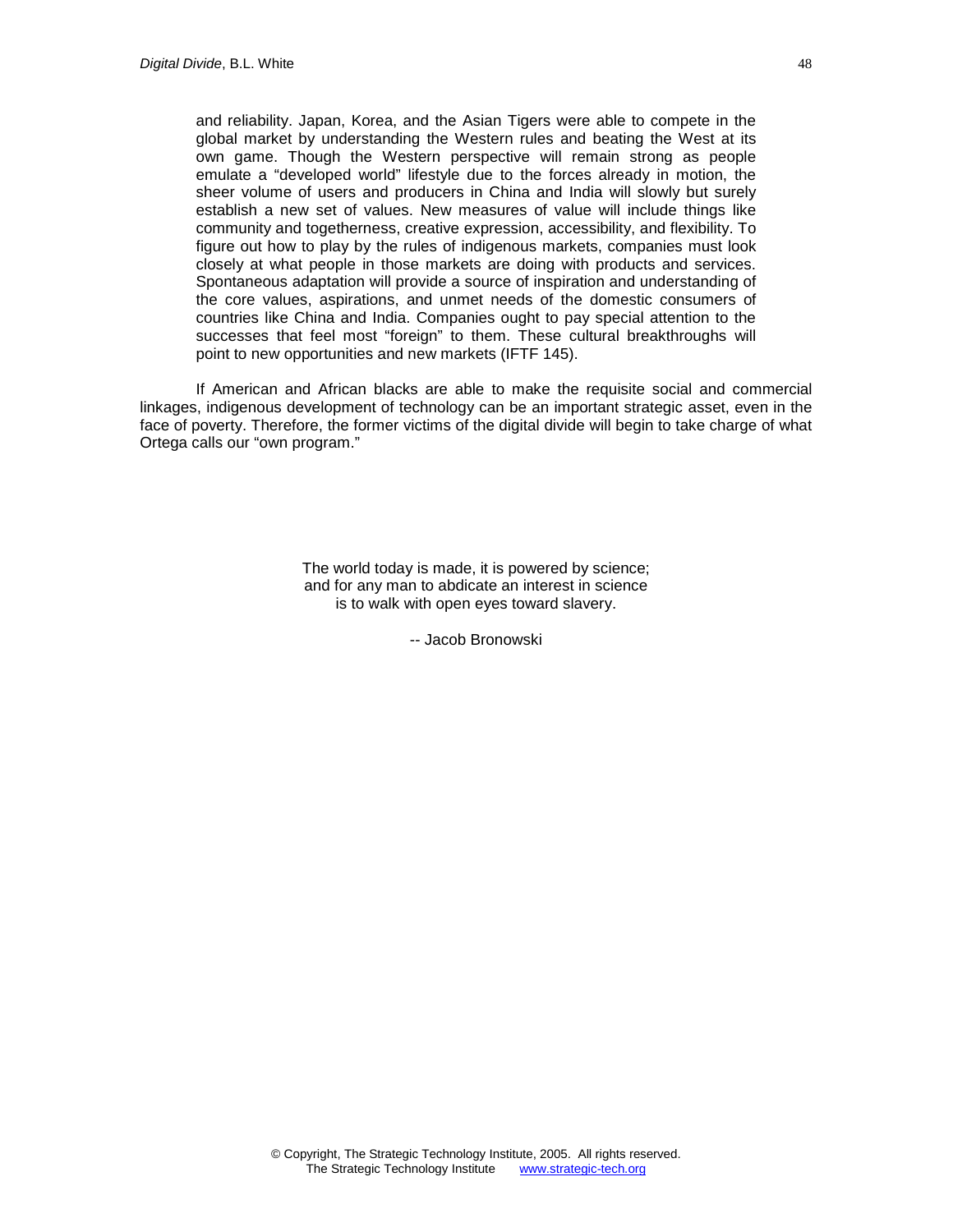> and reliability. Japan, Korea, and the Asian Tigers were able to compete in the global market by understanding the Western rules and beating the West at its own game. Though the Western perspective will remain strong as people emulate a "developed world" lifestyle due to the forces already in motion, the sheer volume of users and producers in China and India will slowly but surely establish a new set of values. New measures of value will include things like community and togetherness, creative expression, accessibility, and flexibility. To figure out how to play by the rules of indigenous markets, companies must look closely at what people in those markets are doing with products and services. Spontaneous adaptation will provide a source of inspiration and understanding of the core values, aspirations, and unmet needs of the domestic consumers of countries like China and India. Companies ought to pay special attention to the successes that feel most "foreign" to them. These cultural breakthroughs will point to new opportunities and new markets (IFTF 145).

If American and African blacks are able to make the requisite social and commercial linkages, indigenous development of technology can be an important strategic asset, even in the face of poverty. Therefore, the former victims of the digital divide will begin to take charge of what Ortega calls our "own program."

The world today is made, it is powered by science;
and for any man to abdicate an interest in science
is to walk with open eyes toward slavery.

-- Jacob Bronowski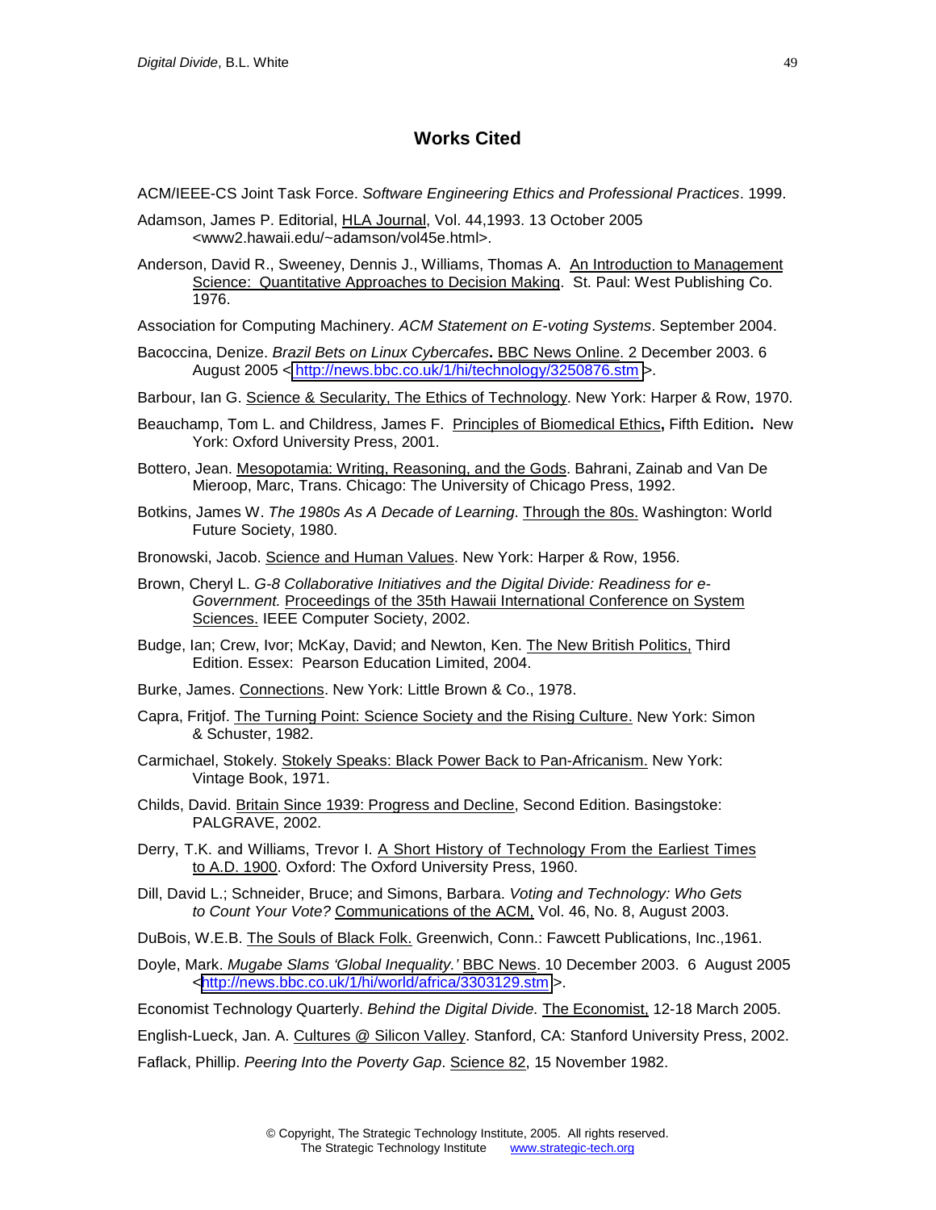## Works Cited

ACM/IEEE-CS Joint Task Force. *Software Engineering Ethics and Professional Practices*. 1999.

Adamson, James P. Editorial, HLA Journal, Vol. 44,1993. 13 October 2005 <www2.hawaii.edu/~adamson/vol45e.html>.

Anderson, David R., Sweeney, Dennis J., Williams, Thomas A. An Introduction to Management Science: Quantitative Approaches to Decision Making. St. Paul: West Publishing Co. 1976.

Association for Computing Machinery. *ACM Statement on E-voting Systems*. September 2004.

Bacoccina, Denize. *Brazil Bets on Linux Cybercafes*. BBC News Online. 2 December 2003. 6 August 2005 <http://news.bbc.co.uk/1/hi/technology/3250876.stm>.

Barbour, Ian G. Science & Secularity, The Ethics of Technology. New York: Harper & Row, 1970.

Beauchamp, Tom L. and Childress, James F. Principles of Biomedical Ethics**,** Fifth Edition**.** New York: Oxford University Press, 2001.

Bottero, Jean. Mesopotamia: Writing, Reasoning, and the Gods. Bahrani, Zainab and Van De Mieroop, Marc, Trans. Chicago: The University of Chicago Press, 1992.

Botkins, James W. *The 1980s As A Decade of Learning*. Through the 80s. Washington: World Future Society, 1980.

Bronowski, Jacob. Science and Human Values. New York: Harper & Row, 1956.

Brown, Cheryl L. *G-8 Collaborative Initiatives and the Digital Divide: Readiness for e-Government.* Proceedings of the 35th Hawaii International Conference on System Sciences. IEEE Computer Society, 2002.

Budge, Ian; Crew, Ivor; McKay, David; and Newton, Ken. The New British Politics, Third Edition. Essex: Pearson Education Limited, 2004.

Burke, James. Connections. New York: Little Brown & Co., 1978.

Capra, Fritjof. The Turning Point: Science Society and the Rising Culture. New York: Simon & Schuster, 1982.

Carmichael, Stokely. Stokely Speaks: Black Power Back to Pan-Africanism. New York: Vintage Book, 1971.

Childs, David. Britain Since 1939: Progress and Decline, Second Edition. Basingstoke: PALGRAVE, 2002.

Derry, T.K. and Williams, Trevor I. A Short History of Technology From the Earliest Times to A.D. 1900. Oxford: The Oxford University Press, 1960.

Dill, David L.; Schneider, Bruce; and Simons, Barbara. *Voting and Technology: Who Gets to Count Your Vote?* Communications of the ACM, Vol. 46, No. 8, August 2003.

DuBois, W.E.B. The Souls of Black Folk. Greenwich, Conn.: Fawcett Publications, Inc.,1961.

Doyle, Mark. *Mugabe Slams 'Global Inequality.'* BBC News. 10 December 2003. 6 August 2005 <http://news.bbc.co.uk/1/hi/world/africa/3303129.stm>.

Economist Technology Quarterly. *Behind the Digital Divide.* The Economist, 12-18 March 2005.

English-Lueck, Jan. A. Cultures @ Silicon Valley. Stanford, CA: Stanford University Press, 2002.

Faflack, Phillip. *Peering Into the Poverty Gap*. Science 82, 15 November 1982.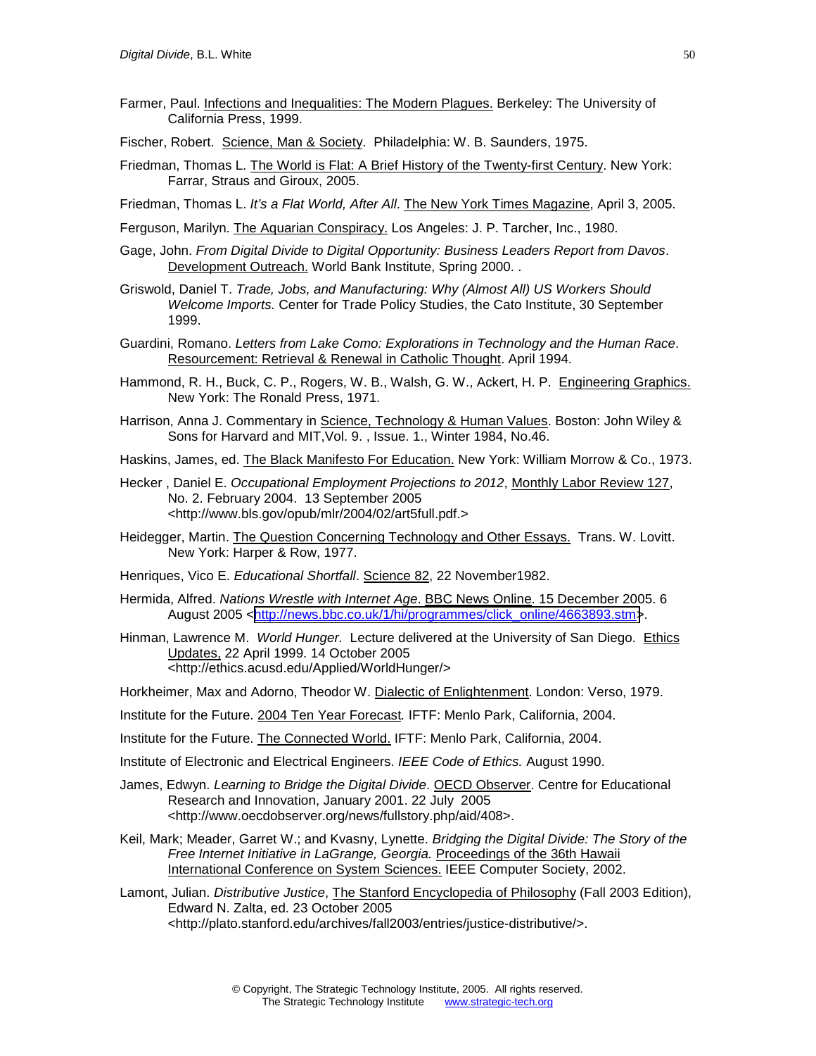Farmer, Paul. Infections and Inequalities: The Modern Plagues. Berkeley: The University of California Press, 1999.

Fischer, Robert. Science, Man & Society. Philadelphia: W. B. Saunders, 1975.

Friedman, Thomas L. The World is Flat: A Brief History of the Twenty-first Century. New York: Farrar, Straus and Giroux, 2005.

Friedman, Thomas L. *It's a Flat World, After All*. The New York Times Magazine, April 3, 2005.

Ferguson, Marilyn. The Aquarian Conspiracy. Los Angeles: J. P. Tarcher, Inc., 1980.

Gage, John. *From Digital Divide to Digital Opportunity: Business Leaders Report from Davos*. Development Outreach. World Bank Institute, Spring 2000. .

Griswold, Daniel T. *Trade, Jobs, and Manufacturing: Why (Almost All) US Workers Should Welcome Imports.* Center for Trade Policy Studies, the Cato Institute, 30 September 1999.

Guardini, Romano. *Letters from Lake Como: Explorations in Technology and the Human Race*. Resourcement: Retrieval & Renewal in Catholic Thought. April 1994.

Hammond, R. H., Buck, C. P., Rogers, W. B., Walsh, G. W., Ackert, H. P. Engineering Graphics. New York: The Ronald Press, 1971.

Harrison, Anna J. Commentary in Science, Technology & Human Values. Boston: John Wiley & Sons for Harvard and MIT,Vol. 9. , Issue. 1., Winter 1984, No.46.

Haskins, James, ed. The Black Manifesto For Education. New York: William Morrow & Co., 1973.

Hecker , Daniel E. *Occupational Employment Projections to 2012*, Monthly Labor Review 127, No. 2. February 2004. 13 September 2005 <http://www.bls.gov/opub/mlr/2004/02/art5full.pdf.>

Heidegger, Martin. The Question Concerning Technology and Other Essays. Trans. W. Lovitt. New York: Harper & Row, 1977.

Henriques, Vico E. *Educational Shortfall*. Science 82, 22 November1982.

Hermida, Alfred. *Nations Wrestle with Internet Age*. BBC News Online. 15 December 2005. 6 August 2005 <http://news.bbc.co.uk/1/hi/programmes/click_online/4663893.stm>.

Hinman, Lawrence M. *World Hunger.* Lecture delivered at the University of San Diego. Ethics Updates, 22 April 1999. 14 October 2005 <http://ethics.acusd.edu/Applied/WorldHunger/>

Horkheimer, Max and Adorno, Theodor W. Dialectic of Enlightenment. London: Verso, 1979.

Institute for the Future. 2004 Ten Year Forecast*.* IFTF: Menlo Park, California, 2004.

Institute for the Future. The Connected World. IFTF: Menlo Park, California, 2004.

Institute of Electronic and Electrical Engineers. *IEEE Code of Ethics.* August 1990.

James, Edwyn. *Learning to Bridge the Digital Divide*. OECD Observer. Centre for Educational Research and Innovation, January 2001. 22 July 2005 <http://www.oecdobserver.org/news/fullstory.php/aid/408>.

Keil, Mark; Meader, Garret W.; and Kvasny, Lynette. *Bridging the Digital Divide: The Story of the Free Internet Initiative in LaGrange, Georgia.* Proceedings of the 36th Hawaii International Conference on System Sciences. IEEE Computer Society, 2002.

Lamont, Julian. *Distributive Justice*, The Stanford Encyclopedia of Philosophy (Fall 2003 Edition), Edward N. Zalta, ed. 23 October 2005 <http://plato.stanford.edu/archives/fall2003/entries/justice-distributive/>.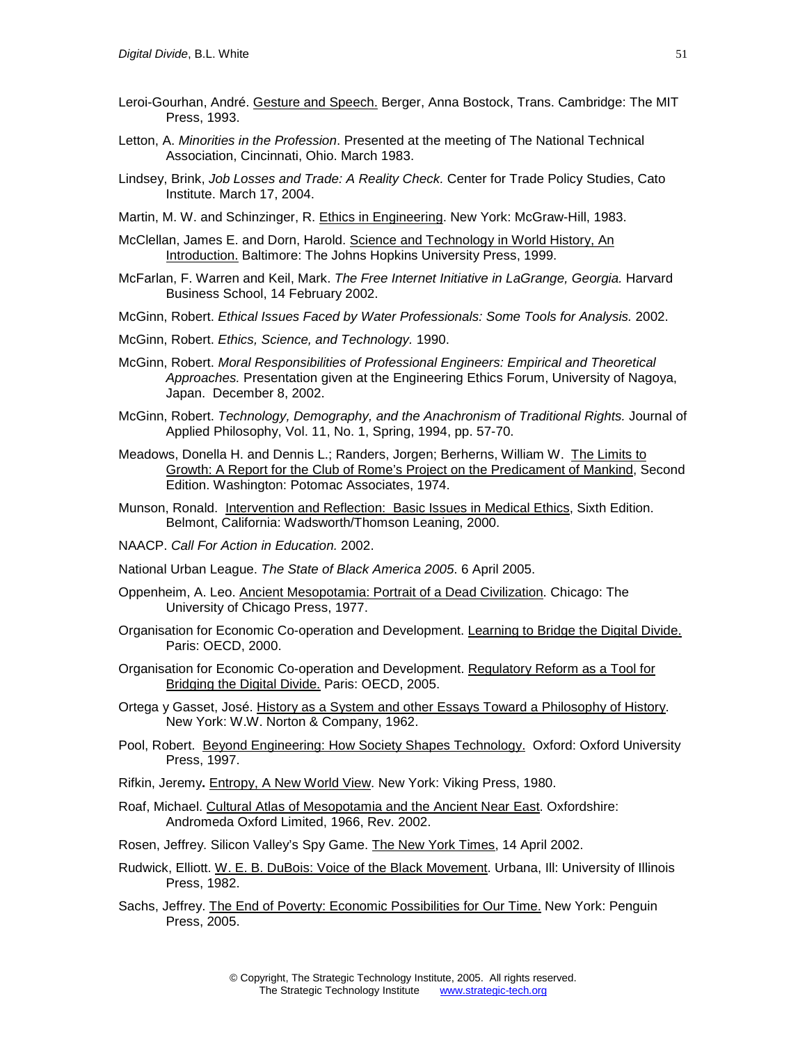Leroi-Gourhan, André. Gesture and Speech. Berger, Anna Bostock, Trans. Cambridge: The MIT Press, 1993.

Letton, A. *Minorities in the Profession*. Presented at the meeting of The National Technical Association, Cincinnati, Ohio. March 1983.

Lindsey, Brink, *Job Losses and Trade: A Reality Check.* Center for Trade Policy Studies, Cato Institute. March 17, 2004.

Martin, M. W. and Schinzinger, R. Ethics in Engineering. New York: McGraw-Hill, 1983.

McClellan, James E. and Dorn, Harold. Science and Technology in World History, An Introduction. Baltimore: The Johns Hopkins University Press, 1999.

McFarlan, F. Warren and Keil, Mark. *The Free Internet Initiative in LaGrange, Georgia.* Harvard Business School, 14 February 2002.

McGinn, Robert. *Ethical Issues Faced by Water Professionals: Some Tools for Analysis.* 2002.

McGinn, Robert. *Ethics, Science, and Technology.* 1990.

McGinn, Robert. *Moral Responsibilities of Professional Engineers: Empirical and Theoretical Approaches.* Presentation given at the Engineering Ethics Forum, University of Nagoya, Japan. December 8, 2002.

McGinn, Robert. *Technology, Demography, and the Anachronism of Traditional Rights.* Journal of Applied Philosophy, Vol. 11, No. 1, Spring, 1994, pp. 57-70.

Meadows, Donella H. and Dennis L.; Randers, Jorgen; Berherns, William W. The Limits to Growth: A Report for the Club of Rome's Project on the Predicament of Mankind, Second Edition. Washington: Potomac Associates, 1974.

Munson, Ronald. Intervention and Reflection: Basic Issues in Medical Ethics, Sixth Edition. Belmont, California: Wadsworth/Thomson Leaning, 2000.

NAACP. *Call For Action in Education.* 2002.

National Urban League. *The State of Black America 2005*. 6 April 2005.

Oppenheim, A. Leo. Ancient Mesopotamia: Portrait of a Dead Civilization. Chicago: The University of Chicago Press, 1977.

Organisation for Economic Co-operation and Development. Learning to Bridge the Digital Divide. Paris: OECD, 2000.

Organisation for Economic Co-operation and Development. Regulatory Reform as a Tool for Bridging the Digital Divide. Paris: OECD, 2005.

Ortega y Gasset, José. History as a System and other Essays Toward a Philosophy of History. New York: W.W. Norton & Company, 1962.

Pool, Robert. Beyond Engineering: How Society Shapes Technology. Oxford: Oxford University Press, 1997.

Rifkin, Jeremy**.** Entropy, A New World View. New York: Viking Press, 1980.

Roaf, Michael. Cultural Atlas of Mesopotamia and the Ancient Near East. Oxfordshire: Andromeda Oxford Limited, 1966, Rev. 2002.

Rosen, Jeffrey. Silicon Valley's Spy Game. The New York Times, 14 April 2002.

Rudwick, Elliott. W. E. B. DuBois: Voice of the Black Movement. Urbana, Ill: University of Illinois Press, 1982.

Sachs, Jeffrey. The End of Poverty: Economic Possibilities for Our Time. New York: Penguin Press, 2005.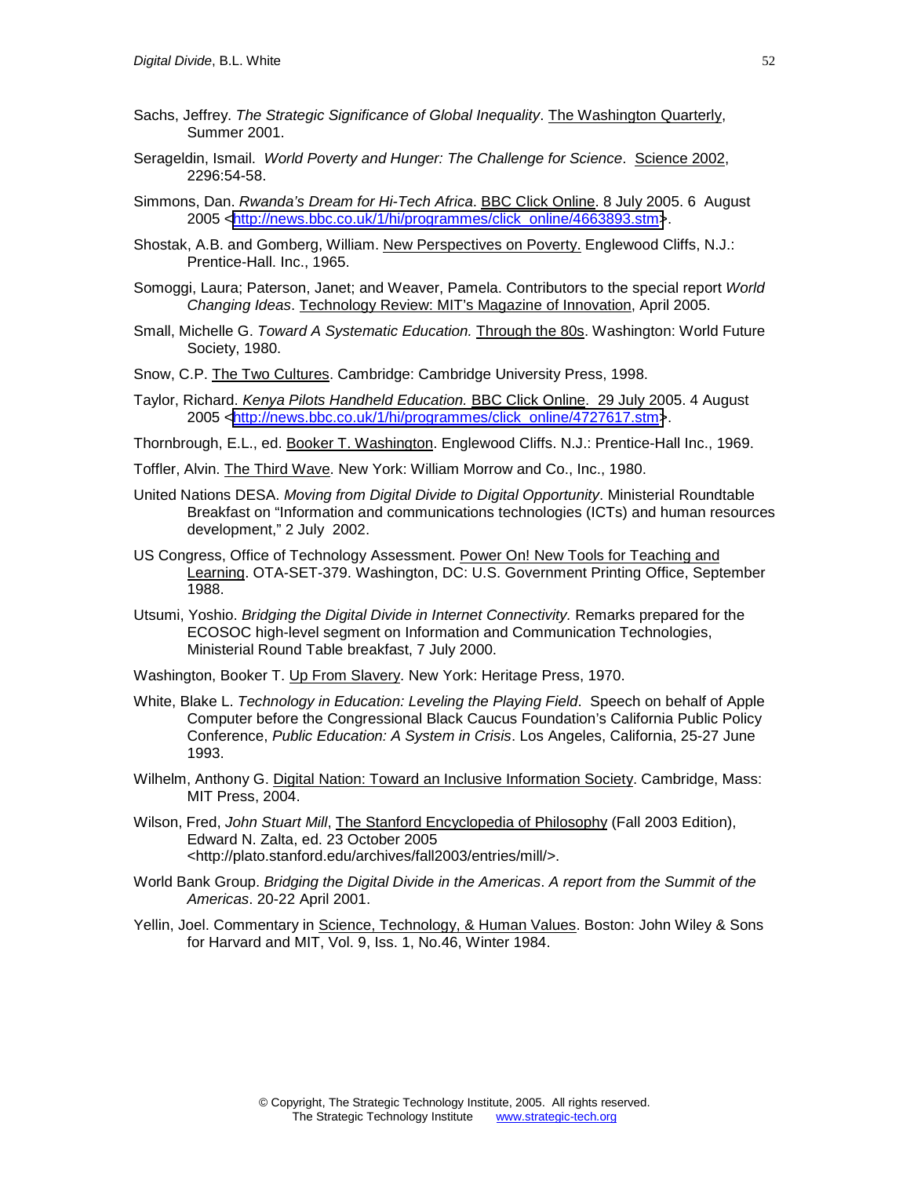Sachs, Jeffrey. *The Strategic Significance of Global Inequality*. The Washington Quarterly, Summer 2001.

Serageldin, Ismail. *World Poverty and Hunger: The Challenge for Science*. Science 2002, 2296:54-58.

Simmons, Dan. *Rwanda's Dream for Hi-Tech Africa*. BBC Click Online. 8 July 2005. 6 August 2005 <http://news.bbc.co.uk/1/hi/programmes/click_online/4663893.stm>.

Shostak, A.B. and Gomberg, William. New Perspectives on Poverty. Englewood Cliffs, N.J.: Prentice-Hall. Inc., 1965.

Somoggi, Laura; Paterson, Janet; and Weaver, Pamela. Contributors to the special report *World Changing Ideas*. Technology Review: MIT's Magazine of Innovation, April 2005.

Small, Michelle G. *Toward A Systematic Education.* Through the 80s. Washington: World Future Society, 1980.

Snow, C.P. The Two Cultures. Cambridge: Cambridge University Press, 1998.

Taylor, Richard. *Kenya Pilots Handheld Education.* BBC Click Online. 29 July 2005. 4 August 2005 <http://news.bbc.co.uk/1/hi/programmes/click_online/4727617.stm>.

Thornbrough, E.L., ed. Booker T. Washington. Englewood Cliffs. N.J.: Prentice-Hall Inc., 1969.

Toffler, Alvin. The Third Wave. New York: William Morrow and Co., Inc., 1980.

United Nations DESA. *Moving from Digital Divide to Digital Opportunity*. Ministerial Roundtable Breakfast on "Information and communications technologies (ICTs) and human resources development," 2 July 2002.

US Congress, Office of Technology Assessment. Power On! New Tools for Teaching and Learning. OTA-SET-379. Washington, DC: U.S. Government Printing Office, September 1988.

Utsumi, Yoshio. *Bridging the Digital Divide in Internet Connectivity.* Remarks prepared for the ECOSOC high-level segment on Information and Communication Technologies, Ministerial Round Table breakfast, 7 July 2000.

Washington, Booker T. Up From Slavery. New York: Heritage Press, 1970.

White, Blake L. *Technology in Education: Leveling the Playing Field*. Speech on behalf of Apple Computer before the Congressional Black Caucus Foundation's California Public Policy Conference, *Public Education: A System in Crisis*. Los Angeles, California, 25-27 June 1993.

Wilhelm, Anthony G. Digital Nation: Toward an Inclusive Information Society. Cambridge, Mass: MIT Press, 2004.

Wilson, Fred, *John Stuart Mill*, The Stanford Encyclopedia of Philosophy (Fall 2003 Edition), Edward N. Zalta, ed. 23 October 2005 <http://plato.stanford.edu/archives/fall2003/entries/mill/>.

World Bank Group. *Bridging the Digital Divide in the Americas*. *A report from the Summit of the Americas*. 20-22 April 2001.

Yellin, Joel. Commentary in Science, Technology, & Human Values. Boston: John Wiley & Sons for Harvard and MIT, Vol. 9, Iss. 1, No.46, Winter 1984.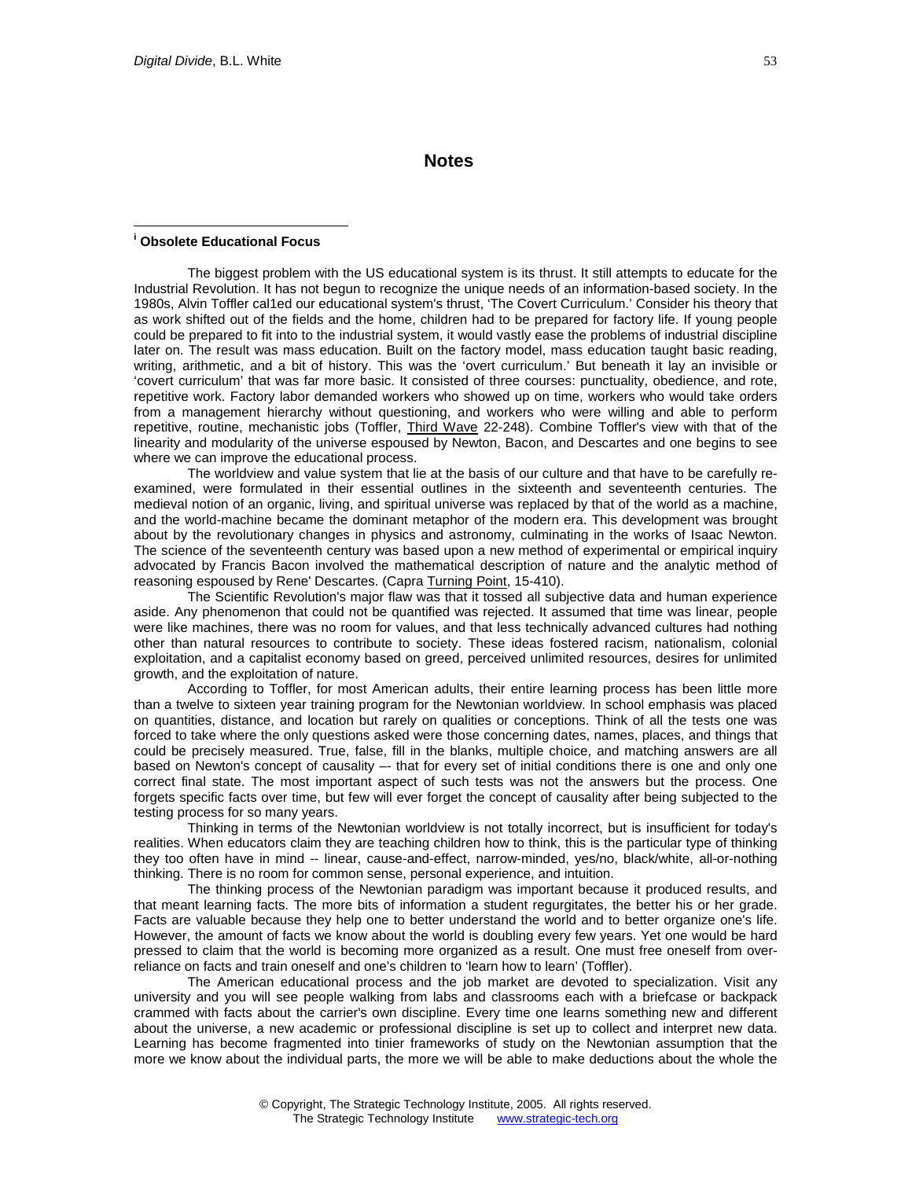# Notes

[i] **Obsolete Educational Focus**

The biggest problem with the US educational system is its thrust. It still attempts to educate for the Industrial Revolution. It has not begun to recognize the unique needs of an information-based society. In the 1980s, Alvin Toffler cal1ed our educational system's thrust, 'The Covert Curriculum.' Consider his theory that as work shifted out of the fields and the home, children had to be prepared for factory life. If young people could be prepared to fit into to the industrial system, it would vastly ease the problems of industrial discipline later on. The result was mass education. Built on the factory model, mass education taught basic reading, writing, arithmetic, and a bit of history. This was the 'overt curriculum.' But beneath it lay an invisible or 'covert curriculum' that was far more basic. It consisted of three courses: punctuality, obedience, and rote, repetitive work. Factory labor demanded workers who showed up on time, workers who would take orders from a management hierarchy without questioning, and workers who were willing and able to perform repetitive, routine, mechanistic jobs (Toffler, Third Wave 22-248). Combine Toffler's view with that of the linearity and modularity of the universe espoused by Newton, Bacon, and Descartes and one begins to see where we can improve the educational process.

The worldview and value system that lie at the basis of our culture and that have to be carefully re-examined, were formulated in their essential outlines in the sixteenth and seventeenth centuries. The medieval notion of an organic, living, and spiritual universe was replaced by that of the world as a machine, and the world-machine became the dominant metaphor of the modern era. This development was brought about by the revolutionary changes in physics and astronomy, culminating in the works of Isaac Newton. The science of the seventeenth century was based upon a new method of experimental or empirical inquiry advocated by Francis Bacon involved the mathematical description of nature and the analytic method of reasoning espoused by Rene' Descartes. (Capra Turning Point, 15-410).

The Scientific Revolution's major flaw was that it tossed all subjective data and human experience aside. Any phenomenon that could not be quantified was rejected. It assumed that time was linear, people were like machines, there was no room for values, and that less technically advanced cultures had nothing other than natural resources to contribute to society. These ideas fostered racism, nationalism, colonial exploitation, and a capitalist economy based on greed, perceived unlimited resources, desires for unlimited growth, and the exploitation of nature.

According to Toffler, for most American adults, their entire learning process has been little more than a twelve to sixteen year training program for the Newtonian worldview. In school emphasis was placed on quantities, distance, and location but rarely on qualities or conceptions. Think of all the tests one was forced to take where the only questions asked were those concerning dates, names, places, and things that could be precisely measured. True, false, fill in the blanks, multiple choice, and matching answers are all based on Newton's concept of causality –- that for every set of initial conditions there is one and only one correct final state. The most important aspect of such tests was not the answers but the process. One forgets specific facts over time, but few will ever forget the concept of causality after being subjected to the testing process for so many years.

Thinking in terms of the Newtonian worldview is not totally incorrect, but is insufficient for today's realities. When educators claim they are teaching children how to think, this is the particular type of thinking they too often have in mind -- linear, cause-and-effect, narrow-minded, yes/no, black/white, all-or-nothing thinking. There is no room for common sense, personal experience, and intuition.

The thinking process of the Newtonian paradigm was important because it produced results, and that meant learning facts. The more bits of information a student regurgitates, the better his or her grade. Facts are valuable because they help one to better understand the world and to better organize one's life. However, the amount of facts we know about the world is doubling every few years. Yet one would be hard pressed to claim that the world is becoming more organized as a result. One must free oneself from over-reliance on facts and train oneself and one's children to 'learn how to learn' (Toffler).

The American educational process and the job market are devoted to specialization. Visit any university and you will see people walking from labs and classrooms each with a briefcase or backpack crammed with facts about the carrier's own discipline. Every time one learns something new and different about the universe, a new academic or professional discipline is set up to collect and interpret new data. Learning has become fragmented into tinier frameworks of study on the Newtonian assumption that the more we know about the individual parts, the more we will be able to make deductions about the whole the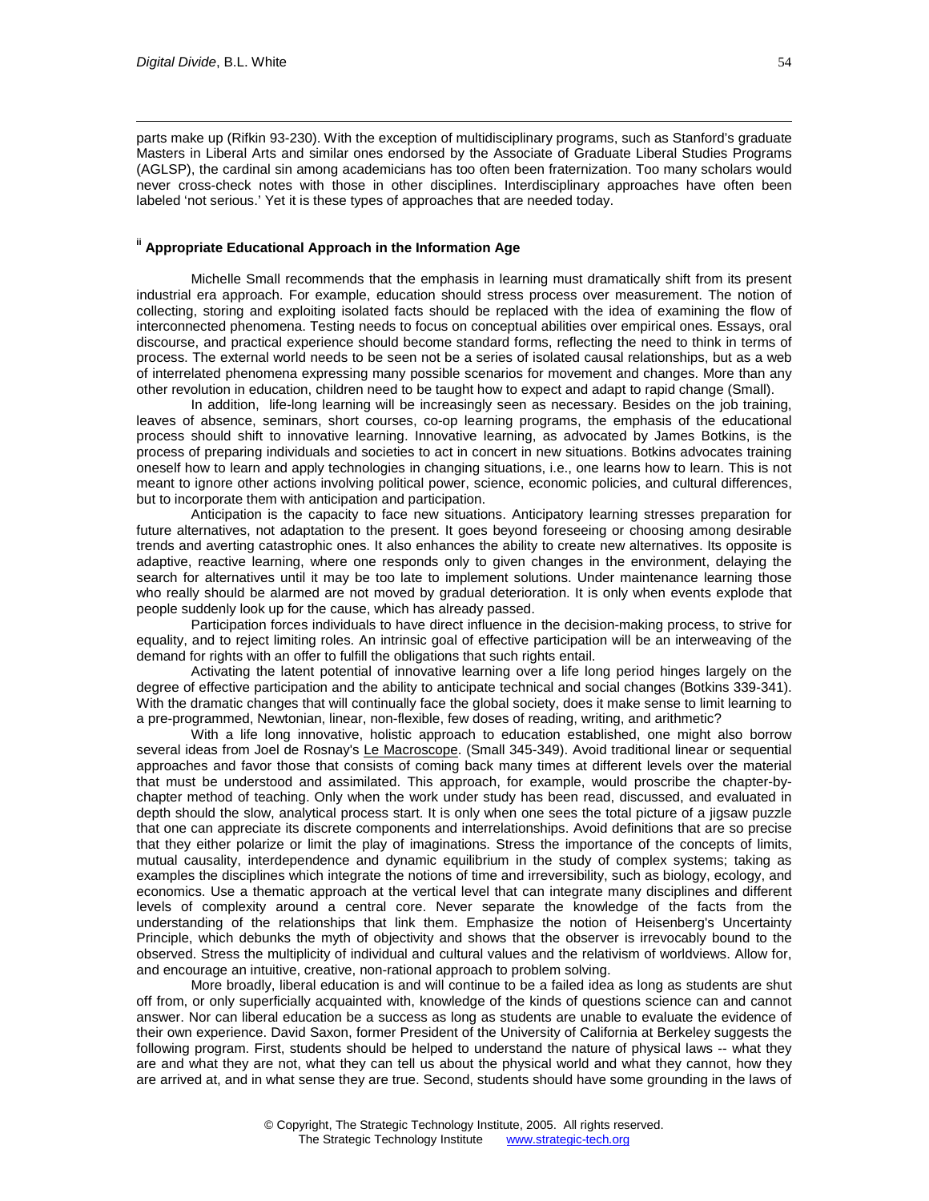parts make up (Rifkin 93-230). With the exception of multidisciplinary programs, such as Stanford's graduate Masters in Liberal Arts and similar ones endorsed by the Associate of Graduate Liberal Studies Programs (AGLSP), the cardinal sin among academicians has too often been fraternization. Too many scholars would never cross-check notes with those in other disciplines. Interdisciplinary approaches have often been labeled 'not serious.' Yet it is these types of approaches that are needed today.

### [ii] Appropriate Educational Approach in the Information Age

Michelle Small recommends that the emphasis in learning must dramatically shift from its present industrial era approach. For example, education should stress process over measurement. The notion of collecting, storing and exploiting isolated facts should be replaced with the idea of examining the flow of interconnected phenomena. Testing needs to focus on conceptual abilities over empirical ones. Essays, oral discourse, and practical experience should become standard forms, reflecting the need to think in terms of process. The external world needs to be seen not be a series of isolated causal relationships, but as a web of interrelated phenomena expressing many possible scenarios for movement and changes. More than any other revolution in education, children need to be taught how to expect and adapt to rapid change (Small).

In addition, life-long learning will be increasingly seen as necessary. Besides on the job training, leaves of absence, seminars, short courses, co-op learning programs, the emphasis of the educational process should shift to innovative learning. Innovative learning, as advocated by James Botkins, is the process of preparing individuals and societies to act in concert in new situations. Botkins advocates training oneself how to learn and apply technologies in changing situations, i.e., one learns how to learn. This is not meant to ignore other actions involving political power, science, economic policies, and cultural differences, but to incorporate them with anticipation and participation.

Anticipation is the capacity to face new situations. Anticipatory learning stresses preparation for future alternatives, not adaptation to the present. It goes beyond foreseeing or choosing among desirable trends and averting catastrophic ones. It also enhances the ability to create new alternatives. Its opposite is adaptive, reactive learning, where one responds only to given changes in the environment, delaying the search for alternatives until it may be too late to implement solutions. Under maintenance learning those who really should be alarmed are not moved by gradual deterioration. It is only when events explode that people suddenly look up for the cause, which has already passed.

Participation forces individuals to have direct influence in the decision-making process, to strive for equality, and to reject limiting roles. An intrinsic goal of effective participation will be an interweaving of the demand for rights with an offer to fulfill the obligations that such rights entail.

Activating the latent potential of innovative learning over a life long period hinges largely on the degree of effective participation and the ability to anticipate technical and social changes (Botkins 339-341). With the dramatic changes that will continually face the global society, does it make sense to limit learning to a pre-programmed, Newtonian, linear, non-flexible, few doses of reading, writing, and arithmetic?

With a life long innovative, holistic approach to education established, one might also borrow several ideas from Joel de Rosnay's Le Macroscope. (Small 345-349). Avoid traditional linear or sequential approaches and favor those that consists of coming back many times at different levels over the material that must be understood and assimilated. This approach, for example, would proscribe the chapter-by-chapter method of teaching. Only when the work under study has been read, discussed, and evaluated in depth should the slow, analytical process start. It is only when one sees the total picture of a jigsaw puzzle that one can appreciate its discrete components and interrelationships. Avoid definitions that are so precise that they either polarize or limit the play of imaginations. Stress the importance of the concepts of limits, mutual causality, interdependence and dynamic equilibrium in the study of complex systems; taking as examples the disciplines which integrate the notions of time and irreversibility, such as biology, ecology, and economics. Use a thematic approach at the vertical level that can integrate many disciplines and different levels of complexity around a central core. Never separate the knowledge of the facts from the understanding of the relationships that link them. Emphasize the notion of Heisenberg's Uncertainty Principle, which debunks the myth of objectivity and shows that the observer is irrevocably bound to the observed. Stress the multiplicity of individual and cultural values and the relativism of worldviews. Allow for, and encourage an intuitive, creative, non-rational approach to problem solving.

More broadly, liberal education is and will continue to be a failed idea as long as students are shut off from, or only superficially acquainted with, knowledge of the kinds of questions science can and cannot answer. Nor can liberal education be a success as long as students are unable to evaluate the evidence of their own experience. David Saxon, former President of the University of California at Berkeley suggests the following program. First, students should be helped to understand the nature of physical laws -- what they are and what they are not, what they can tell us about the physical world and what they cannot, how they are arrived at, and in what sense they are true. Second, students should have some grounding in the laws of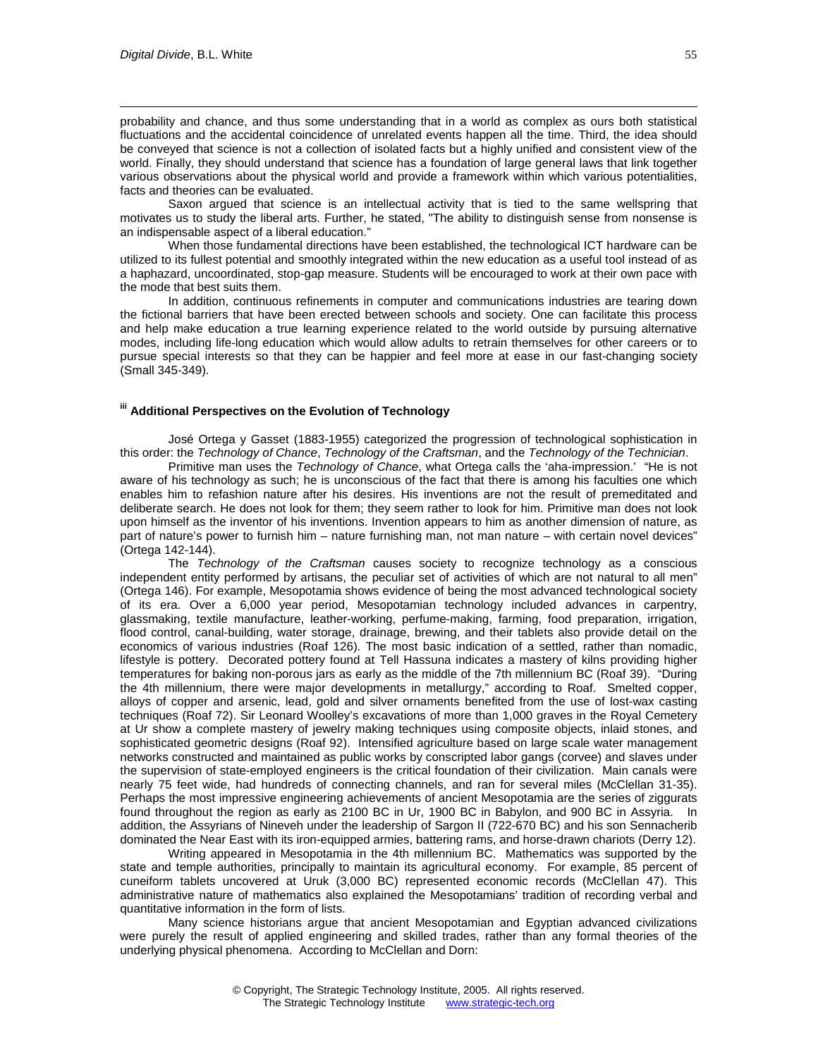probability and chance, and thus some understanding that in a world as complex as ours both statistical fluctuations and the accidental coincidence of unrelated events happen all the time. Third, the idea should be conveyed that science is not a collection of isolated facts but a highly unified and consistent view of the world. Finally, they should understand that science has a foundation of large general laws that link together various observations about the physical world and provide a framework within which various potentialities, facts and theories can be evaluated.

Saxon argued that science is an intellectual activity that is tied to the same wellspring that motivates us to study the liberal arts. Further, he stated, "The ability to distinguish sense from nonsense is an indispensable aspect of a liberal education."

When those fundamental directions have been established, the technological ICT hardware can be utilized to its fullest potential and smoothly integrated within the new education as a useful tool instead of as a haphazard, uncoordinated, stop-gap measure. Students will be encouraged to work at their own pace with the mode that best suits them.

In addition, continuous refinements in computer and communications industries are tearing down the fictional barriers that have been erected between schools and society. One can facilitate this process and help make education a true learning experience related to the world outside by pursuing alternative modes, including life-long education which would allow adults to retrain themselves for other careers or to pursue special interests so that they can be happier and feel more at ease in our fast-changing society (Small 345-349).

### [iii] Additional Perspectives on the Evolution of Technology

José Ortega y Gasset (1883-1955) categorized the progression of technological sophistication in this order: the *Technology of Chance*, *Technology of the Craftsman*, and the *Technology of the Technician*.

Primitive man uses the *Technology of Chance*, what Ortega calls the 'aha-impression.' "He is not aware of his technology as such; he is unconscious of the fact that there is among his faculties one which enables him to refashion nature after his desires. His inventions are not the result of premeditated and deliberate search. He does not look for them; they seem rather to look for him. Primitive man does not look upon himself as the inventor of his inventions. Invention appears to him as another dimension of nature, as part of nature's power to furnish him – nature furnishing man, not man nature – with certain novel devices" (Ortega 142-144).

The *Technology of the Craftsman* causes society to recognize technology as a conscious independent entity performed by artisans, the peculiar set of activities of which are not natural to all men" (Ortega 146). For example, Mesopotamia shows evidence of being the most advanced technological society of its era. Over a 6,000 year period, Mesopotamian technology included advances in carpentry, glassmaking, textile manufacture, leather-working, perfume-making, farming, food preparation, irrigation, flood control, canal-building, water storage, drainage, brewing, and their tablets also provide detail on the economics of various industries (Roaf 126). The most basic indication of a settled, rather than nomadic, lifestyle is pottery. Decorated pottery found at Tell Hassuna indicates a mastery of kilns providing higher temperatures for baking non-porous jars as early as the middle of the 7th millennium BC (Roaf 39). "During the 4th millennium, there were major developments in metallurgy," according to Roaf. Smelted copper, alloys of copper and arsenic, lead, gold and silver ornaments benefited from the use of lost-wax casting techniques (Roaf 72). Sir Leonard Woolley's excavations of more than 1,000 graves in the Royal Cemetery at Ur show a complete mastery of jewelry making techniques using composite objects, inlaid stones, and sophisticated geometric designs (Roaf 92). Intensified agriculture based on large scale water management networks constructed and maintained as public works by conscripted labor gangs (corvee) and slaves under the supervision of state-employed engineers is the critical foundation of their civilization. Main canals were nearly 75 feet wide, had hundreds of connecting channels, and ran for several miles (McClellan 31-35). Perhaps the most impressive engineering achievements of ancient Mesopotamia are the series of ziggurats found throughout the region as early as 2100 BC in Ur, 1900 BC in Babylon, and 900 BC in Assyria. In addition, the Assyrians of Nineveh under the leadership of Sargon II (722-670 BC) and his son Sennacherib dominated the Near East with its iron-equipped armies, battering rams, and horse-drawn chariots (Derry 12).

Writing appeared in Mesopotamia in the 4th millennium BC. Mathematics was supported by the state and temple authorities, principally to maintain its agricultural economy. For example, 85 percent of cuneiform tablets uncovered at Uruk (3,000 BC) represented economic records (McClellan 47). This administrative nature of mathematics also explained the Mesopotamians' tradition of recording verbal and quantitative information in the form of lists.

Many science historians argue that ancient Mesopotamian and Egyptian advanced civilizations were purely the result of applied engineering and skilled trades, rather than any formal theories of the underlying physical phenomena. According to McClellan and Dorn: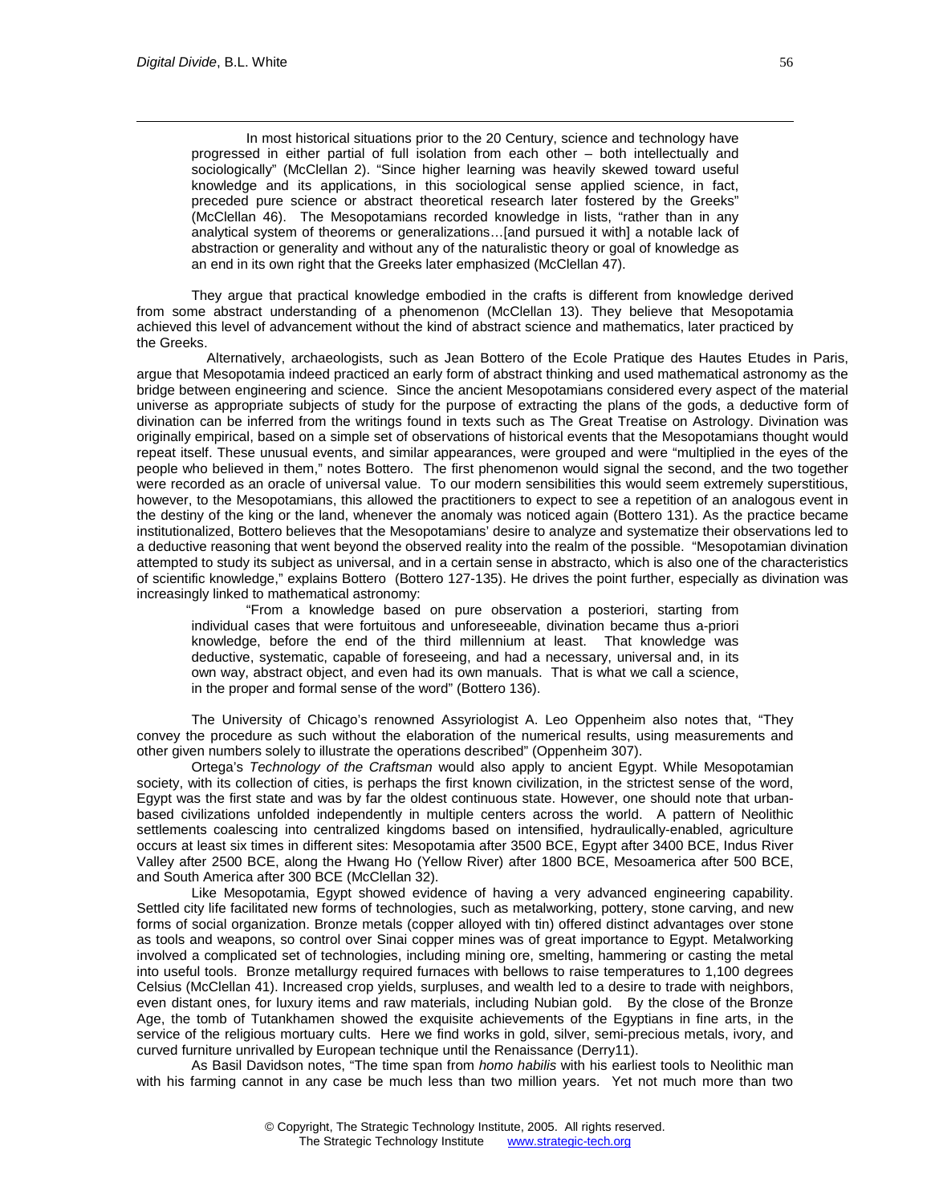> In most historical situations prior to the 20 Century, science and technology have progressed in either partial of full isolation from each other – both intellectually and sociologically" (McClellan 2). "Since higher learning was heavily skewed toward useful knowledge and its applications, in this sociological sense applied science, in fact, preceded pure science or abstract theoretical research later fostered by the Greeks" (McClellan 46). The Mesopotamians recorded knowledge in lists, "rather than in any analytical system of theorems or generalizations…[and pursued it with] a notable lack of abstraction or generality and without any of the naturalistic theory or goal of knowledge as an end in its own right that the Greeks later emphasized (McClellan 47).

They argue that practical knowledge embodied in the crafts is different from knowledge derived from some abstract understanding of a phenomenon (McClellan 13). They believe that Mesopotamia achieved this level of advancement without the kind of abstract science and mathematics, later practiced by the Greeks.

Alternatively, archaeologists, such as Jean Bottero of the Ecole Pratique des Hautes Etudes in Paris, argue that Mesopotamia indeed practiced an early form of abstract thinking and used mathematical astronomy as the bridge between engineering and science. Since the ancient Mesopotamians considered every aspect of the material universe as appropriate subjects of study for the purpose of extracting the plans of the gods, a deductive form of divination can be inferred from the writings found in texts such as The Great Treatise on Astrology. Divination was originally empirical, based on a simple set of observations of historical events that the Mesopotamians thought would repeat itself. These unusual events, and similar appearances, were grouped and were "multiplied in the eyes of the people who believed in them," notes Bottero. The first phenomenon would signal the second, and the two together were recorded as an oracle of universal value. To our modern sensibilities this would seem extremely superstitious, however, to the Mesopotamians, this allowed the practitioners to expect to see a repetition of an analogous event in the destiny of the king or the land, whenever the anomaly was noticed again (Bottero 131). As the practice became institutionalized, Bottero believes that the Mesopotamians' desire to analyze and systematize their observations led to a deductive reasoning that went beyond the observed reality into the realm of the possible. "Mesopotamian divination attempted to study its subject as universal, and in a certain sense in abstracto, which is also one of the characteristics of scientific knowledge," explains Bottero (Bottero 127-135). He drives the point further, especially as divination was increasingly linked to mathematical astronomy:

> "From a knowledge based on pure observation a posteriori, starting from individual cases that were fortuitous and unforeseeable, divination became thus a-priori knowledge, before the end of the third millennium at least. That knowledge was deductive, systematic, capable of foreseeing, and had a necessary, universal and, in its own way, abstract object, and even had its own manuals. That is what we call a science, in the proper and formal sense of the word" (Bottero 136).

The University of Chicago's renowned Assyriologist A. Leo Oppenheim also notes that, "They convey the procedure as such without the elaboration of the numerical results, using measurements and other given numbers solely to illustrate the operations described" (Oppenheim 307).

Ortega's *Technology of the Craftsman* would also apply to ancient Egypt. While Mesopotamian society, with its collection of cities, is perhaps the first known civilization, in the strictest sense of the word, Egypt was the first state and was by far the oldest continuous state. However, one should note that urban-based civilizations unfolded independently in multiple centers across the world. A pattern of Neolithic settlements coalescing into centralized kingdoms based on intensified, hydraulically-enabled, agriculture occurs at least six times in different sites: Mesopotamia after 3500 BCE, Egypt after 3400 BCE, Indus River Valley after 2500 BCE, along the Hwang Ho (Yellow River) after 1800 BCE, Mesoamerica after 500 BCE, and South America after 300 BCE (McClellan 32).

Like Mesopotamia, Egypt showed evidence of having a very advanced engineering capability. Settled city life facilitated new forms of technologies, such as metalworking, pottery, stone carving, and new forms of social organization. Bronze metals (copper alloyed with tin) offered distinct advantages over stone as tools and weapons, so control over Sinai copper mines was of great importance to Egypt. Metalworking involved a complicated set of technologies, including mining ore, smelting, hammering or casting the metal into useful tools. Bronze metallurgy required furnaces with bellows to raise temperatures to 1,100 degrees Celsius (McClellan 41). Increased crop yields, surpluses, and wealth led to a desire to trade with neighbors, even distant ones, for luxury items and raw materials, including Nubian gold. By the close of the Bronze Age, the tomb of Tutankhamen showed the exquisite achievements of the Egyptians in fine arts, in the service of the religious mortuary cults. Here we find works in gold, silver, semi-precious metals, ivory, and curved furniture unrivalled by European technique until the Renaissance (Derry11).

As Basil Davidson notes, "The time span from *homo habilis* with his earliest tools to Neolithic man with his farming cannot in any case be much less than two million years. Yet not much more than two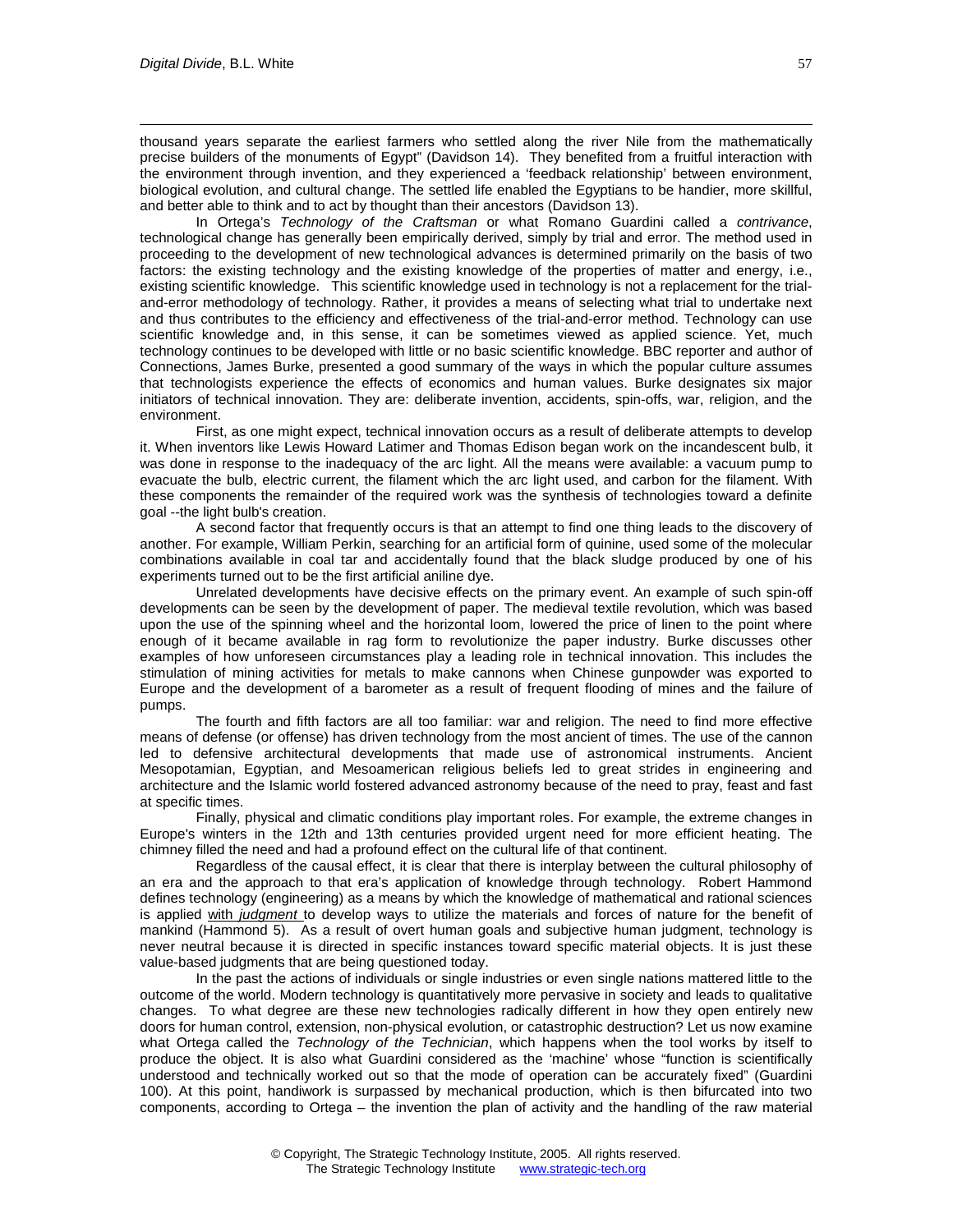thousand years separate the earliest farmers who settled along the river Nile from the mathematically precise builders of the monuments of Egypt" (Davidson 14). They benefited from a fruitful interaction with the environment through invention, and they experienced a 'feedback relationship' between environment, biological evolution, and cultural change. The settled life enabled the Egyptians to be handier, more skillful, and better able to think and to act by thought than their ancestors (Davidson 13).

In Ortega's *Technology of the Craftsman* or what Romano Guardini called a *contrivance*, technological change has generally been empirically derived, simply by trial and error. The method used in proceeding to the development of new technological advances is determined primarily on the basis of two factors: the existing technology and the existing knowledge of the properties of matter and energy, i.e., existing scientific knowledge. This scientific knowledge used in technology is not a replacement for the trial-and-error methodology of technology. Rather, it provides a means of selecting what trial to undertake next and thus contributes to the efficiency and effectiveness of the trial-and-error method. Technology can use scientific knowledge and, in this sense, it can be sometimes viewed as applied science. Yet, much technology continues to be developed with little or no basic scientific knowledge. BBC reporter and author of Connections, James Burke, presented a good summary of the ways in which the popular culture assumes that technologists experience the effects of economics and human values. Burke designates six major initiators of technical innovation. They are: deliberate invention, accidents, spin-offs, war, religion, and the environment.

First, as one might expect, technical innovation occurs as a result of deliberate attempts to develop it. When inventors like Lewis Howard Latimer and Thomas Edison began work on the incandescent bulb, it was done in response to the inadequacy of the arc light. All the means were available: a vacuum pump to evacuate the bulb, electric current, the filament which the arc light used, and carbon for the filament. With these components the remainder of the required work was the synthesis of technologies toward a definite goal --the light bulb's creation.

A second factor that frequently occurs is that an attempt to find one thing leads to the discovery of another. For example, William Perkin, searching for an artificial form of quinine, used some of the molecular combinations available in coal tar and accidentally found that the black sludge produced by one of his experiments turned out to be the first artificial aniline dye.

Unrelated developments have decisive effects on the primary event. An example of such spin-off developments can be seen by the development of paper. The medieval textile revolution, which was based upon the use of the spinning wheel and the horizontal loom, lowered the price of linen to the point where enough of it became available in rag form to revolutionize the paper industry. Burke discusses other examples of how unforeseen circumstances play a leading role in technical innovation. This includes the stimulation of mining activities for metals to make cannons when Chinese gunpowder was exported to Europe and the development of a barometer as a result of frequent flooding of mines and the failure of pumps.

The fourth and fifth factors are all too familiar: war and religion. The need to find more effective means of defense (or offense) has driven technology from the most ancient of times. The use of the cannon led to defensive architectural developments that made use of astronomical instruments. Ancient Mesopotamian, Egyptian, and Mesoamerican religious beliefs led to great strides in engineering and architecture and the Islamic world fostered advanced astronomy because of the need to pray, feast and fast at specific times.

Finally, physical and climatic conditions play important roles. For example, the extreme changes in Europe's winters in the 12th and 13th centuries provided urgent need for more efficient heating. The chimney filled the need and had a profound effect on the cultural life of that continent.

Regardless of the causal effect, it is clear that there is interplay between the cultural philosophy of an era and the approach to that era's application of knowledge through technology. Robert Hammond defines technology (engineering) as a means by which the knowledge of mathematical and rational sciences is applied with *judgment* to develop ways to utilize the materials and forces of nature for the benefit of mankind (Hammond 5). As a result of overt human goals and subjective human judgment, technology is never neutral because it is directed in specific instances toward specific material objects. It is just these value-based judgments that are being questioned today.

In the past the actions of individuals or single industries or even single nations mattered little to the outcome of the world. Modern technology is quantitatively more pervasive in society and leads to qualitative changes. To what degree are these new technologies radically different in how they open entirely new doors for human control, extension, non-physical evolution, or catastrophic destruction? Let us now examine what Ortega called the *Technology of the Technician*, which happens when the tool works by itself to produce the object. It is also what Guardini considered as the 'machine' whose "function is scientifically understood and technically worked out so that the mode of operation can be accurately fixed" (Guardini 100). At this point, handiwork is surpassed by mechanical production, which is then bifurcated into two components, according to Ortega – the invention the plan of activity and the handling of the raw material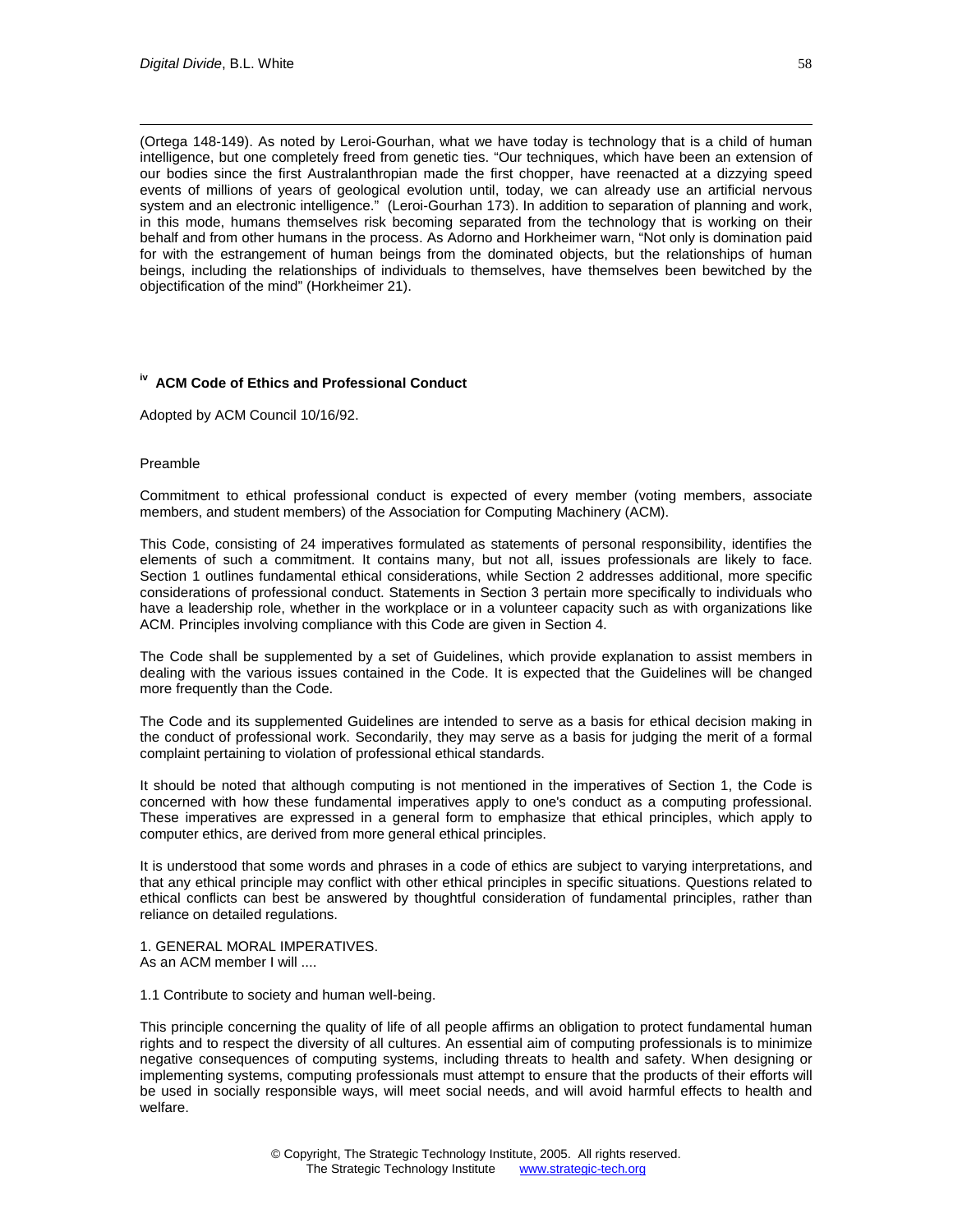(Ortega 148-149). As noted by Leroi-Gourhan, what we have today is technology that is a child of human intelligence, but one completely freed from genetic ties. "Our techniques, which have been an extension of our bodies since the first Australanthropian made the first chopper, have reenacted at a dizzying speed events of millions of years of geological evolution until, today, we can already use an artificial nervous system and an electronic intelligence." (Leroi-Gourhan 173). In addition to separation of planning and work, in this mode, humans themselves risk becoming separated from the technology that is working on their behalf and from other humans in the process. As Adorno and Horkheimer warn, "Not only is domination paid for with the estrangement of human beings from the dominated objects, but the relationships of human beings, including the relationships of individuals to themselves, have themselves been bewitched by the objectification of the mind" (Horkheimer 21).

**[iv] ACM Code of Ethics and Professional Conduct**

Adopted by ACM Council 10/16/92.

Preamble

Commitment to ethical professional conduct is expected of every member (voting members, associate members, and student members) of the Association for Computing Machinery (ACM).

This Code, consisting of 24 imperatives formulated as statements of personal responsibility, identifies the elements of such a commitment. It contains many, but not all, issues professionals are likely to face. Section 1 outlines fundamental ethical considerations, while Section 2 addresses additional, more specific considerations of professional conduct. Statements in Section 3 pertain more specifically to individuals who have a leadership role, whether in the workplace or in a volunteer capacity such as with organizations like ACM. Principles involving compliance with this Code are given in Section 4.

The Code shall be supplemented by a set of Guidelines, which provide explanation to assist members in dealing with the various issues contained in the Code. It is expected that the Guidelines will be changed more frequently than the Code.

The Code and its supplemented Guidelines are intended to serve as a basis for ethical decision making in the conduct of professional work. Secondarily, they may serve as a basis for judging the merit of a formal complaint pertaining to violation of professional ethical standards.

It should be noted that although computing is not mentioned in the imperatives of Section 1, the Code is concerned with how these fundamental imperatives apply to one's conduct as a computing professional. These imperatives are expressed in a general form to emphasize that ethical principles, which apply to computer ethics, are derived from more general ethical principles.

It is understood that some words and phrases in a code of ethics are subject to varying interpretations, and that any ethical principle may conflict with other ethical principles in specific situations. Questions related to ethical conflicts can best be answered by thoughtful consideration of fundamental principles, rather than reliance on detailed regulations.

1. GENERAL MORAL IMPERATIVES.
As an ACM member I will ....

1.1 Contribute to society and human well-being.

This principle concerning the quality of life of all people affirms an obligation to protect fundamental human rights and to respect the diversity of all cultures. An essential aim of computing professionals is to minimize negative consequences of computing systems, including threats to health and safety. When designing or implementing systems, computing professionals must attempt to ensure that the products of their efforts will be used in socially responsible ways, will meet social needs, and will avoid harmful effects to health and welfare.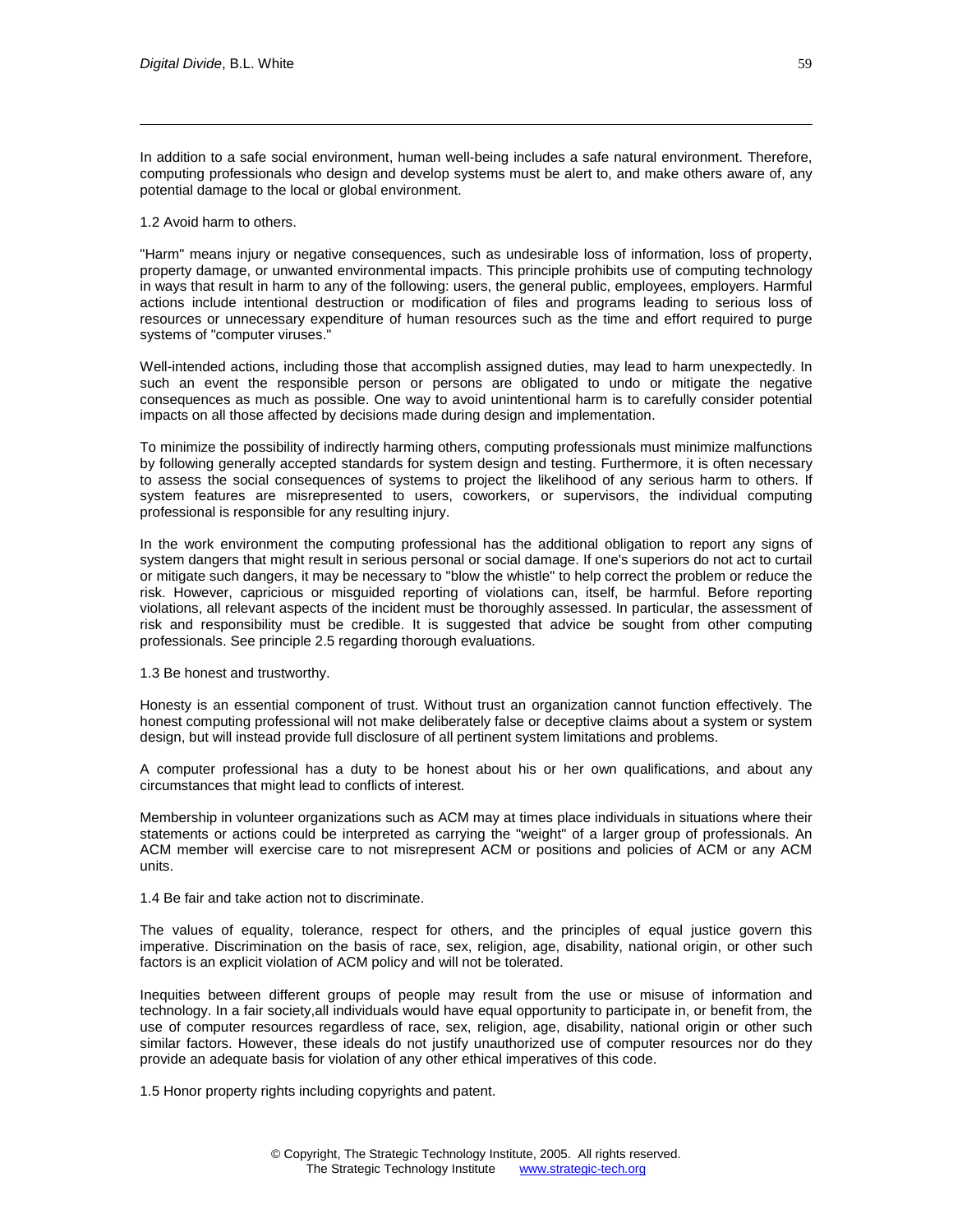In addition to a safe social environment, human well-being includes a safe natural environment. Therefore, computing professionals who design and develop systems must be alert to, and make others aware of, any potential damage to the local or global environment.

1.2 Avoid harm to others.

"Harm" means injury or negative consequences, such as undesirable loss of information, loss of property, property damage, or unwanted environmental impacts. This principle prohibits use of computing technology in ways that result in harm to any of the following: users, the general public, employees, employers. Harmful actions include intentional destruction or modification of files and programs leading to serious loss of resources or unnecessary expenditure of human resources such as the time and effort required to purge systems of "computer viruses."

Well-intended actions, including those that accomplish assigned duties, may lead to harm unexpectedly. In such an event the responsible person or persons are obligated to undo or mitigate the negative consequences as much as possible. One way to avoid unintentional harm is to carefully consider potential impacts on all those affected by decisions made during design and implementation.

To minimize the possibility of indirectly harming others, computing professionals must minimize malfunctions by following generally accepted standards for system design and testing. Furthermore, it is often necessary to assess the social consequences of systems to project the likelihood of any serious harm to others. If system features are misrepresented to users, coworkers, or supervisors, the individual computing professional is responsible for any resulting injury.

In the work environment the computing professional has the additional obligation to report any signs of system dangers that might result in serious personal or social damage. If one's superiors do not act to curtail or mitigate such dangers, it may be necessary to "blow the whistle" to help correct the problem or reduce the risk. However, capricious or misguided reporting of violations can, itself, be harmful. Before reporting violations, all relevant aspects of the incident must be thoroughly assessed. In particular, the assessment of risk and responsibility must be credible. It is suggested that advice be sought from other computing professionals. See principle 2.5 regarding thorough evaluations.

1.3 Be honest and trustworthy.

Honesty is an essential component of trust. Without trust an organization cannot function effectively. The honest computing professional will not make deliberately false or deceptive claims about a system or system design, but will instead provide full disclosure of all pertinent system limitations and problems.

A computer professional has a duty to be honest about his or her own qualifications, and about any circumstances that might lead to conflicts of interest.

Membership in volunteer organizations such as ACM may at times place individuals in situations where their statements or actions could be interpreted as carrying the "weight" of a larger group of professionals. An ACM member will exercise care to not misrepresent ACM or positions and policies of ACM or any ACM units.

1.4 Be fair and take action not to discriminate.

The values of equality, tolerance, respect for others, and the principles of equal justice govern this imperative. Discrimination on the basis of race, sex, religion, age, disability, national origin, or other such factors is an explicit violation of ACM policy and will not be tolerated.

Inequities between different groups of people may result from the use or misuse of information and technology. In a fair society,all individuals would have equal opportunity to participate in, or benefit from, the use of computer resources regardless of race, sex, religion, age, disability, national origin or other such similar factors. However, these ideals do not justify unauthorized use of computer resources nor do they provide an adequate basis for violation of any other ethical imperatives of this code.

1.5 Honor property rights including copyrights and patent.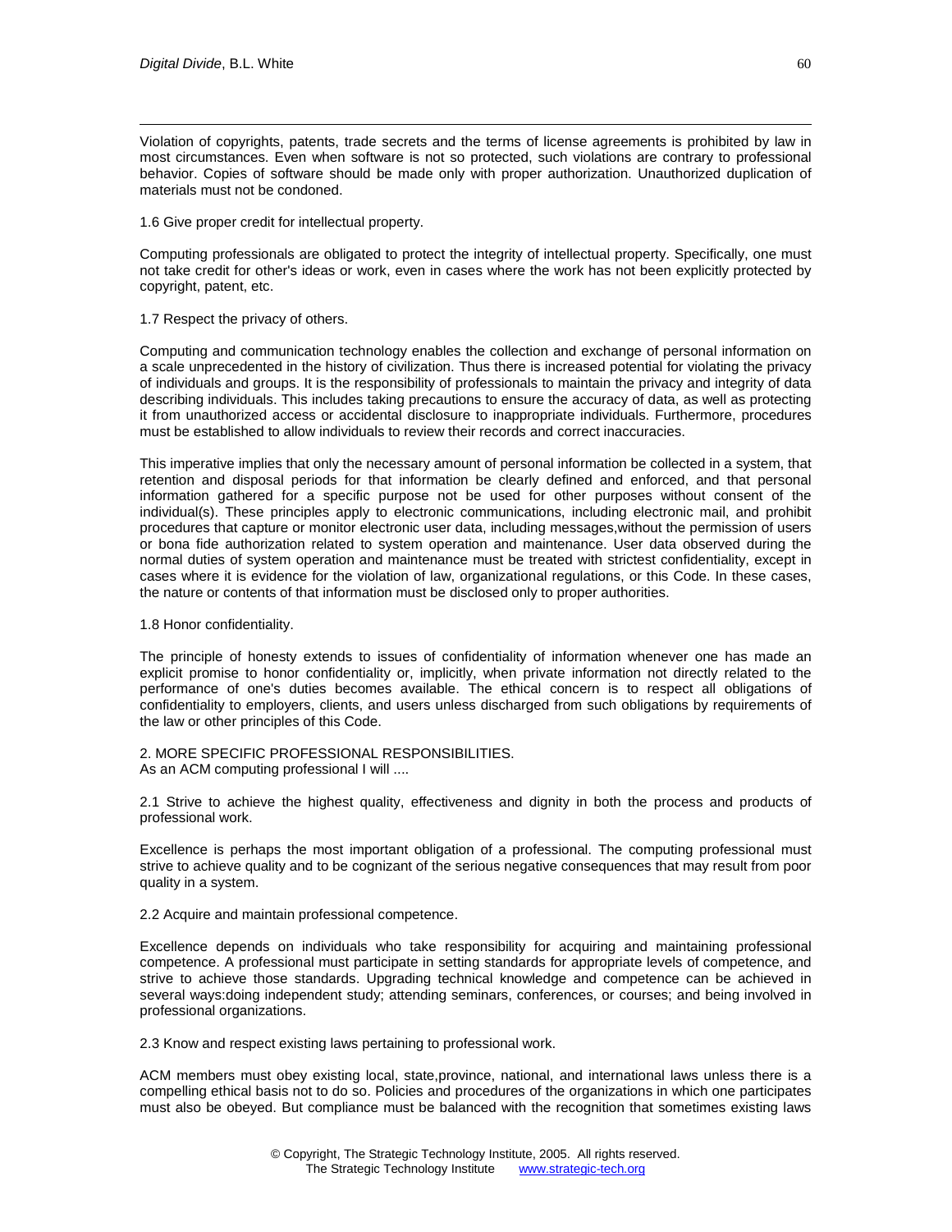Violation of copyrights, patents, trade secrets and the terms of license agreements is prohibited by law in most circumstances. Even when software is not so protected, such violations are contrary to professional behavior. Copies of software should be made only with proper authorization. Unauthorized duplication of materials must not be condoned.

1.6 Give proper credit for intellectual property.

Computing professionals are obligated to protect the integrity of intellectual property. Specifically, one must not take credit for other's ideas or work, even in cases where the work has not been explicitly protected by copyright, patent, etc.

1.7 Respect the privacy of others.

Computing and communication technology enables the collection and exchange of personal information on a scale unprecedented in the history of civilization. Thus there is increased potential for violating the privacy of individuals and groups. It is the responsibility of professionals to maintain the privacy and integrity of data describing individuals. This includes taking precautions to ensure the accuracy of data, as well as protecting it from unauthorized access or accidental disclosure to inappropriate individuals. Furthermore, procedures must be established to allow individuals to review their records and correct inaccuracies.

This imperative implies that only the necessary amount of personal information be collected in a system, that retention and disposal periods for that information be clearly defined and enforced, and that personal information gathered for a specific purpose not be used for other purposes without consent of the individual(s). These principles apply to electronic communications, including electronic mail, and prohibit procedures that capture or monitor electronic user data, including messages,without the permission of users or bona fide authorization related to system operation and maintenance. User data observed during the normal duties of system operation and maintenance must be treated with strictest confidentiality, except in cases where it is evidence for the violation of law, organizational regulations, or this Code. In these cases, the nature or contents of that information must be disclosed only to proper authorities.

1.8 Honor confidentiality.

The principle of honesty extends to issues of confidentiality of information whenever one has made an explicit promise to honor confidentiality or, implicitly, when private information not directly related to the performance of one's duties becomes available. The ethical concern is to respect all obligations of confidentiality to employers, clients, and users unless discharged from such obligations by requirements of the law or other principles of this Code.

2. MORE SPECIFIC PROFESSIONAL RESPONSIBILITIES.
As an ACM computing professional I will ....

2.1 Strive to achieve the highest quality, effectiveness and dignity in both the process and products of professional work.

Excellence is perhaps the most important obligation of a professional. The computing professional must strive to achieve quality and to be cognizant of the serious negative consequences that may result from poor quality in a system.

2.2 Acquire and maintain professional competence.

Excellence depends on individuals who take responsibility for acquiring and maintaining professional competence. A professional must participate in setting standards for appropriate levels of competence, and strive to achieve those standards. Upgrading technical knowledge and competence can be achieved in several ways:doing independent study; attending seminars, conferences, or courses; and being involved in professional organizations.

2.3 Know and respect existing laws pertaining to professional work.

ACM members must obey existing local, state,province, national, and international laws unless there is a compelling ethical basis not to do so. Policies and procedures of the organizations in which one participates must also be obeyed. But compliance must be balanced with the recognition that sometimes existing laws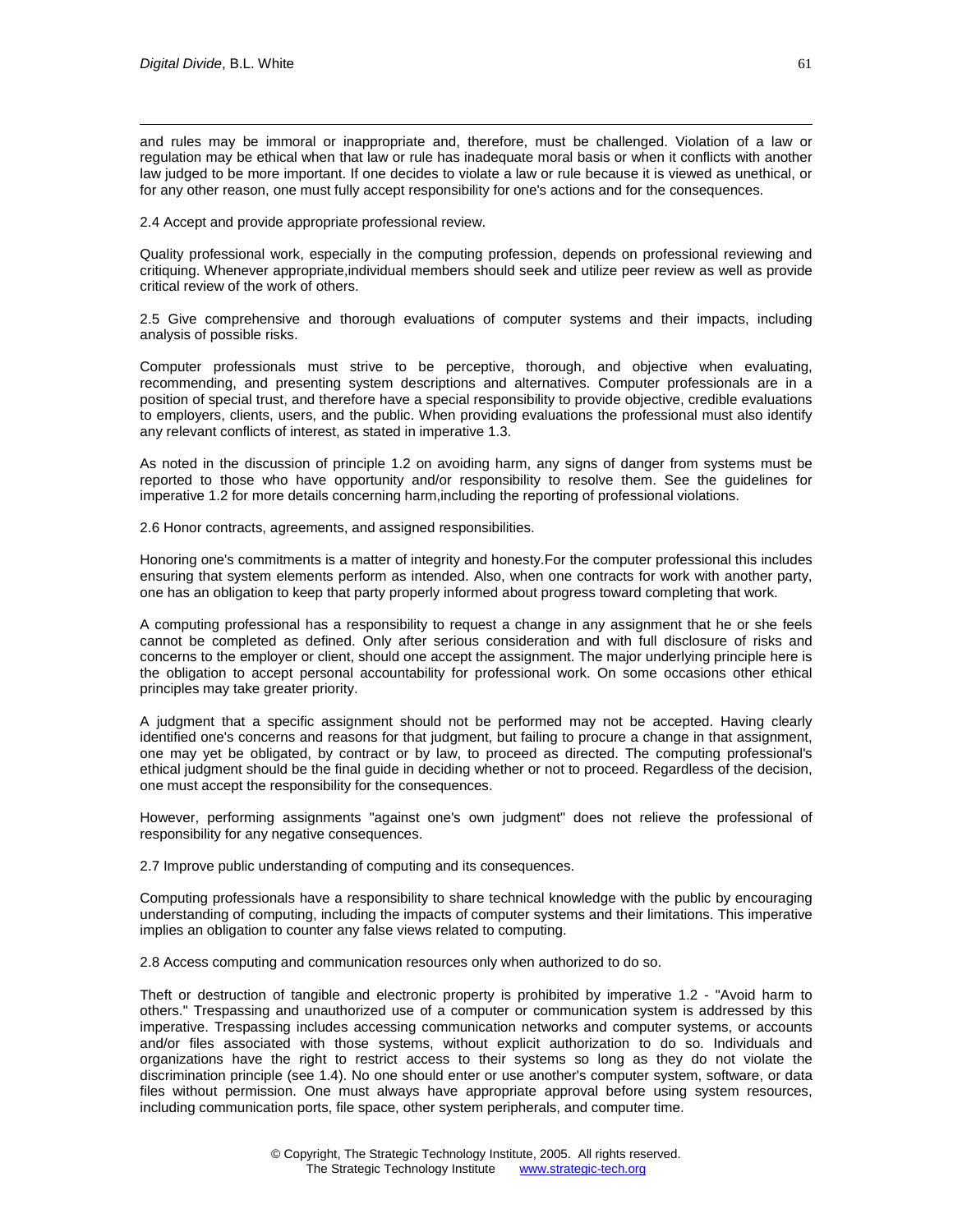and rules may be immoral or inappropriate and, therefore, must be challenged. Violation of a law or regulation may be ethical when that law or rule has inadequate moral basis or when it conflicts with another law judged to be more important. If one decides to violate a law or rule because it is viewed as unethical, or for any other reason, one must fully accept responsibility for one's actions and for the consequences.

2.4 Accept and provide appropriate professional review.

Quality professional work, especially in the computing profession, depends on professional reviewing and critiquing. Whenever appropriate,individual members should seek and utilize peer review as well as provide critical review of the work of others.

2.5 Give comprehensive and thorough evaluations of computer systems and their impacts, including analysis of possible risks.

Computer professionals must strive to be perceptive, thorough, and objective when evaluating, recommending, and presenting system descriptions and alternatives. Computer professionals are in a position of special trust, and therefore have a special responsibility to provide objective, credible evaluations to employers, clients, users, and the public. When providing evaluations the professional must also identify any relevant conflicts of interest, as stated in imperative 1.3.

As noted in the discussion of principle 1.2 on avoiding harm, any signs of danger from systems must be reported to those who have opportunity and/or responsibility to resolve them. See the guidelines for imperative 1.2 for more details concerning harm,including the reporting of professional violations.

2.6 Honor contracts, agreements, and assigned responsibilities.

Honoring one's commitments is a matter of integrity and honesty.For the computer professional this includes ensuring that system elements perform as intended. Also, when one contracts for work with another party, one has an obligation to keep that party properly informed about progress toward completing that work.

A computing professional has a responsibility to request a change in any assignment that he or she feels cannot be completed as defined. Only after serious consideration and with full disclosure of risks and concerns to the employer or client, should one accept the assignment. The major underlying principle here is the obligation to accept personal accountability for professional work. On some occasions other ethical principles may take greater priority.

A judgment that a specific assignment should not be performed may not be accepted. Having clearly identified one's concerns and reasons for that judgment, but failing to procure a change in that assignment, one may yet be obligated, by contract or by law, to proceed as directed. The computing professional's ethical judgment should be the final guide in deciding whether or not to proceed. Regardless of the decision, one must accept the responsibility for the consequences.

However, performing assignments "against one's own judgment" does not relieve the professional of responsibility for any negative consequences.

2.7 Improve public understanding of computing and its consequences.

Computing professionals have a responsibility to share technical knowledge with the public by encouraging understanding of computing, including the impacts of computer systems and their limitations. This imperative implies an obligation to counter any false views related to computing.

2.8 Access computing and communication resources only when authorized to do so.

Theft or destruction of tangible and electronic property is prohibited by imperative 1.2 - "Avoid harm to others." Trespassing and unauthorized use of a computer or communication system is addressed by this imperative. Trespassing includes accessing communication networks and computer systems, or accounts and/or files associated with those systems, without explicit authorization to do so. Individuals and organizations have the right to restrict access to their systems so long as they do not violate the discrimination principle (see 1.4). No one should enter or use another's computer system, software, or data files without permission. One must always have appropriate approval before using system resources, including communication ports, file space, other system peripherals, and computer time.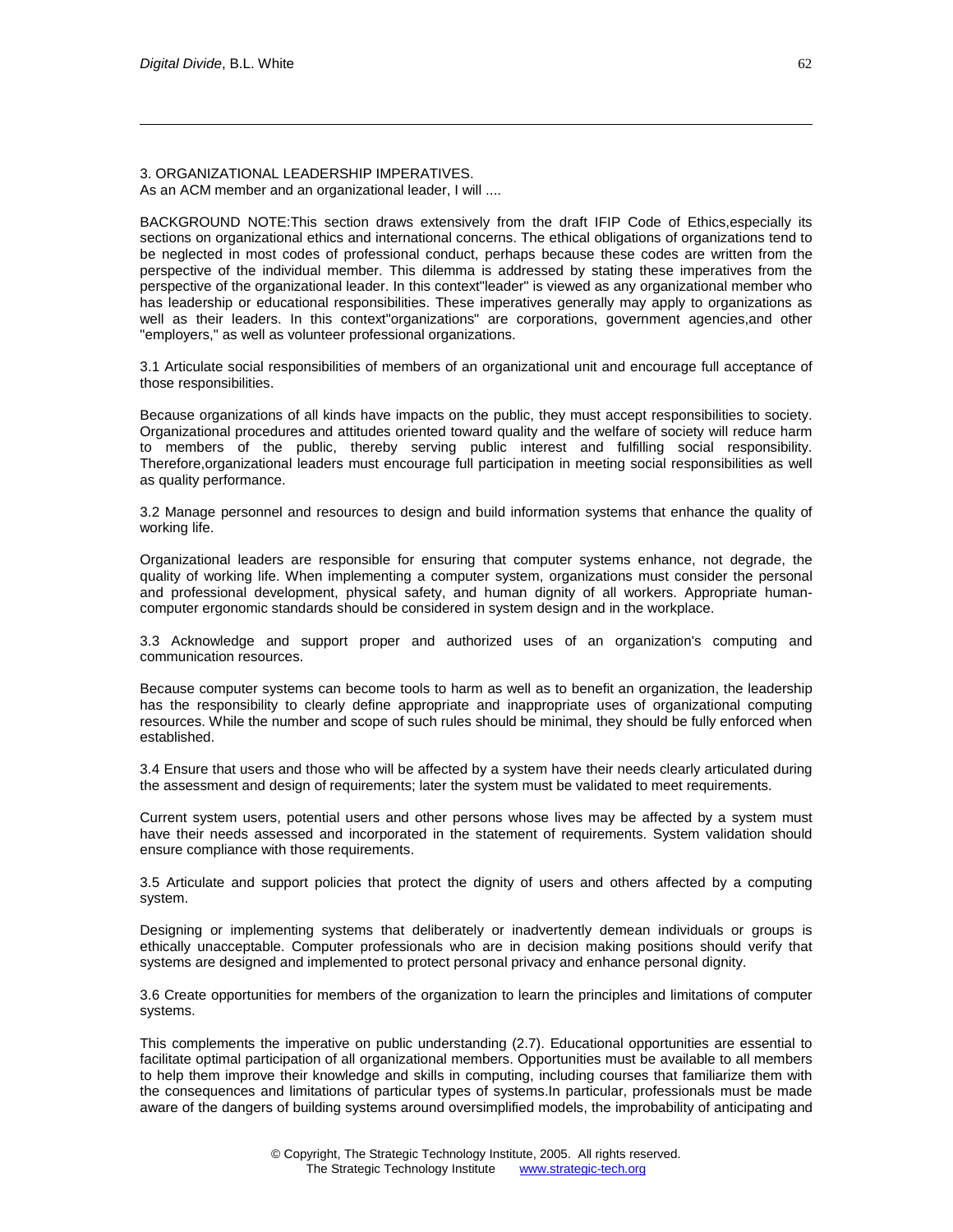3. ORGANIZATIONAL LEADERSHIP IMPERATIVES.
As an ACM member and an organizational leader, I will ....

BACKGROUND NOTE:This section draws extensively from the draft IFIP Code of Ethics,especially its sections on organizational ethics and international concerns. The ethical obligations of organizations tend to be neglected in most codes of professional conduct, perhaps because these codes are written from the perspective of the individual member. This dilemma is addressed by stating these imperatives from the perspective of the organizational leader. In this context"leader" is viewed as any organizational member who has leadership or educational responsibilities. These imperatives generally may apply to organizations as well as their leaders. In this context"organizations" are corporations, government agencies,and other "employers," as well as volunteer professional organizations.

3.1 Articulate social responsibilities of members of an organizational unit and encourage full acceptance of those responsibilities.

Because organizations of all kinds have impacts on the public, they must accept responsibilities to society. Organizational procedures and attitudes oriented toward quality and the welfare of society will reduce harm to members of the public, thereby serving public interest and fulfilling social responsibility. Therefore,organizational leaders must encourage full participation in meeting social responsibilities as well as quality performance.

3.2 Manage personnel and resources to design and build information systems that enhance the quality of working life.

Organizational leaders are responsible for ensuring that computer systems enhance, not degrade, the quality of working life. When implementing a computer system, organizations must consider the personal and professional development, physical safety, and human dignity of all workers. Appropriate human-computer ergonomic standards should be considered in system design and in the workplace.

3.3 Acknowledge and support proper and authorized uses of an organization's computing and communication resources.

Because computer systems can become tools to harm as well as to benefit an organization, the leadership has the responsibility to clearly define appropriate and inappropriate uses of organizational computing resources. While the number and scope of such rules should be minimal, they should be fully enforced when established.

3.4 Ensure that users and those who will be affected by a system have their needs clearly articulated during the assessment and design of requirements; later the system must be validated to meet requirements.

Current system users, potential users and other persons whose lives may be affected by a system must have their needs assessed and incorporated in the statement of requirements. System validation should ensure compliance with those requirements.

3.5 Articulate and support policies that protect the dignity of users and others affected by a computing system.

Designing or implementing systems that deliberately or inadvertently demean individuals or groups is ethically unacceptable. Computer professionals who are in decision making positions should verify that systems are designed and implemented to protect personal privacy and enhance personal dignity.

3.6 Create opportunities for members of the organization to learn the principles and limitations of computer systems.

This complements the imperative on public understanding (2.7). Educational opportunities are essential to facilitate optimal participation of all organizational members. Opportunities must be available to all members to help them improve their knowledge and skills in computing, including courses that familiarize them with the consequences and limitations of particular types of systems.In particular, professionals must be made aware of the dangers of building systems around oversimplified models, the improbability of anticipating and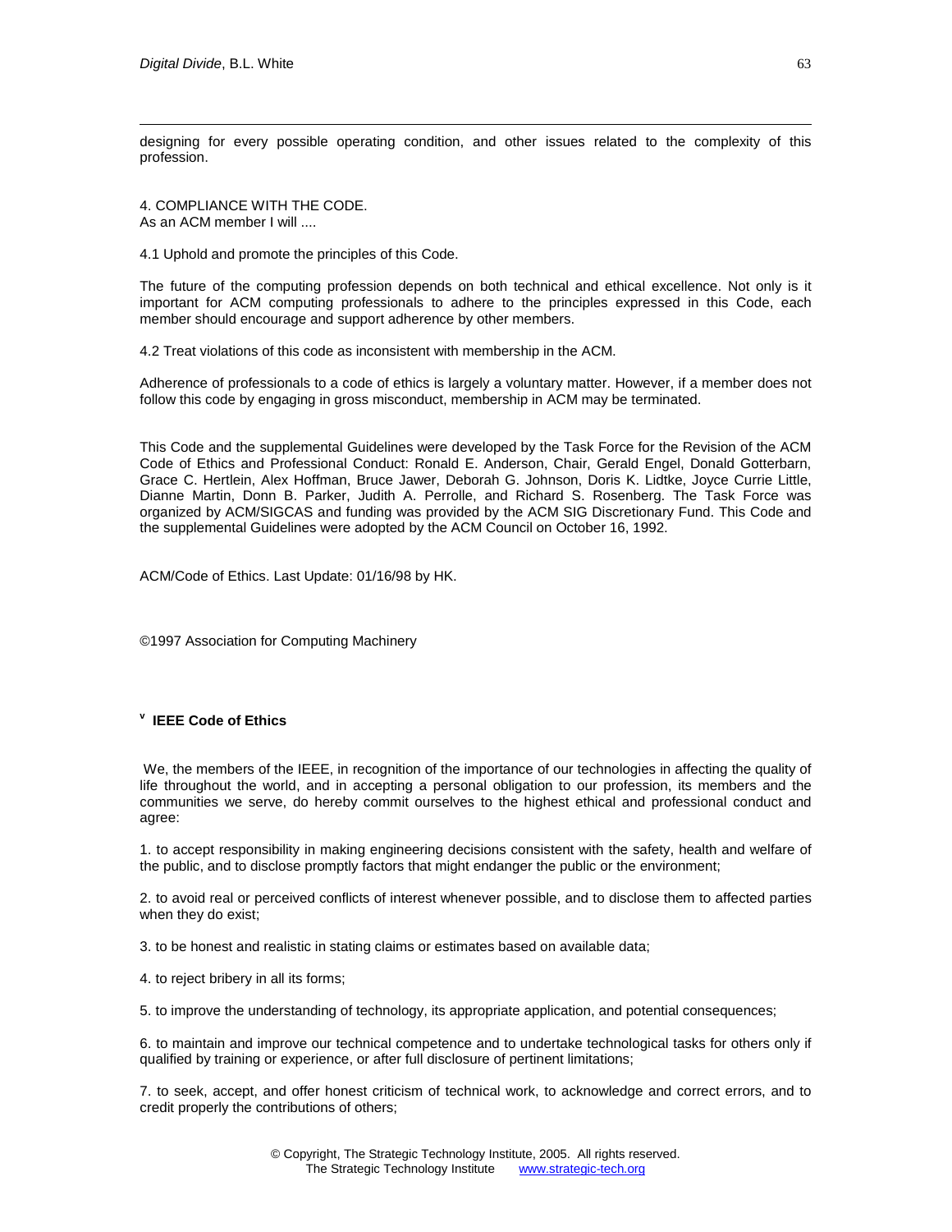designing for every possible operating condition, and other issues related to the complexity of this profession.

4. COMPLIANCE WITH THE CODE.
As an ACM member I will ....

4.1 Uphold and promote the principles of this Code.

The future of the computing profession depends on both technical and ethical excellence. Not only is it important for ACM computing professionals to adhere to the principles expressed in this Code, each member should encourage and support adherence by other members.

4.2 Treat violations of this code as inconsistent with membership in the ACM.

Adherence of professionals to a code of ethics is largely a voluntary matter. However, if a member does not follow this code by engaging in gross misconduct, membership in ACM may be terminated.

This Code and the supplemental Guidelines were developed by the Task Force for the Revision of the ACM Code of Ethics and Professional Conduct: Ronald E. Anderson, Chair, Gerald Engel, Donald Gotterbarn, Grace C. Hertlein, Alex Hoffman, Bruce Jawer, Deborah G. Johnson, Doris K. Lidtke, Joyce Currie Little, Dianne Martin, Donn B. Parker, Judith A. Perrolle, and Richard S. Rosenberg. The Task Force was organized by ACM/SIGCAS and funding was provided by the ACM SIG Discretionary Fund. This Code and the supplemental Guidelines were adopted by the ACM Council on October 16, 1992.

ACM/Code of Ethics. Last Update: 01/16/98 by HK.

©1997 Association for Computing Machinery

### [v] IEEE Code of Ethics

We, the members of the IEEE, in recognition of the importance of our technologies in affecting the quality of life throughout the world, and in accepting a personal obligation to our profession, its members and the communities we serve, do hereby commit ourselves to the highest ethical and professional conduct and agree:

1. to accept responsibility in making engineering decisions consistent with the safety, health and welfare of the public, and to disclose promptly factors that might endanger the public or the environment;

2. to avoid real or perceived conflicts of interest whenever possible, and to disclose them to affected parties when they do exist;

3. to be honest and realistic in stating claims or estimates based on available data;

4. to reject bribery in all its forms;

5. to improve the understanding of technology, its appropriate application, and potential consequences;

6. to maintain and improve our technical competence and to undertake technological tasks for others only if qualified by training or experience, or after full disclosure of pertinent limitations;

7. to seek, accept, and offer honest criticism of technical work, to acknowledge and correct errors, and to credit properly the contributions of others;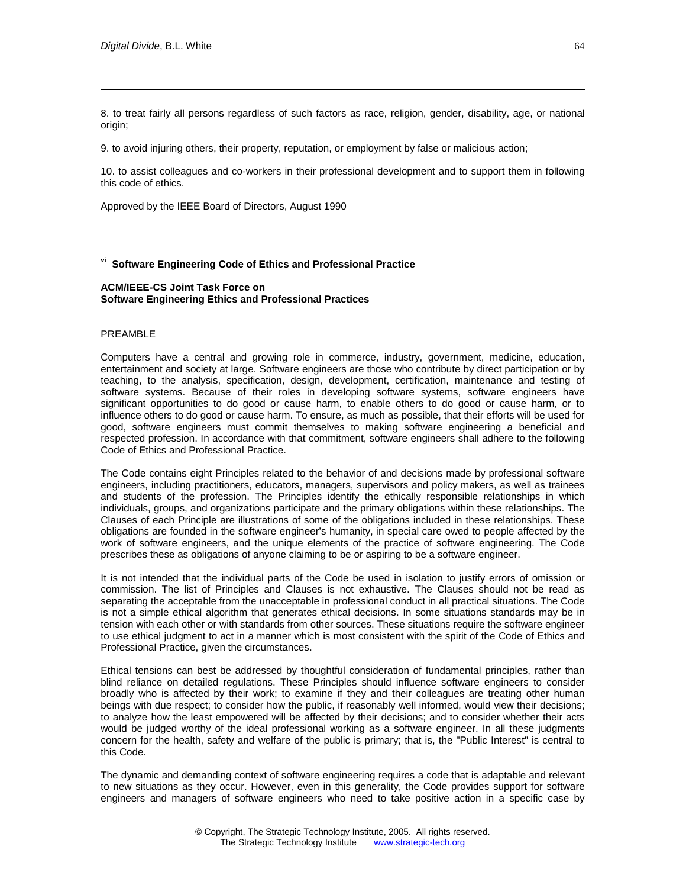8. to treat fairly all persons regardless of such factors as race, religion, gender, disability, age, or national origin;

9. to avoid injuring others, their property, reputation, or employment by false or malicious action;

10. to assist colleagues and co-workers in their professional development and to support them in following this code of ethics.

Approved by the IEEE Board of Directors, August 1990

**[vi] Software Engineering Code of Ethics and Professional Practice**

**ACM/IEEE-CS Joint Task Force on Software Engineering Ethics and Professional Practices**

PREAMBLE

Computers have a central and growing role in commerce, industry, government, medicine, education, entertainment and society at large. Software engineers are those who contribute by direct participation or by teaching, to the analysis, specification, design, development, certification, maintenance and testing of software systems. Because of their roles in developing software systems, software engineers have significant opportunities to do good or cause harm, to enable others to do good or cause harm, or to influence others to do good or cause harm. To ensure, as much as possible, that their efforts will be used for good, software engineers must commit themselves to making software engineering a beneficial and respected profession. In accordance with that commitment, software engineers shall adhere to the following Code of Ethics and Professional Practice.

The Code contains eight Principles related to the behavior of and decisions made by professional software engineers, including practitioners, educators, managers, supervisors and policy makers, as well as trainees and students of the profession. The Principles identify the ethically responsible relationships in which individuals, groups, and organizations participate and the primary obligations within these relationships. The Clauses of each Principle are illustrations of some of the obligations included in these relationships. These obligations are founded in the software engineer's humanity, in special care owed to people affected by the work of software engineers, and the unique elements of the practice of software engineering. The Code prescribes these as obligations of anyone claiming to be or aspiring to be a software engineer.

It is not intended that the individual parts of the Code be used in isolation to justify errors of omission or commission. The list of Principles and Clauses is not exhaustive. The Clauses should not be read as separating the acceptable from the unacceptable in professional conduct in all practical situations. The Code is not a simple ethical algorithm that generates ethical decisions. In some situations standards may be in tension with each other or with standards from other sources. These situations require the software engineer to use ethical judgment to act in a manner which is most consistent with the spirit of the Code of Ethics and Professional Practice, given the circumstances.

Ethical tensions can best be addressed by thoughtful consideration of fundamental principles, rather than blind reliance on detailed regulations. These Principles should influence software engineers to consider broadly who is affected by their work; to examine if they and their colleagues are treating other human beings with due respect; to consider how the public, if reasonably well informed, would view their decisions; to analyze how the least empowered will be affected by their decisions; and to consider whether their acts would be judged worthy of the ideal professional working as a software engineer. In all these judgments concern for the health, safety and welfare of the public is primary; that is, the "Public Interest" is central to this Code.

The dynamic and demanding context of software engineering requires a code that is adaptable and relevant to new situations as they occur. However, even in this generality, the Code provides support for software engineers and managers of software engineers who need to take positive action in a specific case by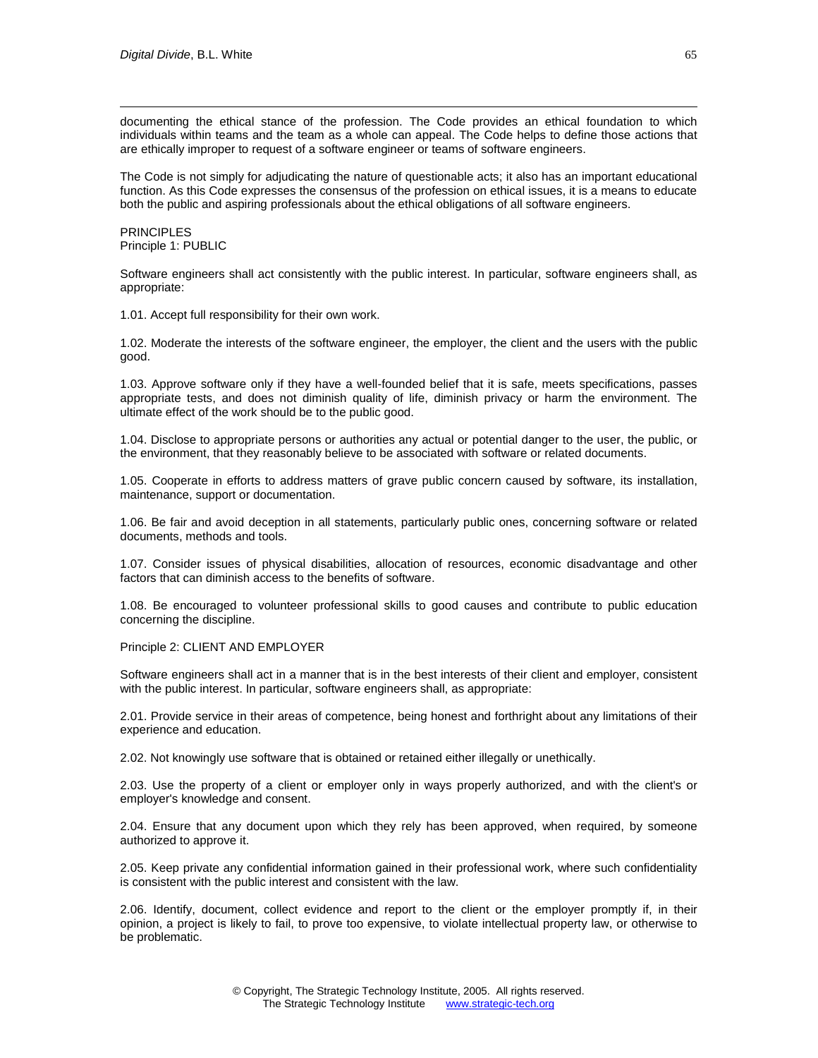documenting the ethical stance of the profession. The Code provides an ethical foundation to which individuals within teams and the team as a whole can appeal. The Code helps to define those actions that are ethically improper to request of a software engineer or teams of software engineers.

The Code is not simply for adjudicating the nature of questionable acts; it also has an important educational function. As this Code expresses the consensus of the profession on ethical issues, it is a means to educate both the public and aspiring professionals about the ethical obligations of all software engineers.

PRINCIPLES
Principle 1: PUBLIC

Software engineers shall act consistently with the public interest. In particular, software engineers shall, as appropriate:

1.01. Accept full responsibility for their own work.

1.02. Moderate the interests of the software engineer, the employer, the client and the users with the public good.

1.03. Approve software only if they have a well-founded belief that it is safe, meets specifications, passes appropriate tests, and does not diminish quality of life, diminish privacy or harm the environment. The ultimate effect of the work should be to the public good.

1.04. Disclose to appropriate persons or authorities any actual or potential danger to the user, the public, or the environment, that they reasonably believe to be associated with software or related documents.

1.05. Cooperate in efforts to address matters of grave public concern caused by software, its installation, maintenance, support or documentation.

1.06. Be fair and avoid deception in all statements, particularly public ones, concerning software or related documents, methods and tools.

1.07. Consider issues of physical disabilities, allocation of resources, economic disadvantage and other factors that can diminish access to the benefits of software.

1.08. Be encouraged to volunteer professional skills to good causes and contribute to public education concerning the discipline.

Principle 2: CLIENT AND EMPLOYER

Software engineers shall act in a manner that is in the best interests of their client and employer, consistent with the public interest. In particular, software engineers shall, as appropriate:

2.01. Provide service in their areas of competence, being honest and forthright about any limitations of their experience and education.

2.02. Not knowingly use software that is obtained or retained either illegally or unethically.

2.03. Use the property of a client or employer only in ways properly authorized, and with the client's or employer's knowledge and consent.

2.04. Ensure that any document upon which they rely has been approved, when required, by someone authorized to approve it.

2.05. Keep private any confidential information gained in their professional work, where such confidentiality is consistent with the public interest and consistent with the law.

2.06. Identify, document, collect evidence and report to the client or the employer promptly if, in their opinion, a project is likely to fail, to prove too expensive, to violate intellectual property law, or otherwise to be problematic.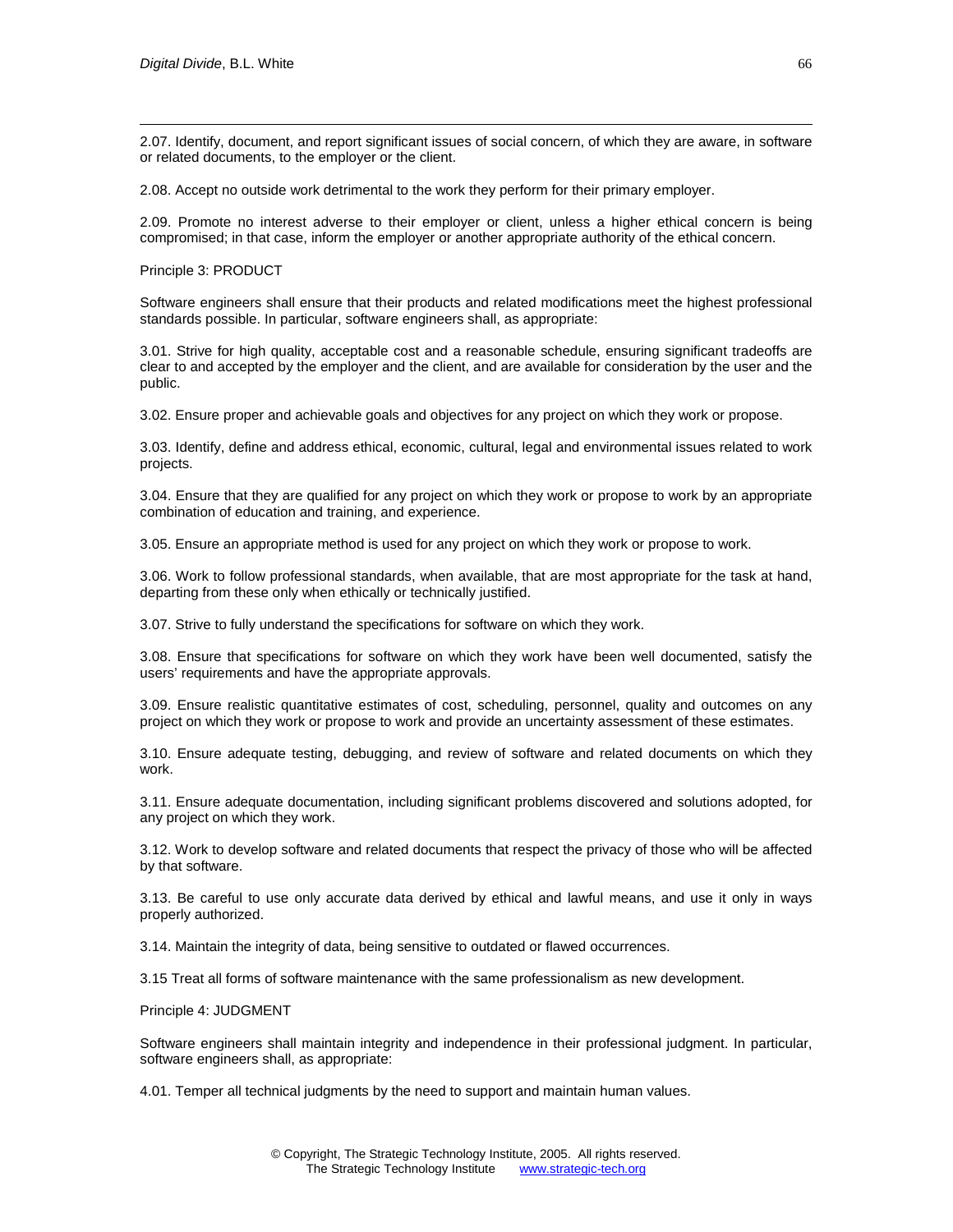2.07. Identify, document, and report significant issues of social concern, of which they are aware, in software or related documents, to the employer or the client.

2.08. Accept no outside work detrimental to the work they perform for their primary employer.

2.09. Promote no interest adverse to their employer or client, unless a higher ethical concern is being compromised; in that case, inform the employer or another appropriate authority of the ethical concern.

Principle 3: PRODUCT

Software engineers shall ensure that their products and related modifications meet the highest professional standards possible. In particular, software engineers shall, as appropriate:

3.01. Strive for high quality, acceptable cost and a reasonable schedule, ensuring significant tradeoffs are clear to and accepted by the employer and the client, and are available for consideration by the user and the public.

3.02. Ensure proper and achievable goals and objectives for any project on which they work or propose.

3.03. Identify, define and address ethical, economic, cultural, legal and environmental issues related to work projects.

3.04. Ensure that they are qualified for any project on which they work or propose to work by an appropriate combination of education and training, and experience.

3.05. Ensure an appropriate method is used for any project on which they work or propose to work.

3.06. Work to follow professional standards, when available, that are most appropriate for the task at hand, departing from these only when ethically or technically justified.

3.07. Strive to fully understand the specifications for software on which they work.

3.08. Ensure that specifications for software on which they work have been well documented, satisfy the users' requirements and have the appropriate approvals.

3.09. Ensure realistic quantitative estimates of cost, scheduling, personnel, quality and outcomes on any project on which they work or propose to work and provide an uncertainty assessment of these estimates.

3.10. Ensure adequate testing, debugging, and review of software and related documents on which they work.

3.11. Ensure adequate documentation, including significant problems discovered and solutions adopted, for any project on which they work.

3.12. Work to develop software and related documents that respect the privacy of those who will be affected by that software.

3.13. Be careful to use only accurate data derived by ethical and lawful means, and use it only in ways properly authorized.

3.14. Maintain the integrity of data, being sensitive to outdated or flawed occurrences.

3.15 Treat all forms of software maintenance with the same professionalism as new development.

Principle 4: JUDGMENT

Software engineers shall maintain integrity and independence in their professional judgment. In particular, software engineers shall, as appropriate:

4.01. Temper all technical judgments by the need to support and maintain human values.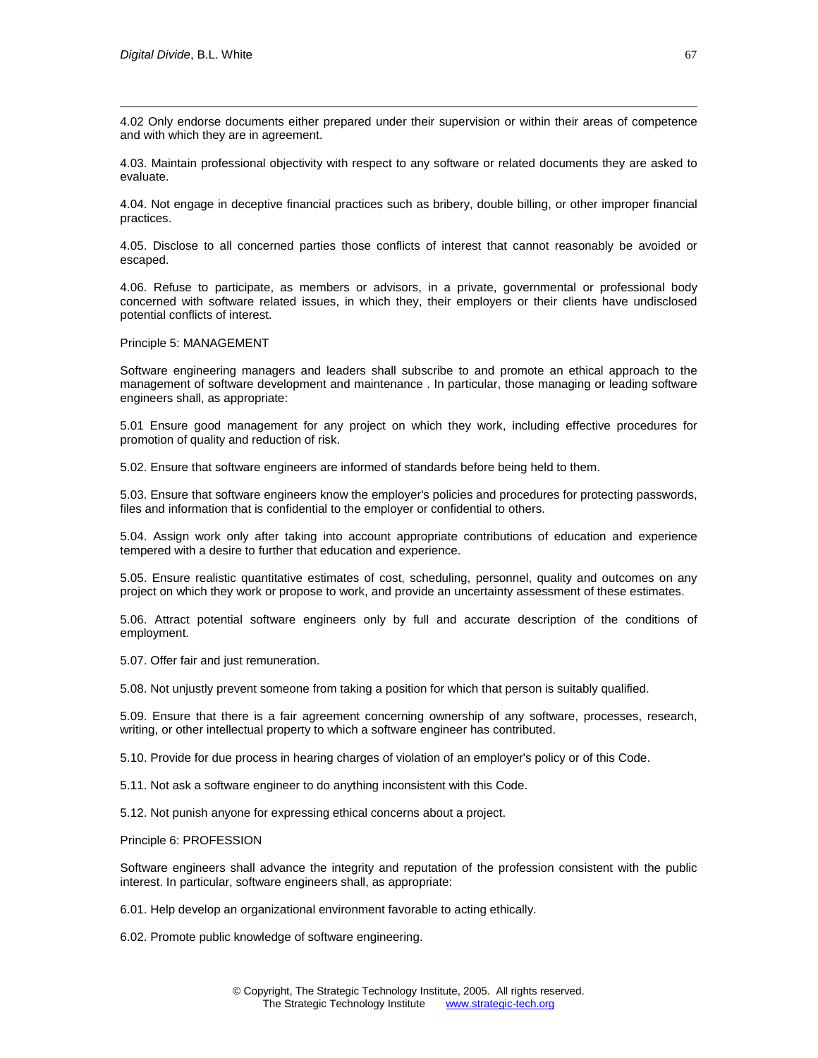4.02 Only endorse documents either prepared under their supervision or within their areas of competence and with which they are in agreement.

4.03. Maintain professional objectivity with respect to any software or related documents they are asked to evaluate.

4.04. Not engage in deceptive financial practices such as bribery, double billing, or other improper financial practices.

4.05. Disclose to all concerned parties those conflicts of interest that cannot reasonably be avoided or escaped.

4.06. Refuse to participate, as members or advisors, in a private, governmental or professional body concerned with software related issues, in which they, their employers or their clients have undisclosed potential conflicts of interest.

Principle 5: MANAGEMENT

Software engineering managers and leaders shall subscribe to and promote an ethical approach to the management of software development and maintenance . In particular, those managing or leading software engineers shall, as appropriate:

5.01 Ensure good management for any project on which they work, including effective procedures for promotion of quality and reduction of risk.

5.02. Ensure that software engineers are informed of standards before being held to them.

5.03. Ensure that software engineers know the employer's policies and procedures for protecting passwords, files and information that is confidential to the employer or confidential to others.

5.04. Assign work only after taking into account appropriate contributions of education and experience tempered with a desire to further that education and experience.

5.05. Ensure realistic quantitative estimates of cost, scheduling, personnel, quality and outcomes on any project on which they work or propose to work, and provide an uncertainty assessment of these estimates.

5.06. Attract potential software engineers only by full and accurate description of the conditions of employment.

5.07. Offer fair and just remuneration.

5.08. Not unjustly prevent someone from taking a position for which that person is suitably qualified.

5.09. Ensure that there is a fair agreement concerning ownership of any software, processes, research, writing, or other intellectual property to which a software engineer has contributed.

5.10. Provide for due process in hearing charges of violation of an employer's policy or of this Code.

5.11. Not ask a software engineer to do anything inconsistent with this Code.

5.12. Not punish anyone for expressing ethical concerns about a project.

Principle 6: PROFESSION

Software engineers shall advance the integrity and reputation of the profession consistent with the public interest. In particular, software engineers shall, as appropriate:

6.01. Help develop an organizational environment favorable to acting ethically.

6.02. Promote public knowledge of software engineering.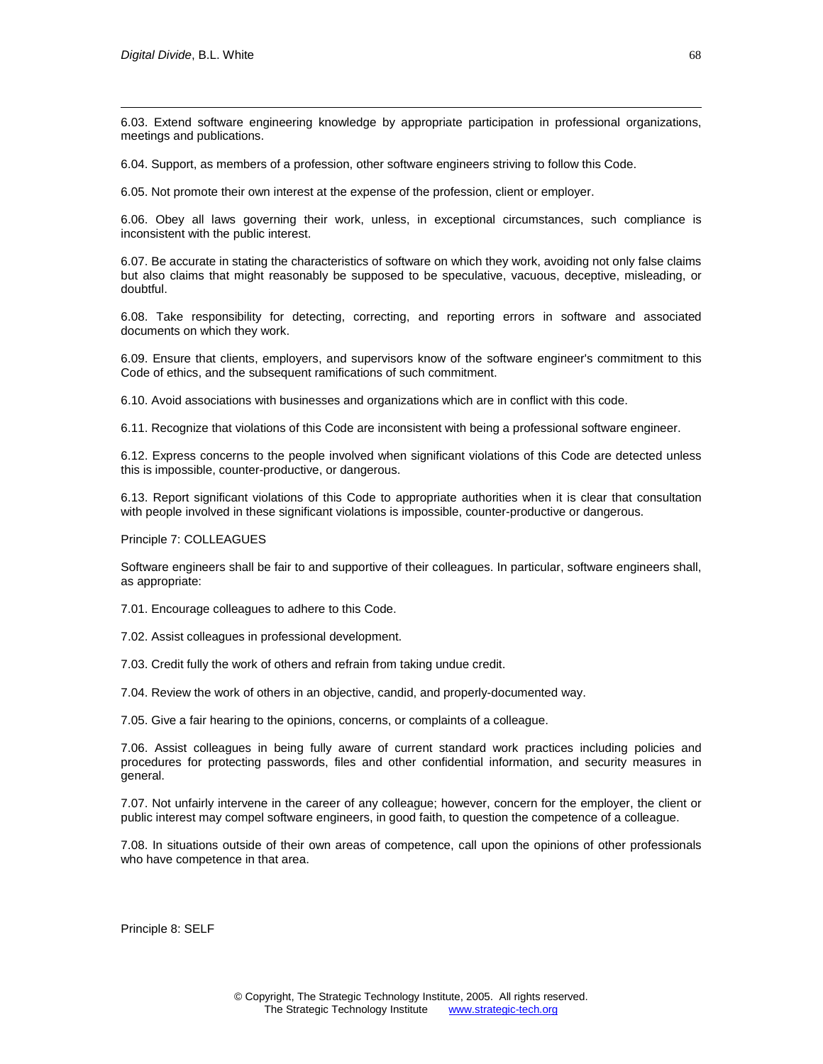6.03. Extend software engineering knowledge by appropriate participation in professional organizations, meetings and publications.

6.04. Support, as members of a profession, other software engineers striving to follow this Code.

6.05. Not promote their own interest at the expense of the profession, client or employer.

6.06. Obey all laws governing their work, unless, in exceptional circumstances, such compliance is inconsistent with the public interest.

6.07. Be accurate in stating the characteristics of software on which they work, avoiding not only false claims but also claims that might reasonably be supposed to be speculative, vacuous, deceptive, misleading, or doubtful.

6.08. Take responsibility for detecting, correcting, and reporting errors in software and associated documents on which they work.

6.09. Ensure that clients, employers, and supervisors know of the software engineer's commitment to this Code of ethics, and the subsequent ramifications of such commitment.

6.10. Avoid associations with businesses and organizations which are in conflict with this code.

6.11. Recognize that violations of this Code are inconsistent with being a professional software engineer.

6.12. Express concerns to the people involved when significant violations of this Code are detected unless this is impossible, counter-productive, or dangerous.

6.13. Report significant violations of this Code to appropriate authorities when it is clear that consultation with people involved in these significant violations is impossible, counter-productive or dangerous.

Principle 7: COLLEAGUES

Software engineers shall be fair to and supportive of their colleagues. In particular, software engineers shall, as appropriate:

7.01. Encourage colleagues to adhere to this Code.

7.02. Assist colleagues in professional development.

7.03. Credit fully the work of others and refrain from taking undue credit.

7.04. Review the work of others in an objective, candid, and properly-documented way.

7.05. Give a fair hearing to the opinions, concerns, or complaints of a colleague.

7.06. Assist colleagues in being fully aware of current standard work practices including policies and procedures for protecting passwords, files and other confidential information, and security measures in general.

7.07. Not unfairly intervene in the career of any colleague; however, concern for the employer, the client or public interest may compel software engineers, in good faith, to question the competence of a colleague.

7.08. In situations outside of their own areas of competence, call upon the opinions of other professionals who have competence in that area.

Principle 8: SELF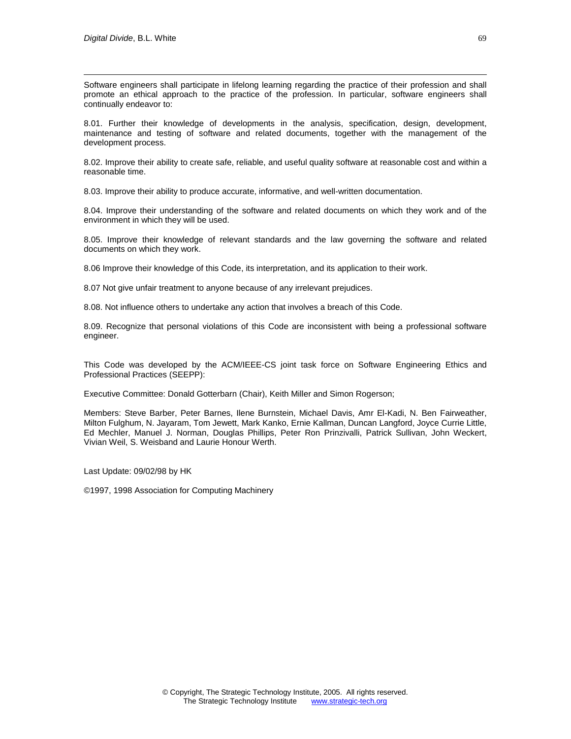Software engineers shall participate in lifelong learning regarding the practice of their profession and shall promote an ethical approach to the practice of the profession. In particular, software engineers shall continually endeavor to:

8.01. Further their knowledge of developments in the analysis, specification, design, development, maintenance and testing of software and related documents, together with the management of the development process.

8.02. Improve their ability to create safe, reliable, and useful quality software at reasonable cost and within a reasonable time.

8.03. Improve their ability to produce accurate, informative, and well-written documentation.

8.04. Improve their understanding of the software and related documents on which they work and of the environment in which they will be used.

8.05. Improve their knowledge of relevant standards and the law governing the software and related documents on which they work.

8.06 Improve their knowledge of this Code, its interpretation, and its application to their work.

8.07 Not give unfair treatment to anyone because of any irrelevant prejudices.

8.08. Not influence others to undertake any action that involves a breach of this Code.

8.09. Recognize that personal violations of this Code are inconsistent with being a professional software engineer.

This Code was developed by the ACM/IEEE-CS joint task force on Software Engineering Ethics and Professional Practices (SEEPP):

Executive Committee: Donald Gotterbarn (Chair), Keith Miller and Simon Rogerson;

Members: Steve Barber, Peter Barnes, Ilene Burnstein, Michael Davis, Amr El-Kadi, N. Ben Fairweather, Milton Fulghum, N. Jayaram, Tom Jewett, Mark Kanko, Ernie Kallman, Duncan Langford, Joyce Currie Little, Ed Mechler, Manuel J. Norman, Douglas Phillips, Peter Ron Prinzivalli, Patrick Sullivan, John Weckert, Vivian Weil, S. Weisband and Laurie Honour Werth.

Last Update: 09/02/98 by HK

©1997, 1998 Association for Computing Machinery